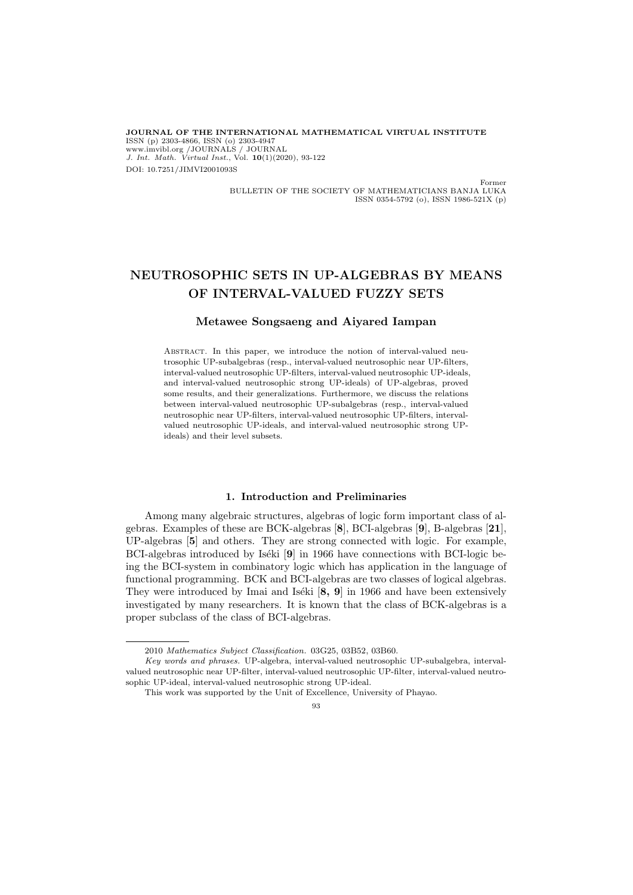**JOURNAL OF THE INTERNATIONAL MATHEMATICAL VIRTUAL INSTITUTE**
ISSN (p) 2303-4866, ISSN (o) 2303-4947
www.imvibl.org /JOURNALS / JOURNAL
*J. Int. Math. Virtual Inst.*, Vol. **10**(1)(2020), 93-122
DOI: 10.7251/JIMVI2001093S

Former
BULLETIN OF THE SOCIETY OF MATHEMATICIANS BANJA LUKA
ISSN 0354-5792 (o), ISSN 1986-521X (p)

# NEUTROSOPHIC SETS IN UP-ALGEBRAS BY MEANS OF INTERVAL-VALUED FUZZY SETS

**Metawee Songsaeng and Aiyared Iampan**

Abstract. In this paper, we introduce the notion of interval-valued neutrosophic UP-subalgebras (resp., interval-valued neutrosophic near UP-filters, interval-valued neutrosophic UP-filters, interval-valued neutrosophic UP-ideals, and interval-valued neutrosophic strong UP-ideals) of UP-algebras, proved some results, and their generalizations. Furthermore, we discuss the relations between interval-valued neutrosophic UP-subalgebras (resp., interval-valued neutrosophic near UP-filters, interval-valued neutrosophic UP-filters, interval-valued neutrosophic UP-ideals, and interval-valued neutrosophic strong UP-ideals) and their level subsets.

## 1. Introduction and Preliminaries

Among many algebraic structures, algebras of logic form important class of algebras. Examples of these are BCK-algebras [**8**], BCI-algebras [**9**], B-algebras [**21**], UP-algebras [**5**] and others. They are strong connected with logic. For example, BCI-algebras introduced by Iséki [**9**] in 1966 have connections with BCI-logic being the BCI-system in combinatory logic which has application in the language of functional programming. BCK and BCI-algebras are two classes of logical algebras. They were introduced by Imai and Iséki [**8, 9**] in 1966 and have been extensively investigated by many researchers. It is known that the class of BCK-algebras is a proper subclass of the class of BCI-algebras.

---

2010 *Mathematics Subject Classification.* 03G25, 03B52, 03B60.

*Key words and phrases.* UP-algebra, interval-valued neutrosophic UP-subalgebra, interval-valued neutrosophic near UP-filter, interval-valued neutrosophic UP-filter, interval-valued neutrosophic UP-ideal, interval-valued neutrosophic strong UP-ideal.

This work was supported by the Unit of Excellence, University of Phayao.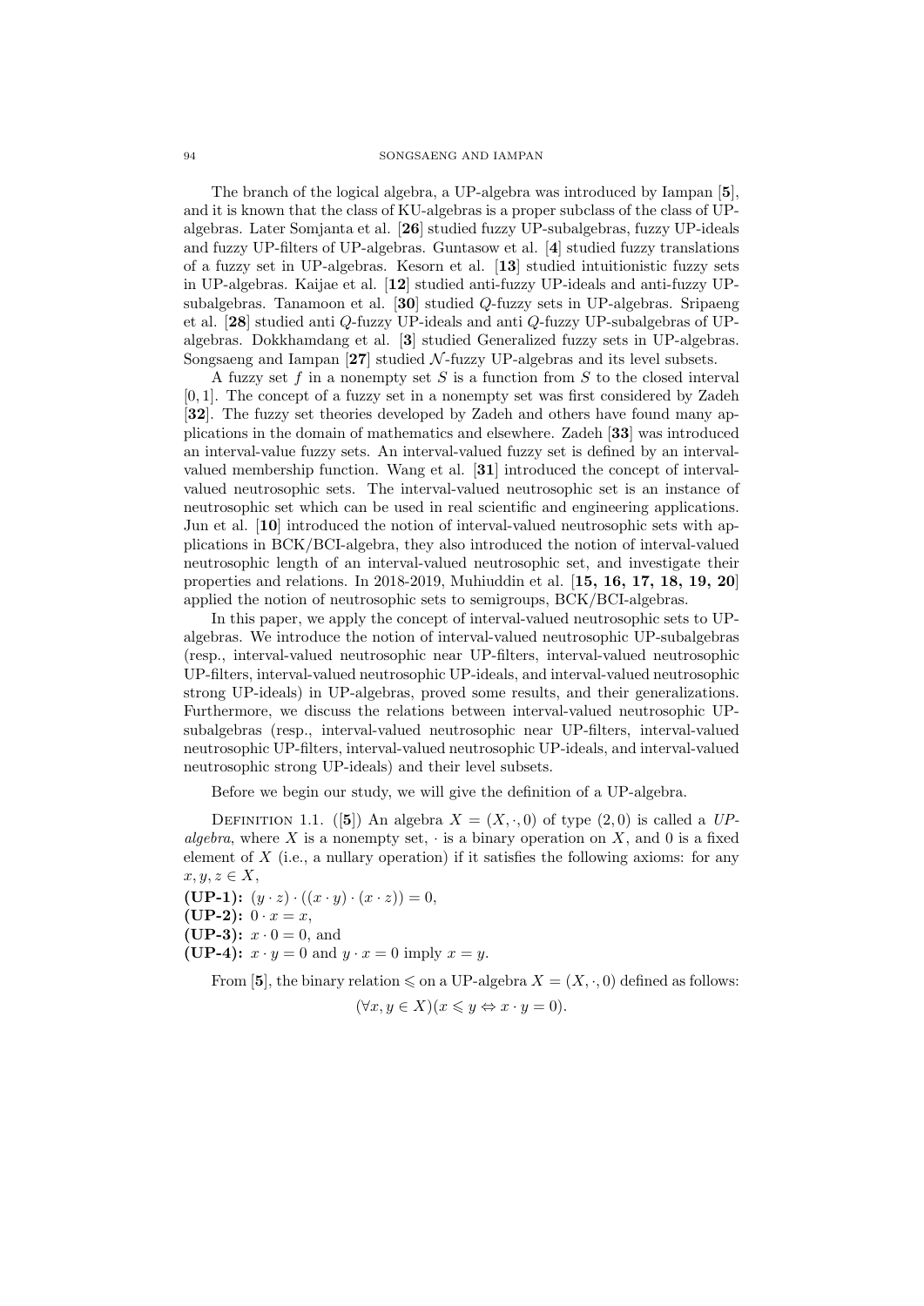The branch of the logical algebra, a UP-algebra was introduced by Iampan [**5**], and it is known that the class of KU-algebras is a proper subclass of the class of UP-algebras. Later Somjanta et al. [**26**] studied fuzzy UP-subalgebras, fuzzy UP-ideals and fuzzy UP-filters of UP-algebras. Guntasow et al. [**4**] studied fuzzy translations of a fuzzy set in UP-algebras. Kesorn et al. [**13**] studied intuitionistic fuzzy sets in UP-algebras. Kaijae et al. [**12**] studied anti-fuzzy UP-ideals and anti-fuzzy UP-subalgebras. Tanamoon et al. [**30**] studied $Q$-fuzzy sets in UP-algebras. Sripaeng et al. [**28**] studied anti $Q$-fuzzy UP-ideals and anti $Q$-fuzzy UP-subalgebras of UP-algebras. Dokkhamdang et al. [**3**] studied Generalized fuzzy sets in UP-algebras. Songsaeng and Iampan [**27**] studied $\mathcal{N}$-fuzzy UP-algebras and its level subsets.

A fuzzy set $f$ in a nonempty set $S$ is a function from $S$ to the closed interval $[0,1]$. The concept of a fuzzy set in a nonempty set was first considered by Zadeh [**32**]. The fuzzy set theories developed by Zadeh and others have found many applications in the domain of mathematics and elsewhere. Zadeh [**33**] was introduced an interval-value fuzzy sets. An interval-valued fuzzy set is defined by an interval-valued membership function. Wang et al. [**31**] introduced the concept of interval-valued neutrosophic sets. The interval-valued neutrosophic set is an instance of neutrosophic set which can be used in real scientific and engineering applications. Jun et al. [**10**] introduced the notion of interval-valued neutrosophic sets with applications in BCK/BCI-algebra, they also introduced the notion of interval-valued neutrosophic length of an interval-valued neutrosophic set, and investigate their properties and relations. In 2018-2019, Muhiuddin et al. [**15, 16, 17, 18, 19, 20**] applied the notion of neutrosophic sets to semigroups, BCK/BCI-algebras.

In this paper, we apply the concept of interval-valued neutrosophic sets to UP-algebras. We introduce the notion of interval-valued neutrosophic UP-subalgebras (resp., interval-valued neutrosophic near UP-filters, interval-valued neutrosophic UP-filters, interval-valued neutrosophic UP-ideals, and interval-valued neutrosophic strong UP-ideals) in UP-algebras, proved some results, and their generalizations. Furthermore, we discuss the relations between interval-valued neutrosophic UP-subalgebras (resp., interval-valued neutrosophic near UP-filters, interval-valued neutrosophic UP-filters, interval-valued neutrosophic UP-ideals, and interval-valued neutrosophic strong UP-ideals) and their level subsets.

Before we begin our study, we will give the definition of a UP-algebra.

Definition 1.1. ([**5**]) An algebra $X = (X, \cdot, 0)$ of type $(2, 0)$ is called a *UP-algebra*, where $X$ is a nonempty set, $\cdot$ is a binary operation on $X$, and 0 is a fixed element of $X$ (i.e., a nullary operation) if it satisfies the following axioms: for any $x, y, z \in X$,

**(UP-1):** $(y \cdot z) \cdot ((x \cdot y) \cdot (x \cdot z)) = 0$,
**(UP-2):** $0 \cdot x = x$,
**(UP-3):** $x \cdot 0 = 0$, and
**(UP-4):** $x \cdot y = 0$ and $y \cdot x = 0$ imply $x = y$.

From [**5**], the binary relation $\leqslant$ on a UP-algebra $X = (X, \cdot, 0)$ defined as follows:

$$(\forall x, y \in X)(x \leqslant y \Leftrightarrow x \cdot y = 0).$$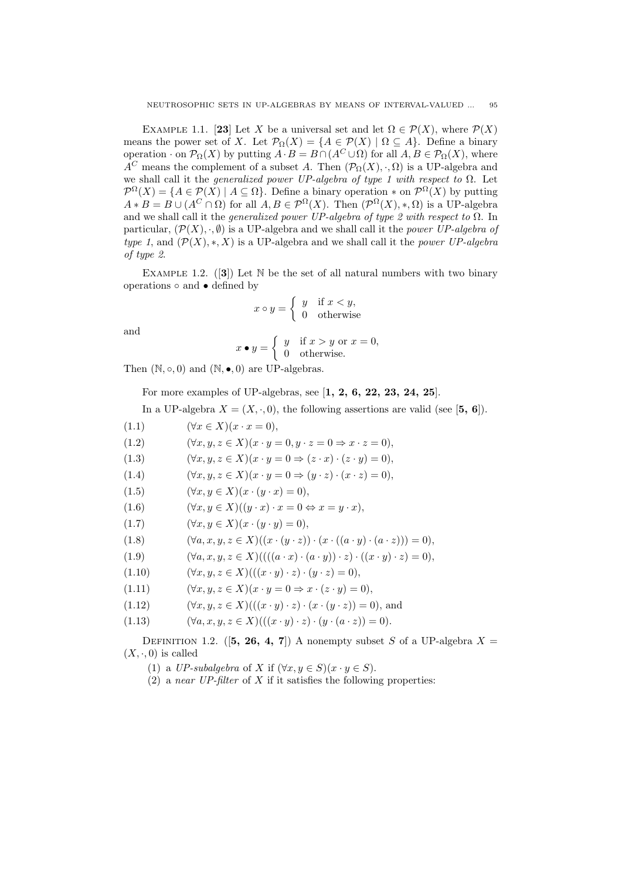Example 1.1. [**23**] Let $X$ be a universal set and let $\Omega \in \mathcal{P}(X)$, where $\mathcal{P}(X)$ means the power set of $X$. Let $\mathcal{P}_\Omega(X) = \{A \in \mathcal{P}(X) \mid \Omega \subseteq A\}$. Define a binary operation $\cdot$ on $\mathcal{P}_\Omega(X)$ by putting $A \cdot B = B \cap (A^C \cup \Omega)$ for all $A, B \in \mathcal{P}_\Omega(X)$, where $A^C$ means the complement of a subset $A$. Then $(\mathcal{P}_\Omega(X), \cdot, \Omega)$ is a UP-algebra and we shall call it the *generalized power UP-algebra of type 1 with respect to* $\Omega$. Let $\mathcal{P}^\Omega(X) = \{A \in \mathcal{P}(X) \mid A \subseteq \Omega\}$. Define a binary operation $*$ on $\mathcal{P}^\Omega(X)$ by putting $A * B = B \cup (A^C \cap \Omega)$ for all $A, B \in \mathcal{P}^\Omega(X)$. Then $(\mathcal{P}^\Omega(X), *, \Omega)$ is a UP-algebra and we shall call it the *generalized power UP-algebra of type 2 with respect to* $\Omega$. In particular, $(\mathcal{P}(X), \cdot, \emptyset)$ is a UP-algebra and we shall call it the *power UP-algebra of type 1*, and $(\mathcal{P}(X), *, X)$ is a UP-algebra and we shall call it the *power UP-algebra of type 2*.

Example 1.2. ([**3**]) Let $\mathbb{N}$ be the set of all natural numbers with two binary operations $\circ$ and $\bullet$ defined by

$$x \circ y = \begin{cases} y & \text{if } x < y, \\ 0 & \text{otherwise} \end{cases}$$

and

$$x \bullet y = \begin{cases} y & \text{if } x > y \text{ or } x = 0, \\ 0 & \text{otherwise.} \end{cases}$$

Then $(\mathbb{N}, \circ, 0)$ and $(\mathbb{N}, \bullet, 0)$ are UP-algebras.

For more examples of UP-algebras, see [**1, 2, 6, 22, 23, 24, 25**].

In a UP-algebra $X = (X, \cdot, 0)$, the following assertions are valid (see [**5, 6**]).

$$(\forall x \in X)(x \cdot x = 0), \tag{1.1}$$

$$(\forall x, y, z \in X)(x \cdot y = 0, y \cdot z = 0 \Rightarrow x \cdot z = 0), \tag{1.2}$$

$$(\forall x, y, z \in X)(x \cdot y = 0 \Rightarrow (z \cdot x) \cdot (z \cdot y) = 0), \tag{1.3}$$

$$(\forall x, y, z \in X)(x \cdot y = 0 \Rightarrow (y \cdot z) \cdot (x \cdot z) = 0), \tag{1.4}$$

$$(\forall x, y \in X)(x \cdot (y \cdot x) = 0), \tag{1.5}$$

$$(\forall x, y \in X)((y \cdot x) \cdot x = 0 \Leftrightarrow x = y \cdot x), \tag{1.6}$$

$$(\forall x, y \in X)(x \cdot (y \cdot y) = 0), \tag{1.7}$$

$$(\forall a, x, y, z \in X)((x \cdot (y \cdot z)) \cdot (x \cdot ((a \cdot y) \cdot (a \cdot z))) = 0), \tag{1.8}$$

$$(\forall a, x, y, z \in X)((((a \cdot x) \cdot (a \cdot y)) \cdot z) \cdot ((x \cdot y) \cdot z) = 0), \tag{1.9}$$

$$(\forall x, y, z \in X)(((x \cdot y) \cdot z) \cdot (y \cdot z) = 0), \tag{1.10}$$

$$(\forall x, y, z \in X)(x \cdot y = 0 \Rightarrow x \cdot (z \cdot y) = 0), \tag{1.11}$$

$$(\forall x, y, z \in X)(((x \cdot y) \cdot z) \cdot (x \cdot (y \cdot z)) = 0), \text{ and} \tag{1.12}$$

$$(\forall a, x, y, z \in X)(((x \cdot y) \cdot z) \cdot (y \cdot (a \cdot z)) = 0). \tag{1.13}$$

Definition 1.2. ([**5, 26, 4, 7**]) A nonempty subset $S$ of a UP-algebra $X = (X, \cdot, 0)$ is called

1. a *UP-subalgebra* of $X$ if $(\forall x, y \in S)(x \cdot y \in S)$.
2. a *near UP-filter* of $X$ if it satisfies the following properties: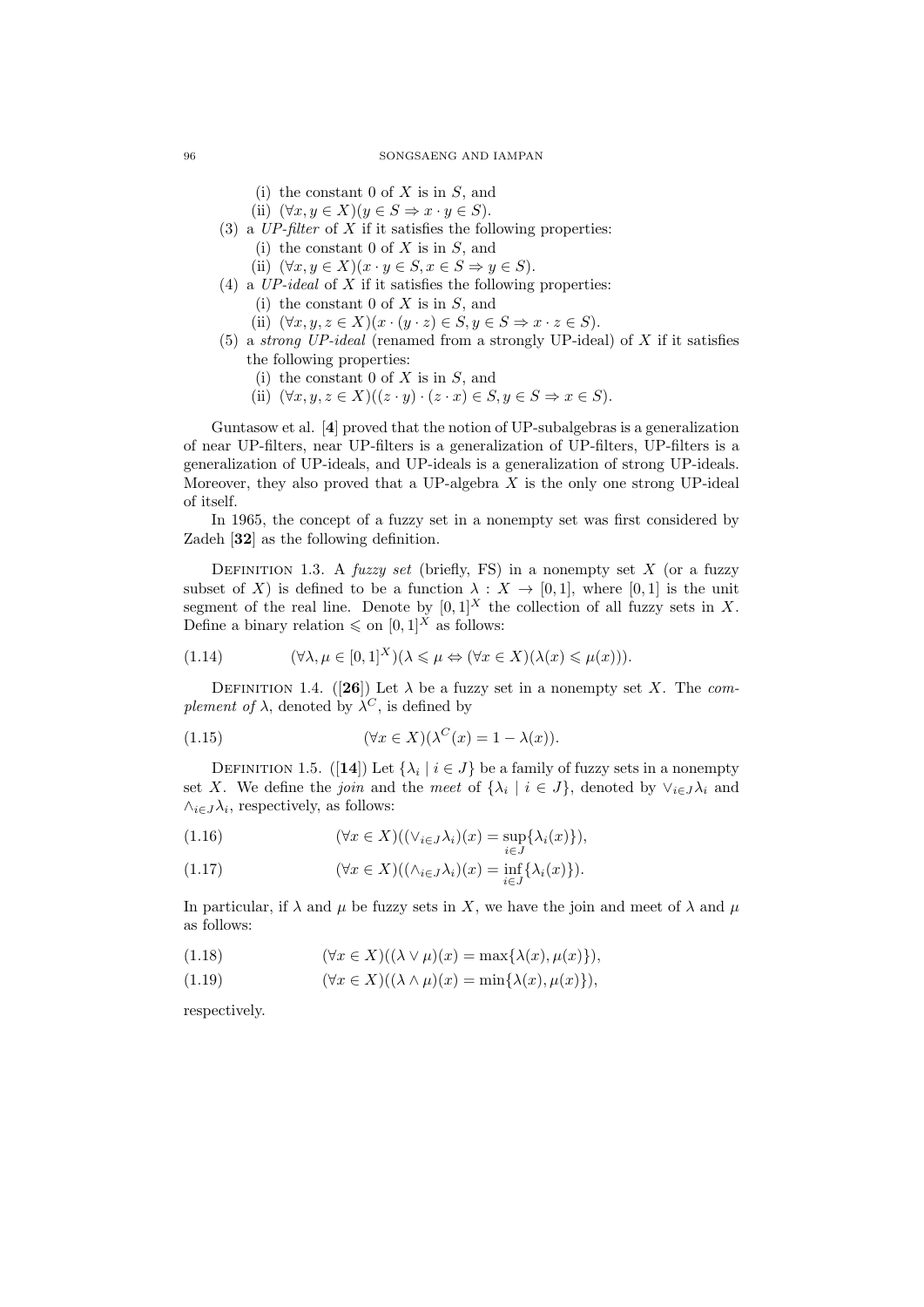(i) the constant 0 of $X$ is in $S$, and
(ii) $(\forall x, y \in X)(y \in S \Rightarrow x \cdot y \in S)$.

(3) a *UP-filter* of $X$ if it satisfies the following properties:
  (i) the constant 0 of $X$ is in $S$, and
  (ii) $(\forall x, y \in X)(x \cdot y \in S, x \in S \Rightarrow y \in S)$.

(4) a *UP-ideal* of $X$ if it satisfies the following properties:
  (i) the constant 0 of $X$ is in $S$, and
  (ii) $(\forall x, y, z \in X)(x \cdot (y \cdot z) \in S, y \in S \Rightarrow x \cdot z \in S)$.

(5) a *strong UP-ideal* (renamed from a strongly UP-ideal) of $X$ if it satisfies the following properties:
  (i) the constant 0 of $X$ is in $S$, and
  (ii) $(\forall x, y, z \in X)((z \cdot y) \cdot (z \cdot x) \in S, y \in S \Rightarrow x \in S)$.

Guntasow et al. [**4**] proved that the notion of UP-subalgebras is a generalization of near UP-filters, near UP-filters is a generalization of UP-filters, UP-filters is a generalization of UP-ideals, and UP-ideals is a generalization of strong UP-ideals. Moreover, they also proved that a UP-algebra $X$ is the only one strong UP-ideal of itself.

In 1965, the concept of a fuzzy set in a nonempty set was first considered by Zadeh [**32**] as the following definition.

Definition 1.3. A *fuzzy set* (briefly, FS) in a nonempty set $X$ (or a fuzzy subset of $X$) is defined to be a function $\lambda : X \to [0, 1]$, where $[0, 1]$ is the unit segment of the real line. Denote by $[0, 1]^X$ the collection of all fuzzy sets in $X$. Define a binary relation $\leqslant$ on $[0, 1]^X$ as follows:

$$(\forall \lambda, \mu \in [0, 1]^X)(\lambda \leqslant \mu \Leftrightarrow (\forall x \in X)(\lambda(x) \leqslant \mu(x))). \tag{1.14}$$

Definition 1.4. ([**26**]) Let $\lambda$ be a fuzzy set in a nonempty set $X$. The *complement of* $\lambda$, denoted by $\lambda^C$, is defined by

$$(\forall x \in X)(\lambda^C(x) = 1 - \lambda(x)). \tag{1.15}$$

Definition 1.5. ([**14**]) Let $\{\lambda_i \mid i \in J\}$ be a family of fuzzy sets in a nonempty set $X$. We define the *join* and the *meet* of $\{\lambda_i \mid i \in J\}$, denoted by $\vee_{i \in J} \lambda_i$ and $\wedge_{i \in J} \lambda_i$, respectively, as follows:

$$(\forall x \in X)((\vee_{i \in J} \lambda_i)(x) = \sup_{i \in J}\{\lambda_i(x)\}), \tag{1.16}$$

$$(\forall x \in X)((\wedge_{i \in J} \lambda_i)(x) = \inf_{i \in J}\{\lambda_i(x)\}). \tag{1.17}$$

In particular, if $\lambda$ and $\mu$ be fuzzy sets in $X$, we have the join and meet of $\lambda$ and $\mu$ as follows:

$$(\forall x \in X)((\lambda \vee \mu)(x) = \max\{\lambda(x), \mu(x)\}), \tag{1.18}$$

$$(\forall x \in X)((\lambda \wedge \mu)(x) = \min\{\lambda(x), \mu(x)\}), \tag{1.19}$$

respectively.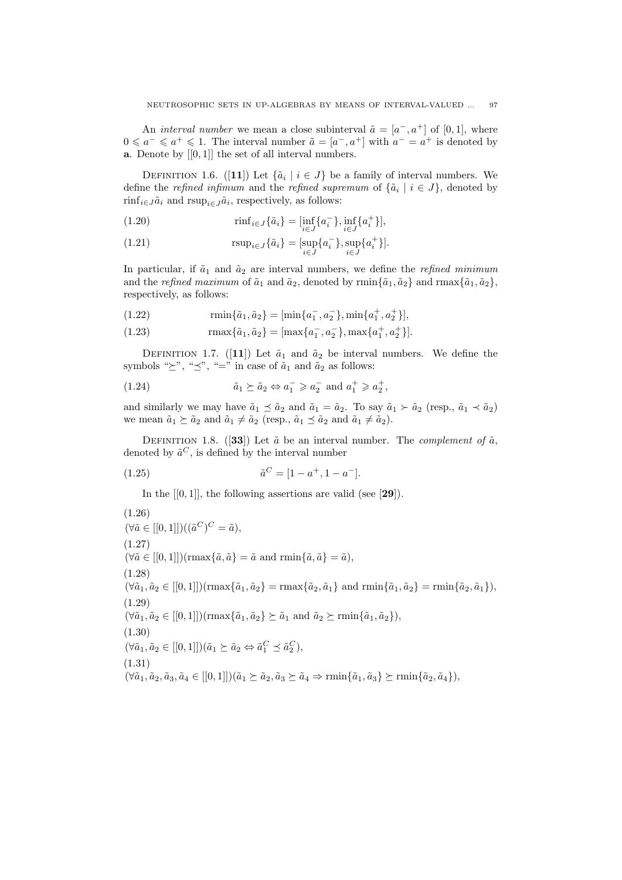An *interval number* we mean a close subinterval $\tilde{a} = [a^-, a^+]$ of $[0, 1]$, where $0 \leqslant a^- \leqslant a^+ \leqslant 1$. The interval number $\tilde{a} = [a^-, a^+]$ with $a^- = a^+$ is denoted by $\mathbf{a}$. Denote by $[[0, 1]]$ the set of all interval numbers.

Definition 1.6. ([**11**]) Let $\{\tilde{a}_i \mid i \in J\}$ be a family of interval numbers. We define the *refined infimum* and the *refined supremum* of $\{\tilde{a}_i \mid i \in J\}$, denoted by $\mathrm{rinf}_{i\in J}\tilde{a}_i$ and $\mathrm{rsup}_{i\in J}\tilde{a}_i$, respectively, as follows:

$$\mathrm{rinf}_{i\in J}\{\tilde{a}_i\} = [\inf_{i\in J}\{a_i^-\}, \inf_{i\in J}\{a_i^+\}], \tag{1.20}$$

$$\mathrm{rsup}_{i\in J}\{\tilde{a}_i\} = [\sup_{i\in J}\{a_i^-\}, \sup_{i\in J}\{a_i^+\}]. \tag{1.21}$$

In particular, if $\tilde{a}_1$ and $\tilde{a}_2$ are interval numbers, we define the *refined minimum* and the *refined maximum* of $\tilde{a}_1$ and $\tilde{a}_2$, denoted by $\mathrm{rmin}\{\tilde{a}_1, \tilde{a}_2\}$ and $\mathrm{rmax}\{\tilde{a}_1, \tilde{a}_2\}$, respectively, as follows:

$$\mathrm{rmin}\{\tilde{a}_1, \tilde{a}_2\} = [\min\{a_1^-, a_2^-\}, \min\{a_1^+, a_2^+\}], \tag{1.22}$$

$$\mathrm{rmax}\{\tilde{a}_1, \tilde{a}_2\} = [\max\{a_1^-, a_2^-\}, \max\{a_1^+, a_2^+\}]. \tag{1.23}$$

Definition 1.7. ([**11**]) Let $\tilde{a}_1$ and $\tilde{a}_2$ be interval numbers. We define the symbols "$\succeq$", "$\preceq$", "$=$" in case of $\tilde{a}_1$ and $\tilde{a}_2$ as follows:

$$\tilde{a}_1 \succeq \tilde{a}_2 \Leftrightarrow a_1^- \geqslant a_2^- \text{ and } a_1^+ \geqslant a_2^+, \tag{1.24}$$

and similarly we may have $\tilde{a}_1 \preceq \tilde{a}_2$ and $\tilde{a}_1 = \tilde{a}_2$. To say $\tilde{a}_1 \succ \tilde{a}_2$ (resp., $\tilde{a}_1 \prec \tilde{a}_2$) we mean $\tilde{a}_1 \succeq \tilde{a}_2$ and $\tilde{a}_1 \neq \tilde{a}_2$ (resp., $\tilde{a}_1 \preceq \tilde{a}_2$ and $\tilde{a}_1 \neq \tilde{a}_2$).

Definition 1.8. ([**33**]) Let $\tilde{a}$ be an interval number. The *complement of* $\tilde{a}$, denoted by $\tilde{a}^C$, is defined by the interval number

$$\tilde{a}^C = [1 - a^+, 1 - a^-]. \tag{1.25}$$

In the $[[0, 1]]$, the following assertions are valid (see [**29**]).

(1.26)
$(\forall \tilde{a} \in [[0, 1]])((\tilde{a}^C)^C = \tilde{a})$,

(1.27)
$(\forall \tilde{a} \in [[0, 1]])(\mathrm{rmax}\{\tilde{a}, \tilde{a}\} = \tilde{a} \text{ and } \mathrm{rmin}\{\tilde{a}, \tilde{a}\} = \tilde{a})$,

(1.28)
$(\forall \tilde{a}_1, \tilde{a}_2 \in [[0, 1]])(\mathrm{rmax}\{\tilde{a}_1, \tilde{a}_2\} = \mathrm{rmax}\{\tilde{a}_2, \tilde{a}_1\} \text{ and } \mathrm{rmin}\{\tilde{a}_1, \tilde{a}_2\} = \mathrm{rmin}\{\tilde{a}_2, \tilde{a}_1\})$,

(1.29)
$(\forall \tilde{a}_1, \tilde{a}_2 \in [[0, 1]])(\mathrm{rmax}\{\tilde{a}_1, \tilde{a}_2\} \succeq \tilde{a}_1 \text{ and } \tilde{a}_2 \succeq \mathrm{rmin}\{\tilde{a}_1, \tilde{a}_2\})$,

(1.30)
$(\forall \tilde{a}_1, \tilde{a}_2 \in [[0, 1]])(\tilde{a}_1 \succeq \tilde{a}_2 \Leftrightarrow \tilde{a}_1^C \preceq \tilde{a}_2^C)$,

(1.31)
$(\forall \tilde{a}_1, \tilde{a}_2, \tilde{a}_3, \tilde{a}_4 \in [[0, 1]])(\tilde{a}_1 \succeq \tilde{a}_2, \tilde{a}_3 \succeq \tilde{a}_4 \Rightarrow \mathrm{rmin}\{\tilde{a}_1, \tilde{a}_3\} \succeq \mathrm{rmin}\{\tilde{a}_2, \tilde{a}_4\})$,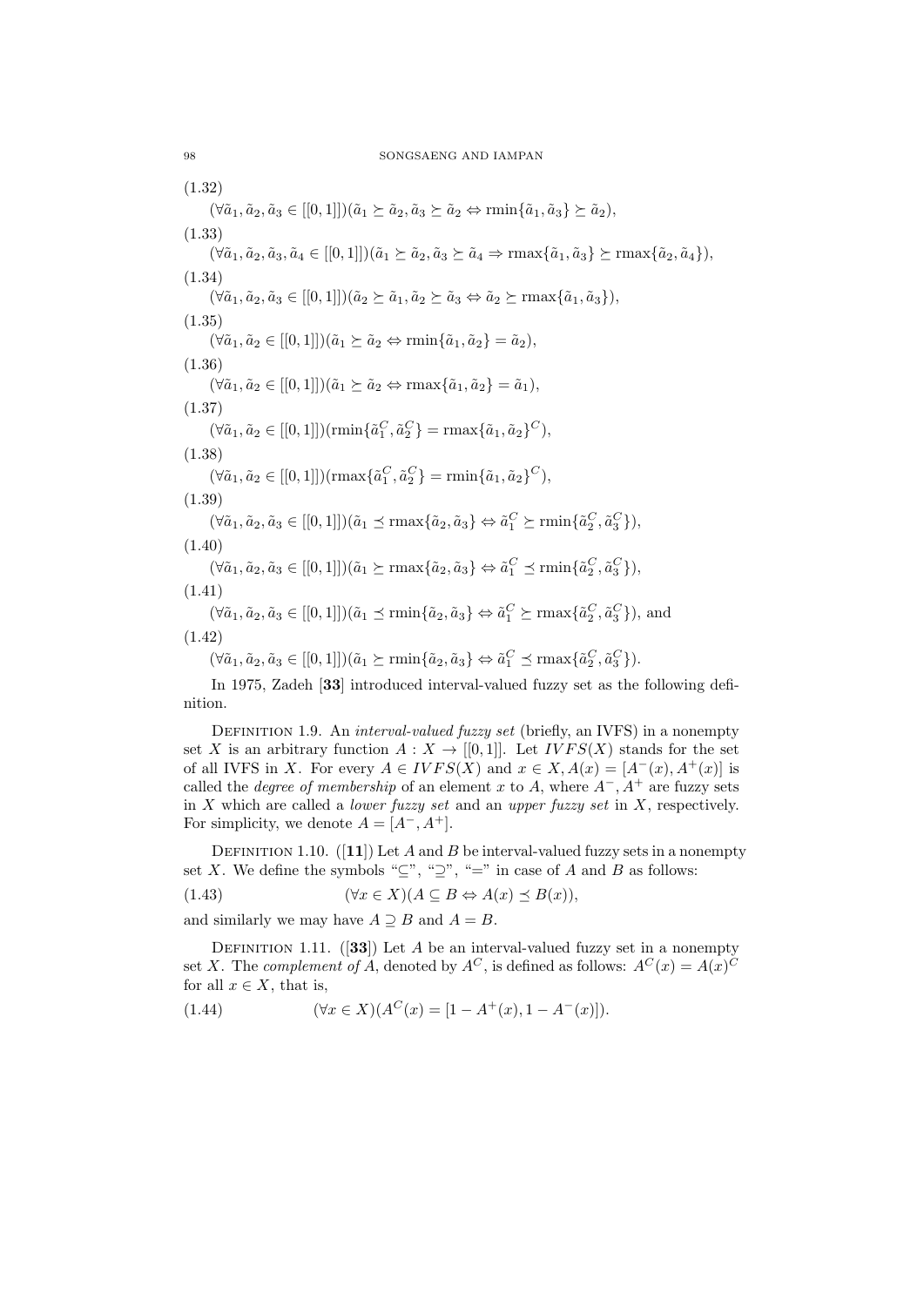(1.32)

$$(\forall \tilde{a}_1, \tilde{a}_2, \tilde{a}_3 \in [[0,1]])(\tilde{a}_1 \succeq \tilde{a}_2, \tilde{a}_3 \succeq \tilde{a}_2 \Leftrightarrow \mathrm{rmin}\{\tilde{a}_1, \tilde{a}_3\} \succeq \tilde{a}_2),$$

(1.33)

$$(\forall \tilde{a}_1, \tilde{a}_2, \tilde{a}_3, \tilde{a}_4 \in [[0,1]])(\tilde{a}_1 \succeq \tilde{a}_2, \tilde{a}_3 \succeq \tilde{a}_4 \Rightarrow \mathrm{rmax}\{\tilde{a}_1, \tilde{a}_3\} \succeq \mathrm{rmax}\{\tilde{a}_2, \tilde{a}_4\}),$$

(1.34)

$$(\forall \tilde{a}_1, \tilde{a}_2, \tilde{a}_3 \in [[0,1]])(\tilde{a}_2 \succeq \tilde{a}_1, \tilde{a}_2 \succeq \tilde{a}_3 \Leftrightarrow \tilde{a}_2 \succeq \mathrm{rmax}\{\tilde{a}_1, \tilde{a}_3\}),$$

(1.35)

$$(\forall \tilde{a}_1, \tilde{a}_2 \in [[0,1]])(\tilde{a}_1 \succeq \tilde{a}_2 \Leftrightarrow \mathrm{rmin}\{\tilde{a}_1, \tilde{a}_2\} = \tilde{a}_2),$$

(1.36)

$$(\forall \tilde{a}_1, \tilde{a}_2 \in [[0,1]])(\tilde{a}_1 \succeq \tilde{a}_2 \Leftrightarrow \mathrm{rmax}\{\tilde{a}_1, \tilde{a}_2\} = \tilde{a}_1),$$

(1.37)

$$(\forall \tilde{a}_1, \tilde{a}_2 \in [[0,1]])(\mathrm{rmin}\{\tilde{a}_1^C, \tilde{a}_2^C\} = \mathrm{rmax}\{\tilde{a}_1, \tilde{a}_2\}^C),$$

(1.38)

$$(\forall \tilde{a}_1, \tilde{a}_2 \in [[0,1]])(\mathrm{rmax}\{\tilde{a}_1^C, \tilde{a}_2^C\} = \mathrm{rmin}\{\tilde{a}_1, \tilde{a}_2\}^C),$$

(1.39)

$$(\forall \tilde{a}_1, \tilde{a}_2, \tilde{a}_3 \in [[0,1]])(\tilde{a}_1 \preceq \mathrm{rmax}\{\tilde{a}_2, \tilde{a}_3\} \Leftrightarrow \tilde{a}_1^C \succeq \mathrm{rmin}\{\tilde{a}_2^C, \tilde{a}_3^C\}),$$

(1.40)

$$(\forall \tilde{a}_1, \tilde{a}_2, \tilde{a}_3 \in [[0,1]])(\tilde{a}_1 \succeq \mathrm{rmax}\{\tilde{a}_2, \tilde{a}_3\} \Leftrightarrow \tilde{a}_1^C \preceq \mathrm{rmin}\{\tilde{a}_2^C, \tilde{a}_3^C\}),$$

(1.41)

$$(\forall \tilde{a}_1, \tilde{a}_2, \tilde{a}_3 \in [[0,1]])(\tilde{a}_1 \preceq \mathrm{rmin}\{\tilde{a}_2, \tilde{a}_3\} \Leftrightarrow \tilde{a}_1^C \succeq \mathrm{rmax}\{\tilde{a}_2^C, \tilde{a}_3^C\}), \text{ and}$$

(1.42)

$$(\forall \tilde{a}_1, \tilde{a}_2, \tilde{a}_3 \in [[0,1]])(\tilde{a}_1 \succeq \mathrm{rmin}\{\tilde{a}_2, \tilde{a}_3\} \Leftrightarrow \tilde{a}_1^C \preceq \mathrm{rmax}\{\tilde{a}_2^C, \tilde{a}_3^C\}).$$

In 1975, Zadeh [**33**] introduced interval-valued fuzzy set as the following definition.

Definition 1.9. An *interval-valued fuzzy set* (briefly, an IVFS) in a nonempty set $X$ is an arbitrary function $A : X \to [[0,1]]$. Let $IVFS(X)$ stands for the set of all IVFS in $X$. For every $A \in IVFS(X)$ and $x \in X, A(x) = [A^-(x), A^+(x)]$ is called the *degree of membership* of an element $x$ to $A$, where $A^-, A^+$ are fuzzy sets in $X$ which are called a *lower fuzzy set* and an *upper fuzzy set* in $X$, respectively. For simplicity, we denote $A = [A^-, A^+]$.

Definition 1.10. ([**11**]) Let $A$ and $B$ be interval-valued fuzzy sets in a nonempty set $X$. We define the symbols "$\subseteq$", "$\supseteq$", "$=$" in case of $A$ and $B$ as follows:

$$(\forall x \in X)(A \subseteq B \Leftrightarrow A(x) \preceq B(x)), \tag{1.43}$$

and similarly we may have $A \supseteq B$ and $A = B$.

Definition 1.11. ([**33**]) Let $A$ be an interval-valued fuzzy set in a nonempty set $X$. The *complement of* $A$, denoted by $A^C$, is defined as follows: $A^C(x) = A(x)^C$ for all $x \in X$, that is,

$$(\forall x \in X)(A^C(x) = [1 - A^+(x), 1 - A^-(x)]). \tag{1.44}$$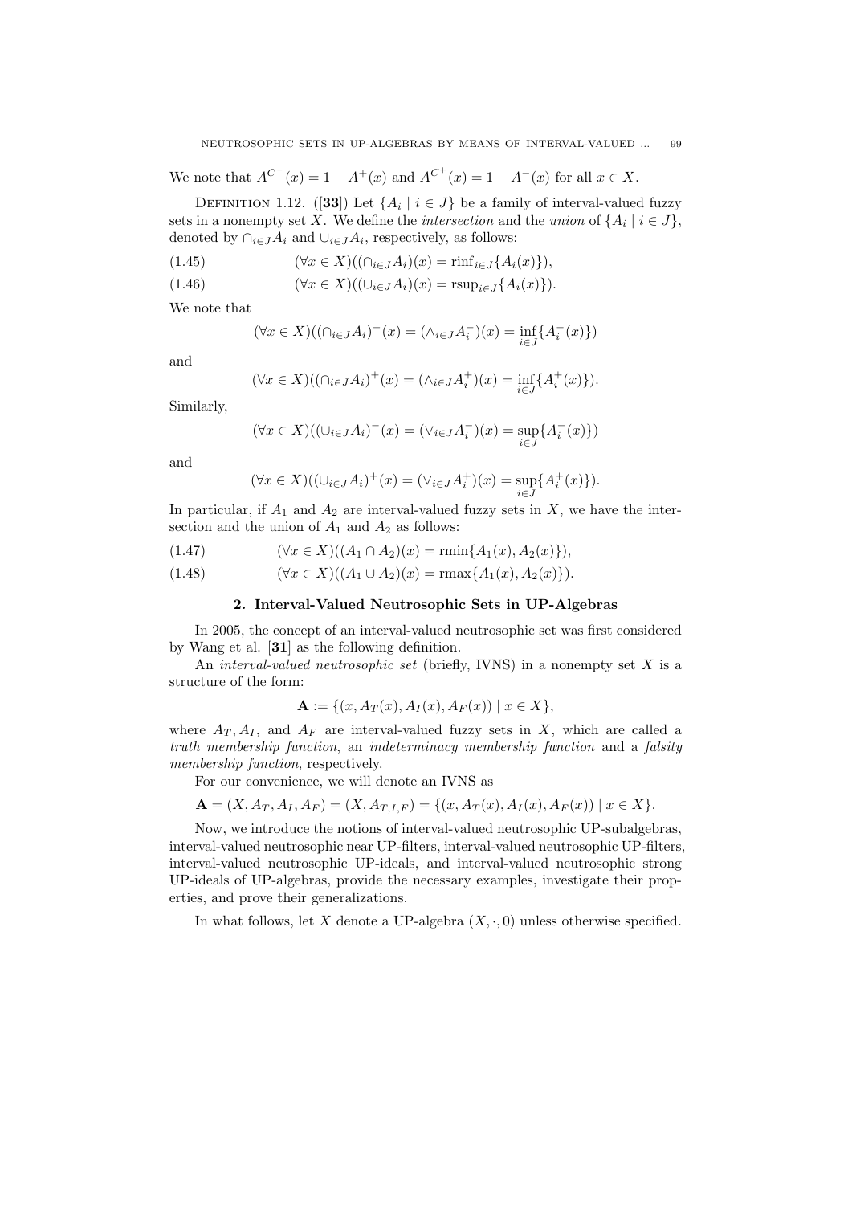We note that $A^{C^-}(x) = 1 - A^+(x)$ and $A^{C^+}(x) = 1 - A^-(x)$ for all $x \in X$.

Definition 1.12. ([**33**]) Let $\{A_i \mid i \in J\}$ be a family of interval-valued fuzzy sets in a nonempty set $X$. We define the *intersection* and the *union* of $\{A_i \mid i \in J\}$, denoted by $\cap_{i\in J} A_i$ and $\cup_{i\in J} A_i$, respectively, as follows:

$$(\forall x \in X)((\cap_{i\in J} A_i)(x) = \operatorname{rinf}_{i\in J}\{A_i(x)\}), \tag{1.45}$$

$$(\forall x \in X)((\cup_{i\in J} A_i)(x) = \operatorname{rsup}_{i\in J}\{A_i(x)\}). \tag{1.46}$$

We note that

$$(\forall x \in X)((\cap_{i\in J} A_i)^-(x) = (\wedge_{i\in J} A_i^-)(x) = \inf_{i\in J}\{A_i^-(x)\})$$

and

$$(\forall x \in X)((\cap_{i\in J} A_i)^+(x) = (\wedge_{i\in J} A_i^+)(x) = \inf_{i\in J}\{A_i^+(x)\}).$$

Similarly,

$$(\forall x \in X)((\cup_{i\in J} A_i)^-(x) = (\vee_{i\in J} A_i^-)(x) = \sup_{i\in J}\{A_i^-(x)\})$$

and

$$(\forall x \in X)((\cup_{i\in J} A_i)^+(x) = (\vee_{i\in J} A_i^+)(x) = \sup_{i\in J}\{A_i^+(x)\}).$$

In particular, if $A_1$ and $A_2$ are interval-valued fuzzy sets in $X$, we have the intersection and the union of $A_1$ and $A_2$ as follows:

$$(\forall x \in X)((A_1 \cap A_2)(x) = \operatorname{rmin}\{A_1(x), A_2(x)\}), \tag{1.47}$$

$$(\forall x \in X)((A_1 \cup A_2)(x) = \operatorname{rmax}\{A_1(x), A_2(x)\}). \tag{1.48}$$

## 2. Interval-Valued Neutrosophic Sets in UP-Algebras

In 2005, the concept of an interval-valued neutrosophic set was first considered by Wang et al. [**31**] as the following definition.

An *interval-valued neutrosophic set* (briefly, IVNS) in a nonempty set $X$ is a structure of the form:

$$\mathbf{A} := \{(x, A_T(x), A_I(x), A_F(x)) \mid x \in X\},$$

where $A_T, A_I$, and $A_F$ are interval-valued fuzzy sets in $X$, which are called a *truth membership function*, an *indeterminacy membership function* and a *falsity membership function*, respectively.

For our convenience, we will denote an IVNS as

$$\mathbf{A} = (X, A_T, A_I, A_F) = (X, A_{T,I,F}) = \{(x, A_T(x), A_I(x), A_F(x)) \mid x \in X\}.$$

Now, we introduce the notions of interval-valued neutrosophic UP-subalgebras, interval-valued neutrosophic near UP-filters, interval-valued neutrosophic UP-filters, interval-valued neutrosophic UP-ideals, and interval-valued neutrosophic strong UP-ideals of UP-algebras, provide the necessary examples, investigate their properties, and prove their generalizations.

In what follows, let $X$ denote a UP-algebra $(X, \cdot, 0)$ unless otherwise specified.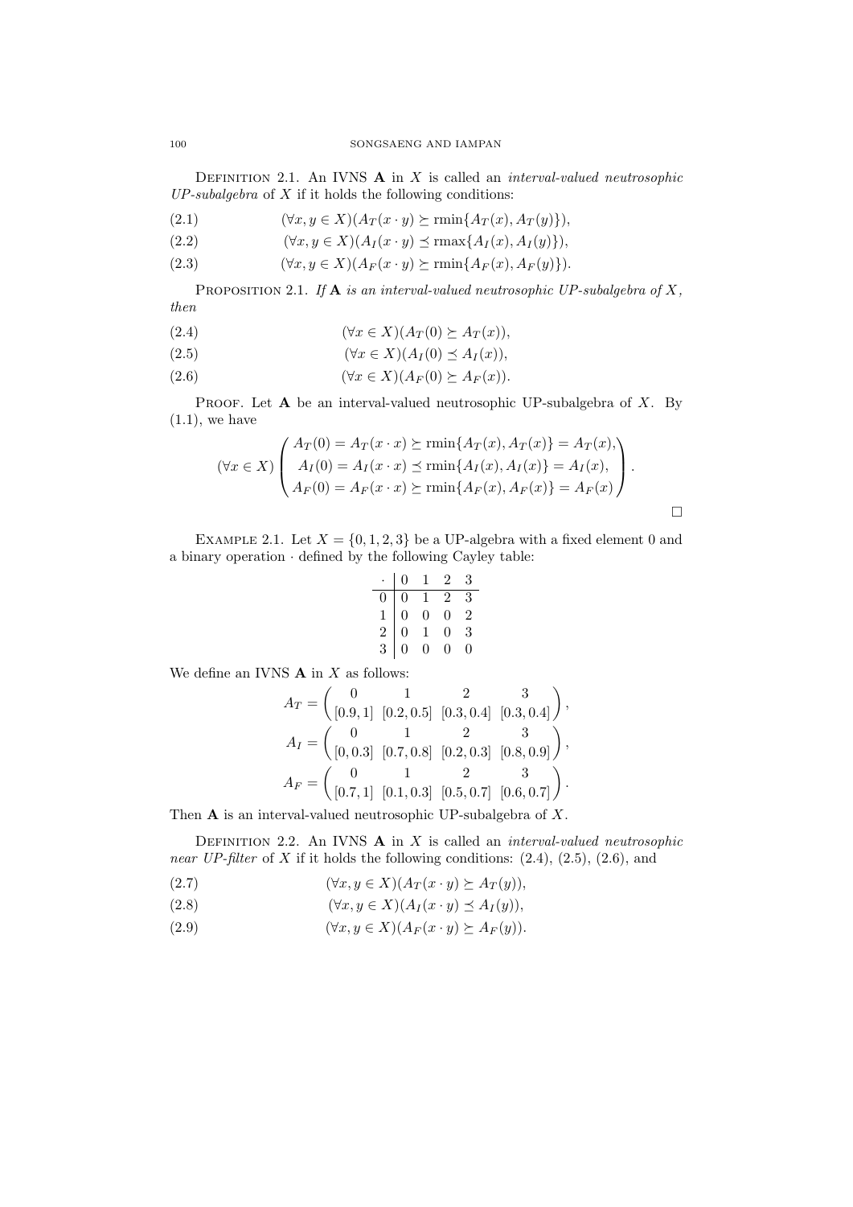Definition 2.1. An IVNS $\mathbf{A}$ in $X$ is called an *interval-valued neutrosophic UP-subalgebra* of $X$ if it holds the following conditions:

$$(\forall x, y \in X)(A_T(x \cdot y) \succeq \text{rmin}\{A_T(x), A_T(y)\}), \tag{2.1}$$

$$(\forall x, y \in X)(A_I(x \cdot y) \preceq \text{rmax}\{A_I(x), A_I(y)\}), \tag{2.2}$$

$$(\forall x, y \in X)(A_F(x \cdot y) \succeq \text{rmin}\{A_F(x), A_F(y)\}). \tag{2.3}$$

Proposition 2.1. *If $\mathbf{A}$ is an interval-valued neutrosophic UP-subalgebra of $X$, then*

$$(\forall x \in X)(A_T(0) \succeq A_T(x)), \tag{2.4}$$

$$(\forall x \in X)(A_I(0) \preceq A_I(x)), \tag{2.5}$$

$$(\forall x \in X)(A_F(0) \succeq A_F(x)). \tag{2.6}$$

Proof. Let $\mathbf{A}$ be an interval-valued neutrosophic UP-subalgebra of $X$. By (1.1), we have

$$(\forall x \in X)\begin{pmatrix} A_T(0) = A_T(x \cdot x) \succeq \text{rmin}\{A_T(x), A_T(x)\} = A_T(x), \\ A_I(0) = A_I(x \cdot x) \preceq \text{rmin}\{A_I(x), A_I(x)\} = A_I(x), \\ A_F(0) = A_F(x \cdot x) \succeq \text{rmin}\{A_F(x), A_F(x)\} = A_F(x) \end{pmatrix}.$$

□

Example 2.1. Let $X = \{0, 1, 2, 3\}$ be a UP-algebra with a fixed element 0 and a binary operation $\cdot$ defined by the following Cayley table:

| $\cdot$ | 0 | 1 | 2 | 3 |
|---|---|---|---|---|
| 0 | 0 | 1 | 2 | 3 |
| 1 | 0 | 0 | 0 | 2 |
| 2 | 0 | 1 | 0 | 3 |
| 3 | 0 | 0 | 0 | 0 |

We define an IVNS $\mathbf{A}$ in $X$ as follows:

$$A_T = \begin{pmatrix} 0 & 1 & 2 & 3 \\ [0.9, 1] & [0.2, 0.5] & [0.3, 0.4] & [0.3, 0.4] \end{pmatrix},$$

$$A_I = \begin{pmatrix} 0 & 1 & 2 & 3 \\ [0, 0.3] & [0.7, 0.8] & [0.2, 0.3] & [0.8, 0.9] \end{pmatrix},$$

$$A_F = \begin{pmatrix} 0 & 1 & 2 & 3 \\ [0.7, 1] & [0.1, 0.3] & [0.5, 0.7] & [0.6, 0.7] \end{pmatrix}.$$

Then $\mathbf{A}$ is an interval-valued neutrosophic UP-subalgebra of $X$.

Definition 2.2. An IVNS $\mathbf{A}$ in $X$ is called an *interval-valued neutrosophic near UP-filter* of $X$ if it holds the following conditions: (2.4), (2.5), (2.6), and

$$(\forall x, y \in X)(A_T(x \cdot y) \succeq A_T(y)), \tag{2.7}$$

$$(\forall x, y \in X)(A_I(x \cdot y) \preceq A_I(y)), \tag{2.8}$$

$$(\forall x, y \in X)(A_F(x \cdot y) \succeq A_F(y)). \tag{2.9}$$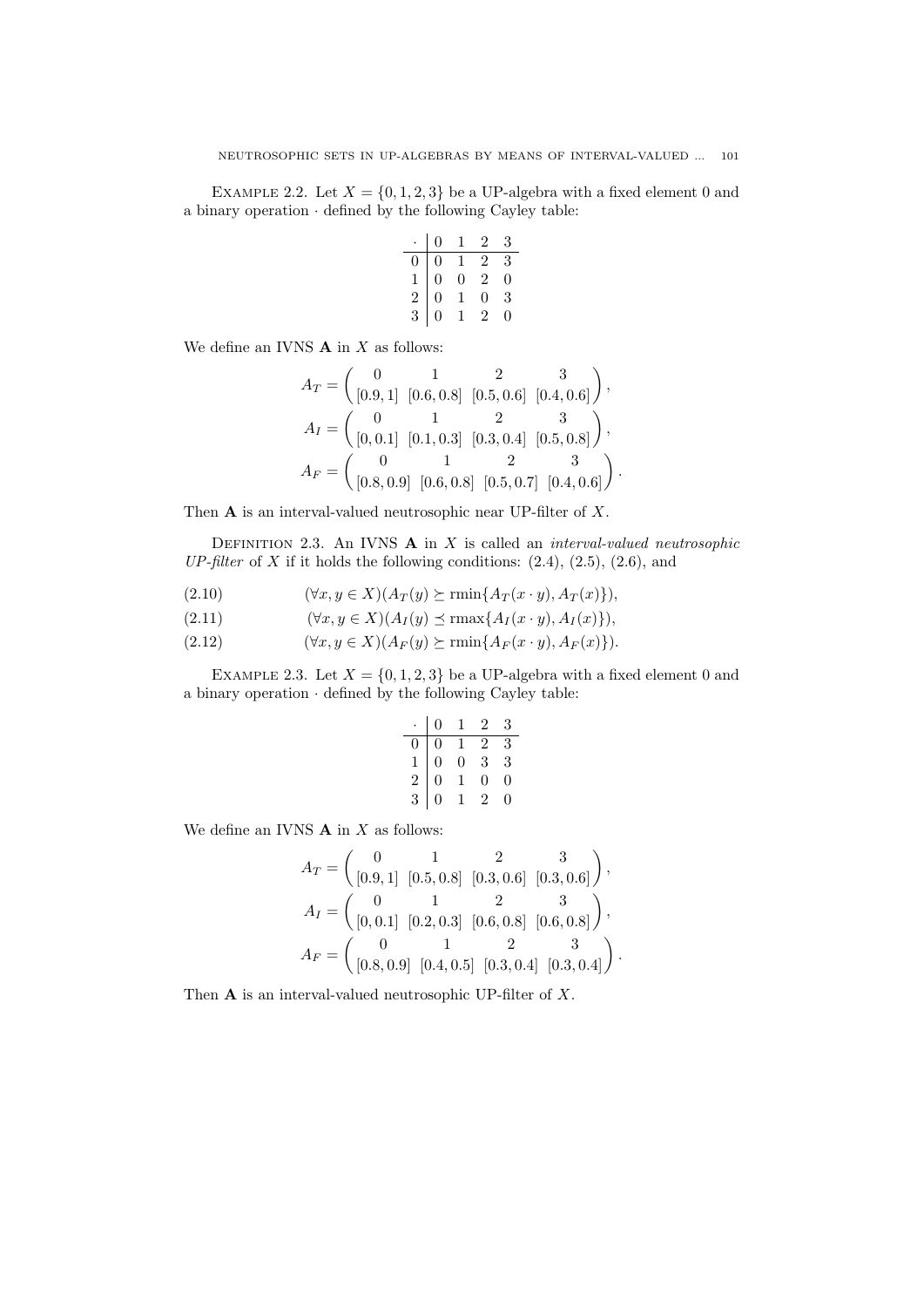Example 2.2. Let $X = \{0, 1, 2, 3\}$ be a UP-algebra with a fixed element 0 and a binary operation $\cdot$ defined by the following Cayley table:

| $\cdot$ | 0 | 1 | 2 | 3 |
|---|---|---|---|---|
| 0 | 0 | 1 | 2 | 3 |
| 1 | 0 | 0 | 2 | 0 |
| 2 | 0 | 1 | 0 | 3 |
| 3 | 0 | 1 | 2 | 0 |

We define an IVNS $\mathbf{A}$ in $X$ as follows:

$$A_T = \begin{pmatrix} 0 & 1 & 2 & 3 \\ [0.9, 1] & [0.6, 0.8] & [0.5, 0.6] & [0.4, 0.6] \end{pmatrix},$$

$$A_I = \begin{pmatrix} 0 & 1 & 2 & 3 \\ [0, 0.1] & [0.1, 0.3] & [0.3, 0.4] & [0.5, 0.8] \end{pmatrix},$$

$$A_F = \begin{pmatrix} 0 & 1 & 2 & 3 \\ [0.8, 0.9] & [0.6, 0.8] & [0.5, 0.7] & [0.4, 0.6] \end{pmatrix}.$$

Then $\mathbf{A}$ is an interval-valued neutrosophic near UP-filter of $X$.

Definition 2.3. An IVNS $\mathbf{A}$ in $X$ is called an *interval-valued neutrosophic UP-filter* of $X$ if it holds the following conditions: (2.4), (2.5), (2.6), and

$$(\forall x, y \in X)(A_T(y) \succeq \text{rmin}\{A_T(x \cdot y), A_T(x)\}), \tag{2.10}$$

$$(\forall x, y \in X)(A_I(y) \preceq \text{rmax}\{A_I(x \cdot y), A_I(x)\}), \tag{2.11}$$

$$(\forall x, y \in X)(A_F(y) \succeq \text{rmin}\{A_F(x \cdot y), A_F(x)\}). \tag{2.12}$$

Example 2.3. Let $X = \{0, 1, 2, 3\}$ be a UP-algebra with a fixed element 0 and a binary operation $\cdot$ defined by the following Cayley table:

| $\cdot$ | 0 | 1 | 2 | 3 |
|---|---|---|---|---|
| 0 | 0 | 1 | 2 | 3 |
| 1 | 0 | 0 | 3 | 3 |
| 2 | 0 | 1 | 0 | 0 |
| 3 | 0 | 1 | 2 | 0 |

We define an IVNS $\mathbf{A}$ in $X$ as follows:

$$A_T = \begin{pmatrix} 0 & 1 & 2 & 3 \\ [0.9, 1] & [0.5, 0.8] & [0.3, 0.6] & [0.3, 0.6] \end{pmatrix},$$

$$A_I = \begin{pmatrix} 0 & 1 & 2 & 3 \\ [0, 0.1] & [0.2, 0.3] & [0.6, 0.8] & [0.6, 0.8] \end{pmatrix},$$

$$A_F = \begin{pmatrix} 0 & 1 & 2 & 3 \\ [0.8, 0.9] & [0.4, 0.5] & [0.3, 0.4] & [0.3, 0.4] \end{pmatrix}.$$

Then $\mathbf{A}$ is an interval-valued neutrosophic UP-filter of $X$.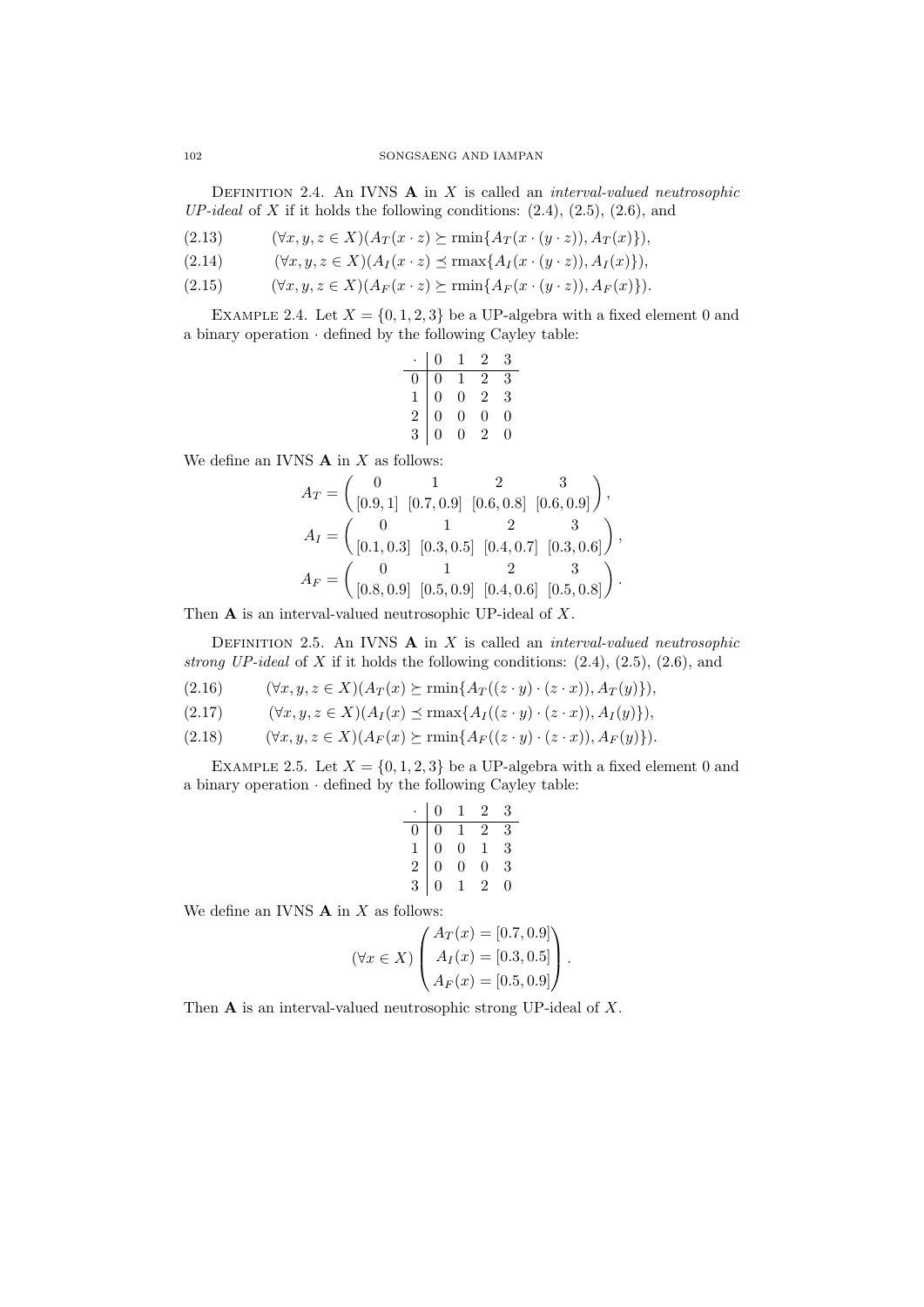Definition 2.4. An IVNS $\mathbf{A}$ in $X$ is called an *interval-valued neutrosophic UP-ideal* of $X$ if it holds the following conditions: (2.4), (2.5), (2.6), and

$$(\forall x, y, z \in X)(A_T(x \cdot z) \succeq \text{rmin}\{A_T(x \cdot (y \cdot z)), A_T(x)\}), \tag{2.13}$$

$$(\forall x, y, z \in X)(A_I(x \cdot z) \preceq \text{rmax}\{A_I(x \cdot (y \cdot z)), A_I(x)\}), \tag{2.14}$$

$$(\forall x, y, z \in X)(A_F(x \cdot z) \succeq \text{rmin}\{A_F(x \cdot (y \cdot z)), A_F(x)\}). \tag{2.15}$$

Example 2.4. Let $X = \{0, 1, 2, 3\}$ be a UP-algebra with a fixed element 0 and a binary operation $\cdot$ defined by the following Cayley table:

| $\cdot$ | 0 | 1 | 2 | 3 |
|---|---|---|---|---|
| 0 | 0 | 1 | 2 | 3 |
| 1 | 0 | 0 | 2 | 3 |
| 2 | 0 | 0 | 0 | 0 |
| 3 | 0 | 0 | 2 | 0 |

We define an IVNS $\mathbf{A}$ in $X$ as follows:

$$A_T = \begin{pmatrix} 0 & 1 & 2 & 3 \\ [0.9, 1] & [0.7, 0.9] & [0.6, 0.8] & [0.6, 0.9] \end{pmatrix},$$

$$A_I = \begin{pmatrix} 0 & 1 & 2 & 3 \\ [0.1, 0.3] & [0.3, 0.5] & [0.4, 0.7] & [0.3, 0.6] \end{pmatrix},$$

$$A_F = \begin{pmatrix} 0 & 1 & 2 & 3 \\ [0.8, 0.9] & [0.5, 0.9] & [0.4, 0.6] & [0.5, 0.8] \end{pmatrix}.$$

Then $\mathbf{A}$ is an interval-valued neutrosophic UP-ideal of $X$.

Definition 2.5. An IVNS $\mathbf{A}$ in $X$ is called an *interval-valued neutrosophic strong UP-ideal* of $X$ if it holds the following conditions: (2.4), (2.5), (2.6), and

$$(\forall x, y, z \in X)(A_T(x) \succeq \text{rmin}\{A_T((z \cdot y) \cdot (z \cdot x)), A_T(y)\}), \tag{2.16}$$

$$(\forall x, y, z \in X)(A_I(x) \preceq \text{rmax}\{A_I((z \cdot y) \cdot (z \cdot x)), A_I(y)\}), \tag{2.17}$$

$$(\forall x, y, z \in X)(A_F(x) \succeq \text{rmin}\{A_F((z \cdot y) \cdot (z \cdot x)), A_F(y)\}). \tag{2.18}$$

Example 2.5. Let $X = \{0, 1, 2, 3\}$ be a UP-algebra with a fixed element 0 and a binary operation $\cdot$ defined by the following Cayley table:

| $\cdot$ | 0 | 1 | 2 | 3 |
|---|---|---|---|---|
| 0 | 0 | 1 | 2 | 3 |
| 1 | 0 | 0 | 1 | 3 |
| 2 | 0 | 0 | 0 | 3 |
| 3 | 0 | 1 | 2 | 0 |

We define an IVNS $\mathbf{A}$ in $X$ as follows:

$$(\forall x \in X) \begin{pmatrix} A_T(x) = [0.7, 0.9] \\ A_I(x) = [0.3, 0.5] \\ A_F(x) = [0.5, 0.9] \end{pmatrix}.$$

Then $\mathbf{A}$ is an interval-valued neutrosophic strong UP-ideal of $X$.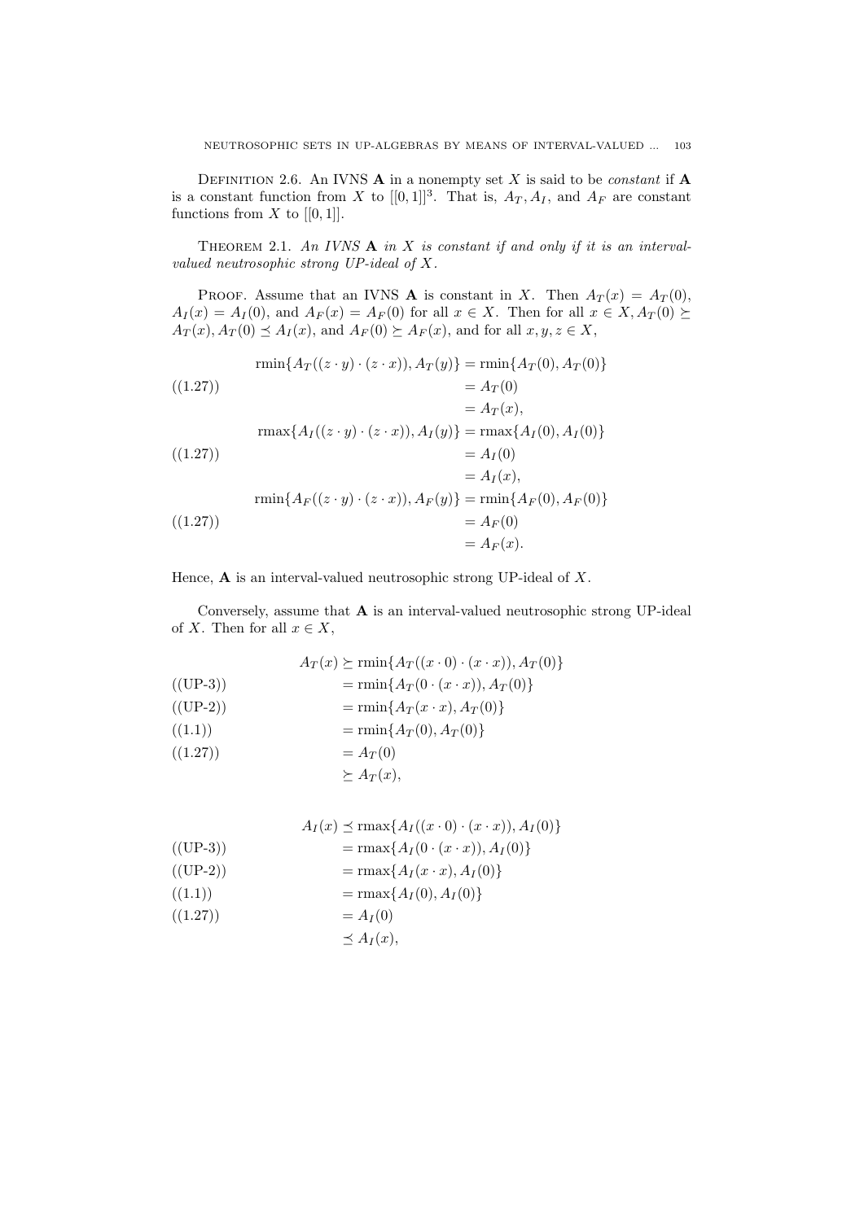DEFINITION 2.6. An IVNS $\mathbf{A}$ in a nonempty set $X$ is said to be *constant* if $\mathbf{A}$ is a constant function from $X$ to $[[0,1]]^3$. That is, $A_T, A_I$, and $A_F$ are constant functions from $X$ to $[[0,1]]$.

THEOREM 2.1. *An IVNS $\mathbf{A}$ in $X$ is constant if and only if it is an interval-valued neutrosophic strong UP-ideal of $X$.*

PROOF. Assume that an IVNS $\mathbf{A}$ is constant in $X$. Then $A_T(x) = A_T(0)$, $A_I(x) = A_I(0)$, and $A_F(x) = A_F(0)$ for all $x \in X$. Then for all $x \in X, A_T(0) \succeq A_T(x), A_T(0) \preceq A_I(x)$, and $A_F(0) \succeq A_F(x)$, and for all $x, y, z \in X$,

$$
\begin{aligned}
\mathrm{rmin}\{A_T((z \cdot y) \cdot (z \cdot x)), A_T(y)\} &= \mathrm{rmin}\{A_T(0), A_T(0)\} \\
((1.27)) \qquad &= A_T(0) \\
&= A_T(x), \\
\mathrm{rmax}\{A_I((z \cdot y) \cdot (z \cdot x)), A_I(y)\} &= \mathrm{rmax}\{A_I(0), A_I(0)\} \\
((1.27)) \qquad &= A_I(0) \\
&= A_I(x), \\
\mathrm{rmin}\{A_F((z \cdot y) \cdot (z \cdot x)), A_F(y)\} &= \mathrm{rmin}\{A_F(0), A_F(0)\} \\
((1.27)) \qquad &= A_F(0) \\
&= A_F(x).
\end{aligned}
$$

Hence, $\mathbf{A}$ is an interval-valued neutrosophic strong UP-ideal of $X$.

Conversely, assume that $\mathbf{A}$ is an interval-valued neutrosophic strong UP-ideal of $X$. Then for all $x \in X$,

$$
\begin{aligned}
A_T(x) &\succeq \mathrm{rmin}\{A_T((x \cdot 0) \cdot (x \cdot x)), A_T(0)\} \\
((\text{UP-3})) \qquad &= \mathrm{rmin}\{A_T(0 \cdot (x \cdot x)), A_T(0)\} \\
((\text{UP-2})) \qquad &= \mathrm{rmin}\{A_T(x \cdot x), A_T(0)\} \\
((1.1)) \qquad &= \mathrm{rmin}\{A_T(0), A_T(0)\} \\
((1.27)) \qquad &= A_T(0) \\
&\succeq A_T(x),
\end{aligned}
$$

$$
\begin{aligned}
A_I(x) &\preceq \mathrm{rmax}\{A_I((x \cdot 0) \cdot (x \cdot x)), A_I(0)\} \\
((\text{UP-3})) \qquad &= \mathrm{rmax}\{A_I(0 \cdot (x \cdot x)), A_I(0)\} \\
((\text{UP-2})) \qquad &= \mathrm{rmax}\{A_I(x \cdot x), A_I(0)\} \\
((1.1)) \qquad &= \mathrm{rmax}\{A_I(0), A_I(0)\} \\
((1.27)) \qquad &= A_I(0) \\
&\preceq A_I(x),
\end{aligned}
$$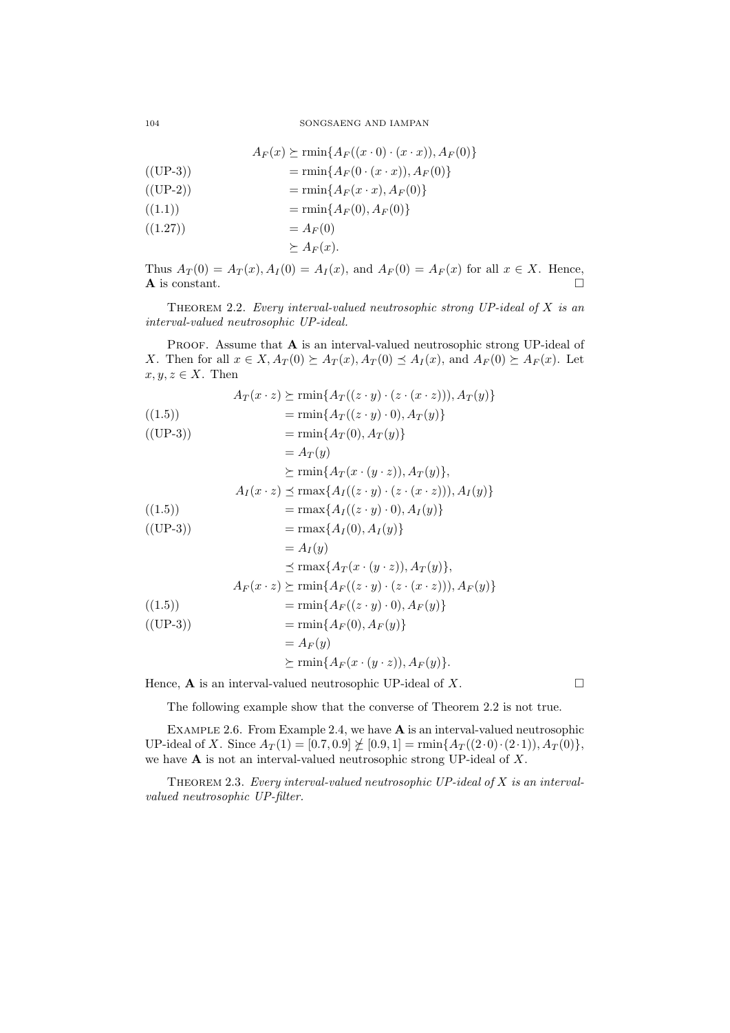$$
\begin{aligned}
A_F(x) &\succeq \text{rmin}\{A_F((x\cdot 0)\cdot(x\cdot x)), A_F(0)\} \\
((\text{UP-3}))\quad &= \text{rmin}\{A_F(0\cdot(x\cdot x)), A_F(0)\} \\
((\text{UP-2}))\quad &= \text{rmin}\{A_F(x\cdot x), A_F(0)\} \\
((1.1))\quad &= \text{rmin}\{A_F(0), A_F(0)\} \\
((1.27))\quad &= A_F(0) \\
&\succeq A_F(x).
\end{aligned}
$$

Thus $A_T(0) = A_T(x), A_I(0) = A_I(x)$, and $A_F(0) = A_F(x)$ for all $x \in X$. Hence, **A** is constant. □

THEOREM 2.2. *Every interval-valued neutrosophic strong UP-ideal of $X$ is an interval-valued neutrosophic UP-ideal.*

PROOF. Assume that **A** is an interval-valued neutrosophic strong UP-ideal of $X$. Then for all $x \in X, A_T(0) \succeq A_T(x), A_T(0) \preceq A_I(x)$, and $A_F(0) \succeq A_F(x)$. Let $x, y, z \in X$. Then

$$
\begin{aligned}
A_T(x\cdot z) &\succeq \text{rmin}\{A_T((z\cdot y)\cdot(z\cdot(x\cdot z))), A_T(y)\} \\
((1.5))\quad &= \text{rmin}\{A_T((z\cdot y)\cdot 0), A_T(y)\} \\
((\text{UP-3}))\quad &= \text{rmin}\{A_T(0), A_T(y)\} \\
&= A_T(y) \\
&\succeq \text{rmin}\{A_T(x\cdot(y\cdot z)), A_T(y)\}, \\
A_I(x\cdot z) &\preceq \text{rmax}\{A_I((z\cdot y)\cdot(z\cdot(x\cdot z))), A_I(y)\} \\
((1.5))\quad &= \text{rmax}\{A_I((z\cdot y)\cdot 0), A_I(y)\} \\
((\text{UP-3}))\quad &= \text{rmax}\{A_I(0), A_I(y)\} \\
&= A_I(y) \\
&\preceq \text{rmax}\{A_T(x\cdot(y\cdot z)), A_T(y)\}, \\
A_F(x\cdot z) &\succeq \text{rmin}\{A_F((z\cdot y)\cdot(z\cdot(x\cdot z))), A_F(y)\} \\
((1.5))\quad &= \text{rmin}\{A_F((z\cdot y)\cdot 0), A_F(y)\} \\
((\text{UP-3}))\quad &= \text{rmin}\{A_F(0), A_F(y)\} \\
&= A_F(y) \\
&\succeq \text{rmin}\{A_F(x\cdot(y\cdot z)), A_F(y)\}.
\end{aligned}
$$

Hence, **A** is an interval-valued neutrosophic UP-ideal of $X$. □

The following example show that the converse of Theorem 2.2 is not true.

EXAMPLE 2.6. From Example 2.4, we have **A** is an interval-valued neutrosophic UP-ideal of $X$. Since $A_T(1) = [0.7, 0.9] \not\succeq [0.9, 1] = \text{rmin}\{A_T((2\cdot 0)\cdot(2\cdot 1)), A_T(0)\}$, we have **A** is not an interval-valued neutrosophic strong UP-ideal of $X$.

THEOREM 2.3. *Every interval-valued neutrosophic UP-ideal of $X$ is an interval-valued neutrosophic UP-filter.*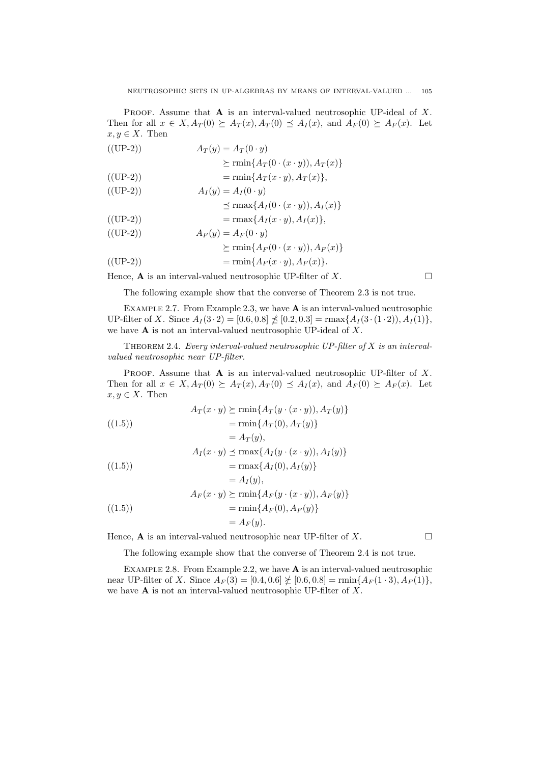PROOF. Assume that $\mathbf{A}$ is an interval-valued neutrosophic UP-ideal of $X$. Then for all $x \in X, A_T(0) \succeq A_T(x), A_T(0) \preceq A_I(x)$, and $A_F(0) \succeq A_F(x)$. Let $x, y \in X$. Then

$$
\begin{aligned}
&\text{((UP-2))} && A_T(y) = A_T(0 \cdot y) \\
& && \succeq \text{rmin}\{A_T(0 \cdot (x \cdot y)), A_T(x)\} \\
&\text{((UP-2))} && = \text{rmin}\{A_T(x \cdot y), A_T(x)\}, \\
&\text{((UP-2))} && A_I(y) = A_I(0 \cdot y) \\
& && \preceq \text{rmax}\{A_I(0 \cdot (x \cdot y)), A_I(x)\} \\
&\text{((UP-2))} && = \text{rmax}\{A_I(x \cdot y), A_I(x)\}, \\
&\text{((UP-2))} && A_F(y) = A_F(0 \cdot y) \\
& && \succeq \text{rmin}\{A_F(0 \cdot (x \cdot y)), A_F(x)\} \\
&\text{((UP-2))} && = \text{rmin}\{A_F(x \cdot y), A_F(x)\}.
\end{aligned}
$$

Hence, $\mathbf{A}$ is an interval-valued neutrosophic UP-filter of $X$. □

The following example show that the converse of Theorem 2.3 is not true.

EXAMPLE 2.7. From Example 2.3, we have $\mathbf{A}$ is an interval-valued neutrosophic UP-filter of $X$. Since $A_I(3 \cdot 2) = [0.6, 0.8] \npreceq [0.2, 0.3] = \text{rmax}\{A_I(3 \cdot (1 \cdot 2)), A_I(1)\}$, we have $\mathbf{A}$ is not an interval-valued neutrosophic UP-ideal of $X$.

THEOREM 2.4. *Every interval-valued neutrosophic UP-filter of $X$ is an interval-valued neutrosophic near UP-filter.*

PROOF. Assume that $\mathbf{A}$ is an interval-valued neutrosophic UP-filter of $X$. Then for all $x \in X, A_T(0) \succeq A_T(x), A_T(0) \preceq A_I(x)$, and $A_F(0) \succeq A_F(x)$. Let $x, y \in X$. Then

$$
\begin{aligned}
& && A_T(x \cdot y) \succeq \text{rmin}\{A_T(y \cdot (x \cdot y)), A_T(y)\} \\
&\text{((1.5))} && = \text{rmin}\{A_T(0), A_T(y)\} \\
& && = A_T(y), \\
& && A_I(x \cdot y) \preceq \text{rmax}\{A_I(y \cdot (x \cdot y)), A_I(y)\} \\
&\text{((1.5))} && = \text{rmax}\{A_I(0), A_I(y)\} \\
& && = A_I(y), \\
& && A_F(x \cdot y) \succeq \text{rmin}\{A_F(y \cdot (x \cdot y)), A_F(y)\} \\
&\text{((1.5))} && = \text{rmin}\{A_F(0), A_F(y)\} \\
& && = A_F(y).
\end{aligned}
$$

Hence, $\mathbf{A}$ is an interval-valued neutrosophic near UP-filter of $X$. □

The following example show that the converse of Theorem 2.4 is not true.

EXAMPLE 2.8. From Example 2.2, we have $\mathbf{A}$ is an interval-valued neutrosophic near UP-filter of $X$. Since $A_F(3) = [0.4, 0.6] \nsucceq [0.6, 0.8] = \text{rmin}\{A_F(1 \cdot 3), A_F(1)\}$, we have $\mathbf{A}$ is not an interval-valued neutrosophic UP-filter of $X$.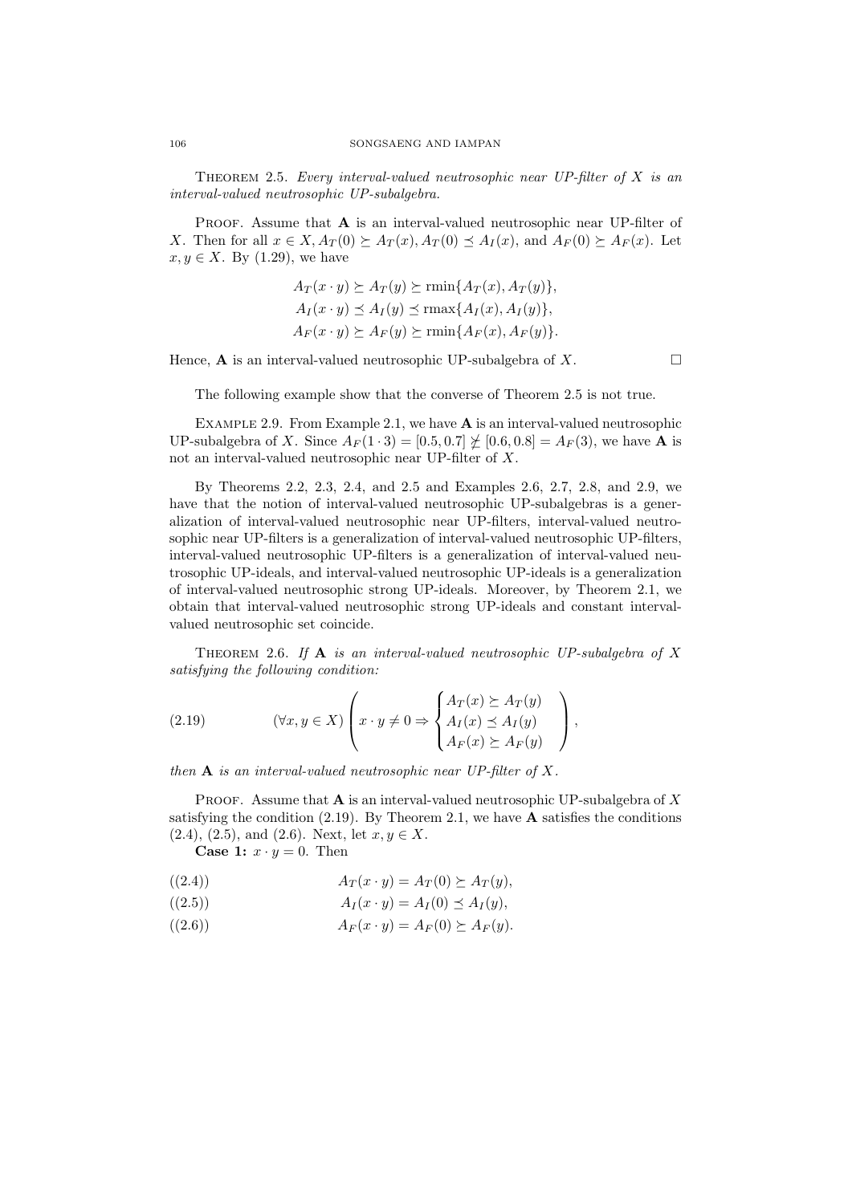**Theorem 2.5.** *Every interval-valued neutrosophic near UP-filter of $X$ is an interval-valued neutrosophic UP-subalgebra.*

**Proof.** Assume that $\mathbf{A}$ is an interval-valued neutrosophic near UP-filter of $X$. Then for all $x \in X, A_T(0) \succeq A_T(x), A_T(0) \preceq A_I(x)$, and $A_F(0) \succeq A_F(x)$. Let $x, y \in X$. By (1.29), we have

$$
\begin{aligned}
A_T(x \cdot y) &\succeq A_T(y) \succeq \operatorname{rmin}\{A_T(x), A_T(y)\},\\
A_I(x \cdot y) &\preceq A_I(y) \preceq \operatorname{rmax}\{A_I(x), A_I(y)\},\\
A_F(x \cdot y) &\succeq A_F(y) \succeq \operatorname{rmin}\{A_F(x), A_F(y)\}.
\end{aligned}
$$

Hence, $\mathbf{A}$ is an interval-valued neutrosophic UP-subalgebra of $X$. □

The following example show that the converse of Theorem 2.5 is not true.

**Example 2.9.** From Example 2.1, we have $\mathbf{A}$ is an interval-valued neutrosophic UP-subalgebra of $X$. Since $A_F(1 \cdot 3) = [0.5, 0.7] \not\succeq [0.6, 0.8] = A_F(3)$, we have $\mathbf{A}$ is not an interval-valued neutrosophic near UP-filter of $X$.

By Theorems 2.2, 2.3, 2.4, and 2.5 and Examples 2.6, 2.7, 2.8, and 2.9, we have that the notion of interval-valued neutrosophic UP-subalgebras is a generalization of interval-valued neutrosophic near UP-filters, interval-valued neutrosophic near UP-filters is a generalization of interval-valued neutrosophic UP-filters, interval-valued neutrosophic UP-filters is a generalization of interval-valued neutrosophic UP-ideals, and interval-valued neutrosophic UP-ideals is a generalization of interval-valued neutrosophic strong UP-ideals. Moreover, by Theorem 2.1, we obtain that interval-valued neutrosophic strong UP-ideals and constant interval-valued neutrosophic set coincide.

**Theorem 2.6.** *If $\mathbf{A}$ is an interval-valued neutrosophic UP-subalgebra of $X$ satisfying the following condition:*

$$
(\forall x, y \in X)\left( x \cdot y \neq 0 \Rightarrow \begin{cases} A_T(x) \succeq A_T(y) \\ A_I(x) \preceq A_I(y) \\ A_F(x) \succeq A_F(y) \end{cases} \right), \tag{2.19}
$$

*then $\mathbf{A}$ is an interval-valued neutrosophic near UP-filter of $X$.*

**Proof.** Assume that $\mathbf{A}$ is an interval-valued neutrosophic UP-subalgebra of $X$ satisfying the condition (2.19). By Theorem 2.1, we have $\mathbf{A}$ satisfies the conditions (2.4), (2.5), and (2.6). Next, let $x, y \in X$.

**Case 1:** $x \cdot y = 0$. Then

$$
A_T(x \cdot y) = A_T(0) \succeq A_T(y), \tag{(2.4)}
$$

$$
A_I(x \cdot y) = A_I(0) \preceq A_I(y), \tag{(2.5)}
$$

$$
A_F(x \cdot y) = A_F(0) \succeq A_F(y). \tag{(2.6)}
$$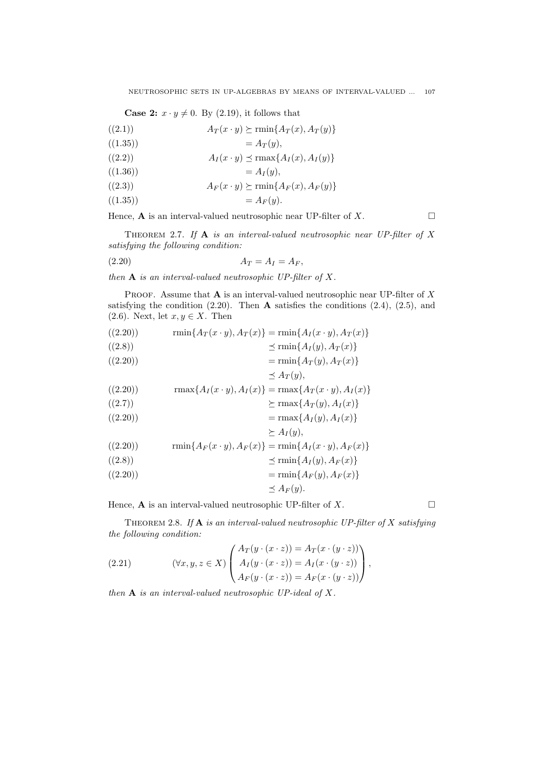**Case 2:** $x \cdot y \neq 0$. By (2.19), it follows that

$$
\begin{aligned}
&((2.1)) && A_T(x \cdot y) \succeq \text{rmin}\{A_T(x), A_T(y)\} \\
&((1.35)) && \quad = A_T(y), \\
&((2.2)) && A_I(x \cdot y) \preceq \text{rmax}\{A_I(x), A_I(y)\} \\
&((1.36)) && \quad = A_I(y), \\
&((2.3)) && A_F(x \cdot y) \succeq \text{rmin}\{A_F(x), A_F(y)\} \\
&((1.35)) && \quad = A_F(y).
\end{aligned}
$$

Hence, $\mathbf{A}$ is an interval-valued neutrosophic near UP-filter of $X$. □

THEOREM 2.7. *If* $\mathbf{A}$ *is an interval-valued neutrosophic near UP-filter of* $X$ *satisfying the following condition:*

$$
A_T = A_I = A_F, \tag{2.20}
$$

*then* $\mathbf{A}$ *is an interval-valued neutrosophic UP-filter of* $X$.

PROOF. Assume that $\mathbf{A}$ is an interval-valued neutrosophic near UP-filter of $X$ satisfying the condition (2.20). Then $\mathbf{A}$ satisfies the conditions (2.4), (2.5), and (2.6). Next, let $x, y \in X$. Then

$$
\begin{aligned}
&((2.20)) && \text{rmin}\{A_T(x \cdot y), A_T(x)\} = \text{rmin}\{A_I(x \cdot y), A_T(x)\} \\
&((2.8)) && \quad \preceq \text{rmin}\{A_I(y), A_T(x)\} \\
&((2.20)) && \quad = \text{rmin}\{A_T(y), A_T(x)\} \\
& && \quad \preceq A_T(y), \\
&((2.20)) && \text{rmax}\{A_I(x \cdot y), A_I(x)\} = \text{rmax}\{A_T(x \cdot y), A_I(x)\} \\
&((2.7)) && \quad \succeq \text{rmax}\{A_T(y), A_I(x)\} \\
&((2.20)) && \quad = \text{rmax}\{A_I(y), A_I(x)\} \\
& && \quad \succeq A_I(y), \\
&((2.20)) && \text{rmin}\{A_F(x \cdot y), A_F(x)\} = \text{rmin}\{A_I(x \cdot y), A_F(x)\} \\
&((2.8)) && \quad \preceq \text{rmin}\{A_I(y), A_F(x)\} \\
&((2.20)) && \quad = \text{rmin}\{A_F(y), A_F(x)\} \\
& && \quad \preceq A_F(y).
\end{aligned}
$$

Hence, $\mathbf{A}$ is an interval-valued neutrosophic UP-filter of $X$. □

THEOREM 2.8. *If* $\mathbf{A}$ *is an interval-valued neutrosophic UP-filter of* $X$ *satisfying the following condition:*

$$
(\forall x, y, z \in X) \begin{pmatrix} A_T(y \cdot (x \cdot z)) = A_T(x \cdot (y \cdot z)) \\ A_I(y \cdot (x \cdot z)) = A_I(x \cdot (y \cdot z)) \\ A_F(y \cdot (x \cdot z)) = A_F(x \cdot (y \cdot z)) \end{pmatrix}, \tag{2.21}
$$

*then* $\mathbf{A}$ *is an interval-valued neutrosophic UP-ideal of* $X$.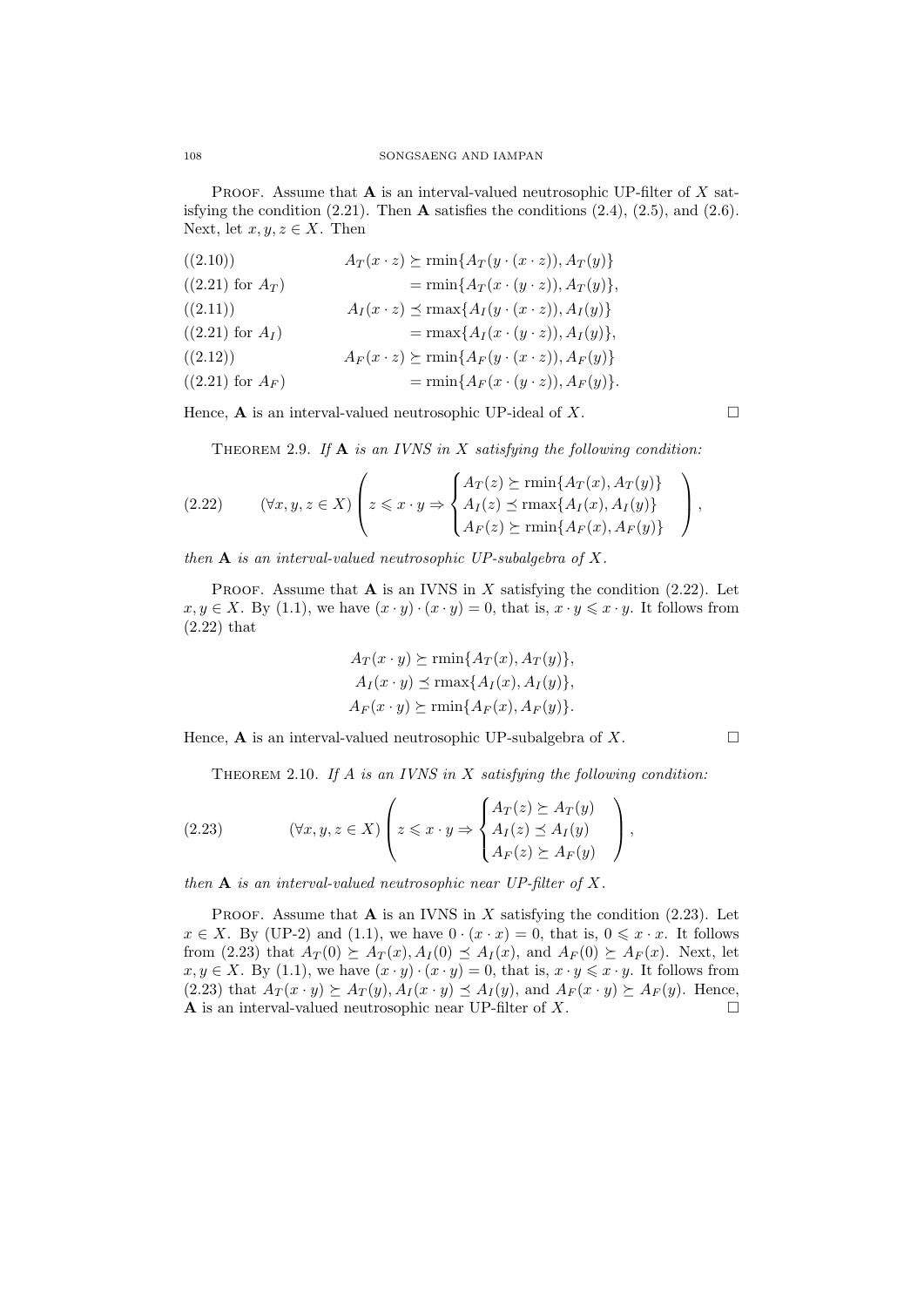PROOF. Assume that $\mathbf{A}$ is an interval-valued neutrosophic UP-filter of $X$ satisfying the condition (2.21). Then $\mathbf{A}$ satisfies the conditions (2.4), (2.5), and (2.6). Next, let $x, y, z \in X$. Then

$$
\begin{aligned}
&((2.10)) && A_T(x \cdot z) \succeq \text{rmin}\{A_T(y \cdot (x \cdot z)), A_T(y)\} \\
&((2.21) \text{ for } A_T) && \qquad = \text{rmin}\{A_T(x \cdot (y \cdot z)), A_T(y)\}, \\
&((2.11)) && A_I(x \cdot z) \preceq \text{rmax}\{A_I(y \cdot (x \cdot z)), A_I(y)\} \\
&((2.21) \text{ for } A_I) && \qquad = \text{rmax}\{A_I(x \cdot (y \cdot z)), A_I(y)\}, \\
&((2.12)) && A_F(x \cdot z) \succeq \text{rmin}\{A_F(y \cdot (x \cdot z)), A_F(y)\} \\
&((2.21) \text{ for } A_F) && \qquad = \text{rmin}\{A_F(x \cdot (y \cdot z)), A_F(y)\}.
\end{aligned}
$$

Hence, $\mathbf{A}$ is an interval-valued neutrosophic UP-ideal of $X$. $\square$

THEOREM 2.9. *If $\mathbf{A}$ is an IVNS in $X$ satisfying the following condition:*

$$
(2.22) \qquad (\forall x, y, z \in X) \left( z \leqslant x \cdot y \Rightarrow \begin{cases} A_T(z) \succeq \text{rmin}\{A_T(x), A_T(y)\} \\ A_I(z) \preceq \text{rmax}\{A_I(x), A_I(y)\} \\ A_F(z) \succeq \text{rmin}\{A_F(x), A_F(y)\} \end{cases} \right),
$$

*then $\mathbf{A}$ is an interval-valued neutrosophic UP-subalgebra of $X$.*

PROOF. Assume that $\mathbf{A}$ is an IVNS in $X$ satisfying the condition (2.22). Let $x, y \in X$. By (1.1), we have $(x \cdot y) \cdot (x \cdot y) = 0$, that is, $x \cdot y \leqslant x \cdot y$. It follows from (2.22) that

$$
\begin{aligned}
A_T(x \cdot y) &\succeq \text{rmin}\{A_T(x), A_T(y)\}, \\
A_I(x \cdot y) &\preceq \text{rmax}\{A_I(x), A_I(y)\}, \\
A_F(x \cdot y) &\succeq \text{rmin}\{A_F(x), A_F(y)\}.
\end{aligned}
$$

Hence, $\mathbf{A}$ is an interval-valued neutrosophic UP-subalgebra of $X$. $\square$

THEOREM 2.10. *If $A$ is an IVNS in $X$ satisfying the following condition:*

$$
(2.23) \qquad (\forall x, y, z \in X) \left( z \leqslant x \cdot y \Rightarrow \begin{cases} A_T(z) \succeq A_T(y) \\ A_I(z) \preceq A_I(y) \\ A_F(z) \succeq A_F(y) \end{cases} \right),
$$

*then $\mathbf{A}$ is an interval-valued neutrosophic near UP-filter of $X$.*

PROOF. Assume that $\mathbf{A}$ is an IVNS in $X$ satisfying the condition (2.23). Let $x \in X$. By (UP-2) and (1.1), we have $0 \cdot (x \cdot x) = 0$, that is, $0 \leqslant x \cdot x$. It follows from (2.23) that $A_T(0) \succeq A_T(x), A_I(0) \preceq A_I(x)$, and $A_F(0) \succeq A_F(x)$. Next, let $x, y \in X$. By (1.1), we have $(x \cdot y) \cdot (x \cdot y) = 0$, that is, $x \cdot y \leqslant x \cdot y$. It follows from (2.23) that $A_T(x \cdot y) \succeq A_T(y), A_I(x \cdot y) \preceq A_I(y)$, and $A_F(x \cdot y) \succeq A_F(y)$. Hence, $\mathbf{A}$ is an interval-valued neutrosophic near UP-filter of $X$. $\square$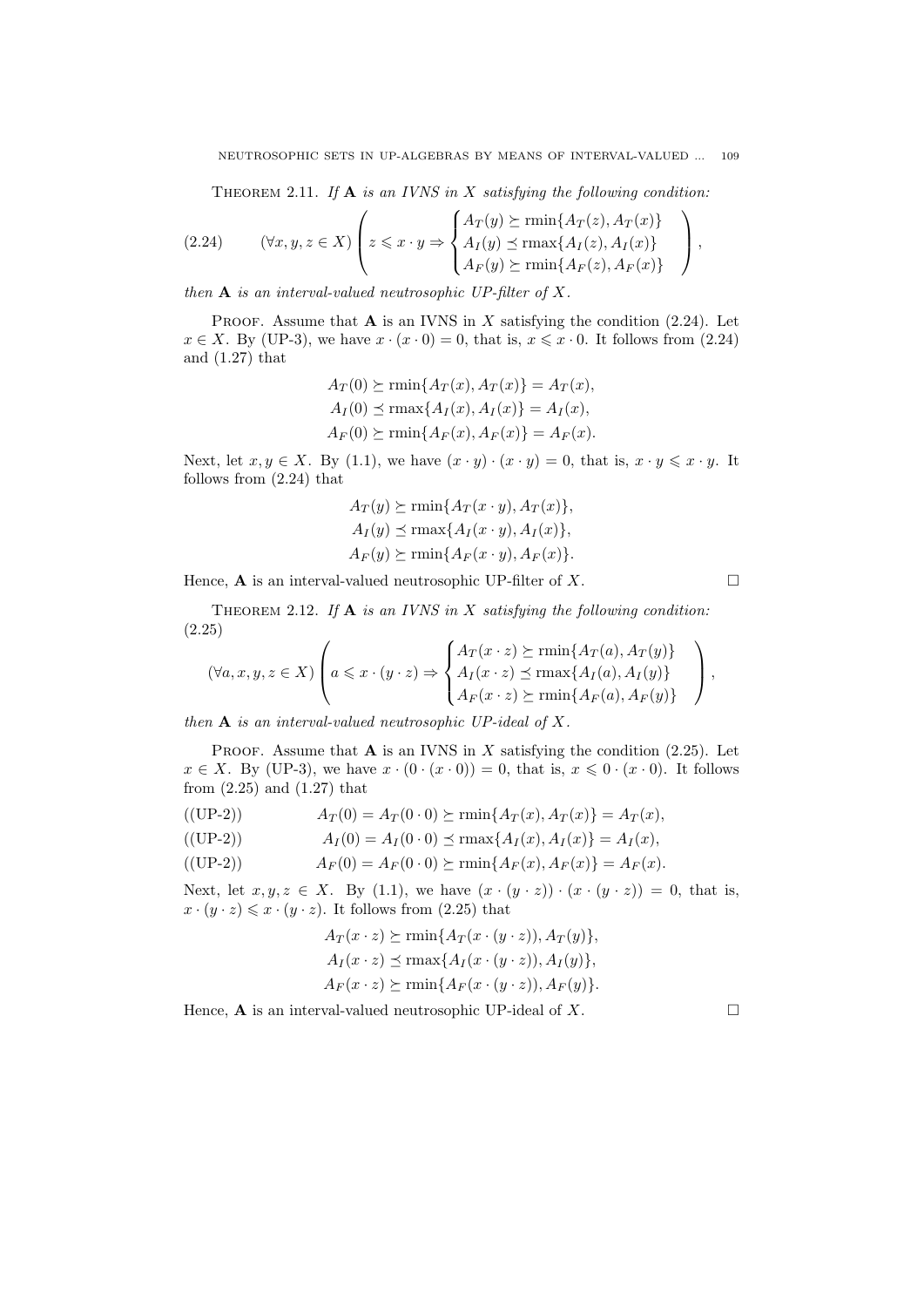THEOREM 2.11. *If* $\mathbf{A}$ *is an IVNS in* $X$ *satisfying the following condition:*

$$
(2.24)\qquad (\forall x, y, z \in X)\left( z \leqslant x \cdot y \Rightarrow \begin{cases} A_T(y) \succeq \operatorname{rmin}\{A_T(z), A_T(x)\} \\ A_I(y) \preceq \operatorname{rmax}\{A_I(z), A_I(x)\} \\ A_F(y) \succeq \operatorname{rmin}\{A_F(z), A_F(x)\} \end{cases} \right),
$$

*then* $\mathbf{A}$ *is an interval-valued neutrosophic UP-filter of* $X$.

PROOF. Assume that $\mathbf{A}$ is an IVNS in $X$ satisfying the condition (2.24). Let $x \in X$. By (UP-3), we have $x \cdot (x \cdot 0) = 0$, that is, $x \leqslant x \cdot 0$. It follows from (2.24) and (1.27) that

$$
\begin{aligned}
A_T(0) &\succeq \operatorname{rmin}\{A_T(x), A_T(x)\} = A_T(x),\\
A_I(0) &\preceq \operatorname{rmax}\{A_I(x), A_I(x)\} = A_I(x),\\
A_F(0) &\succeq \operatorname{rmin}\{A_F(x), A_F(x)\} = A_F(x).
\end{aligned}
$$

Next, let $x, y \in X$. By (1.1), we have $(x \cdot y) \cdot (x \cdot y) = 0$, that is, $x \cdot y \leqslant x \cdot y$. It follows from (2.24) that

$$
\begin{aligned}
A_T(y) &\succeq \operatorname{rmin}\{A_T(x \cdot y), A_T(x)\},\\
A_I(y) &\preceq \operatorname{rmax}\{A_I(x \cdot y), A_I(x)\},\\
A_F(y) &\succeq \operatorname{rmin}\{A_F(x \cdot y), A_F(x)\}.
\end{aligned}
$$

Hence, $\mathbf{A}$ is an interval-valued neutrosophic UP-filter of $X$. □

THEOREM 2.12. *If* $\mathbf{A}$ *is an IVNS in* $X$ *satisfying the following condition:*
(2.25)

$$
(\forall a, x, y, z \in X)\left( a \leqslant x \cdot (y \cdot z) \Rightarrow \begin{cases} A_T(x \cdot z) \succeq \operatorname{rmin}\{A_T(a), A_T(y)\} \\ A_I(x \cdot z) \preceq \operatorname{rmax}\{A_I(a), A_I(y)\} \\ A_F(x \cdot z) \succeq \operatorname{rmin}\{A_F(a), A_F(y)\} \end{cases} \right),
$$

*then* $\mathbf{A}$ *is an interval-valued neutrosophic UP-ideal of* $X$.

PROOF. Assume that $\mathbf{A}$ is an IVNS in $X$ satisfying the condition (2.25). Let $x \in X$. By (UP-3), we have $x \cdot (0 \cdot (x \cdot 0)) = 0$, that is, $x \leqslant 0 \cdot (x \cdot 0)$. It follows from (2.25) and (1.27) that

$$
\begin{aligned}
&((\text{UP-2})) & A_T(0) &= A_T(0 \cdot 0) \succeq \operatorname{rmin}\{A_T(x), A_T(x)\} = A_T(x),\\
&((\text{UP-2})) & A_I(0) &= A_I(0 \cdot 0) \preceq \operatorname{rmax}\{A_I(x), A_I(x)\} = A_I(x),\\
&((\text{UP-2})) & A_F(0) &= A_F(0 \cdot 0) \succeq \operatorname{rmin}\{A_F(x), A_F(x)\} = A_F(x).
\end{aligned}
$$

Next, let $x, y, z \in X$. By (1.1), we have $(x \cdot (y \cdot z)) \cdot (x \cdot (y \cdot z)) = 0$, that is, $x \cdot (y \cdot z) \leqslant x \cdot (y \cdot z)$. It follows from (2.25) that

$$
\begin{aligned}
A_T(x \cdot z) &\succeq \operatorname{rmin}\{A_T(x \cdot (y \cdot z)), A_T(y)\},\\
A_I(x \cdot z) &\preceq \operatorname{rmax}\{A_I(x \cdot (y \cdot z)), A_I(y)\},\\
A_F(x \cdot z) &\succeq \operatorname{rmin}\{A_F(x \cdot (y \cdot z)), A_F(y)\}.
\end{aligned}
$$

Hence, $\mathbf{A}$ is an interval-valued neutrosophic UP-ideal of $X$. □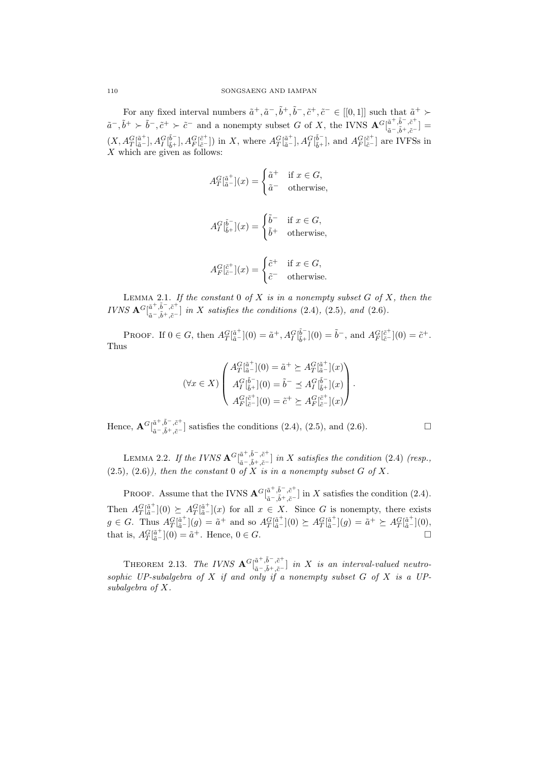For any fixed interval numbers $\tilde{a}^+, \tilde{a}^-, \tilde{b}^+, \tilde{b}^-, \tilde{c}^+, \tilde{c}^- \in [[0,1]]$ such that $\tilde{a}^+ \succ \tilde{a}^-, \tilde{b}^+ \succ \tilde{b}^-, \tilde{c}^+ \succ \tilde{c}^-$ and a nonempty subset $G$ of $X$, the IVNS $\mathbf{A}^G[^{\tilde{a}^+,\tilde{b}^-,\tilde{c}^+}_{\tilde{a}^-,\tilde{b}^+,\tilde{c}^-}] = (X, A_T^G[^{\tilde{a}^+}_{\tilde{a}^-}], A_I^G[^{\tilde{b}^-}_{\tilde{b}^+}], A_F^G[^{\tilde{c}^+}_{\tilde{c}^-}])$ in $X$, where $A_T^G[^{\tilde{a}^+}_{\tilde{a}^-}], A_I^G[^{\tilde{b}^-}_{\tilde{b}^+}]$, and $A_F^G[^{\tilde{c}^+}_{\tilde{c}^-}]$ are IVFSs in $X$ which are given as follows:

$$A_T^G[^{\tilde{a}^+}_{\tilde{a}^-}](x) = \begin{cases} \tilde{a}^+ & \text{if } x \in G, \\ \tilde{a}^- & \text{otherwise,} \end{cases}$$

$$A_I^G[^{\tilde{b}^-}_{\tilde{b}^+}](x) = \begin{cases} \tilde{b}^- & \text{if } x \in G, \\ \tilde{b}^+ & \text{otherwise,} \end{cases}$$

$$A_F^G[^{\tilde{c}^+}_{\tilde{c}^-}](x) = \begin{cases} \tilde{c}^+ & \text{if } x \in G, \\ \tilde{c}^- & \text{otherwise.} \end{cases}$$

Lemma 2.1. *If the constant 0 of $X$ is in a nonempty subset $G$ of $X$, then the IVNS $\mathbf{A}^G[^{\tilde{a}^+,\tilde{b}^-,\tilde{c}^+}_{\tilde{a}^-,\tilde{b}^+,\tilde{c}^-}]$ in $X$ satisfies the conditions* (2.4), (2.5), *and* (2.6).

Proof. If $0 \in G$, then $A_T^G[^{\tilde{a}^+}_{\tilde{a}^-}](0) = \tilde{a}^+, A_I^G[^{\tilde{b}^-}_{\tilde{b}^+}](0) = \tilde{b}^-$, and $A_F^G[^{\tilde{c}^+}_{\tilde{c}^-}](0) = \tilde{c}^+$. Thus

$$(\forall x \in X) \begin{pmatrix} A_T^G[^{\tilde{a}^+}_{\tilde{a}^-}](0) = \tilde{a}^+ \succeq A_T^G[^{\tilde{a}^+}_{\tilde{a}^-}](x) \\ A_I^G[^{\tilde{b}^-}_{\tilde{b}^+}](0) = \tilde{b}^- \preceq A_I^G[^{\tilde{b}^-}_{\tilde{b}^+}](x) \\ A_F^G[^{\tilde{c}^+}_{\tilde{c}^-}](0) = \tilde{c}^+ \succeq A_F^G[^{\tilde{c}^+}_{\tilde{c}^-}](x) \end{pmatrix}.$$

Hence, $\mathbf{A}^G[^{\tilde{a}^+,\tilde{b}^-,\tilde{c}^+}_{\tilde{a}^-,\tilde{b}^+,\tilde{c}^-}]$ satisfies the conditions (2.4), (2.5), and (2.6). $\square$

Lemma 2.2. *If the IVNS $\mathbf{A}^G[^{\tilde{a}^+,\tilde{b}^-,\tilde{c}^+}_{\tilde{a}^-,\tilde{b}^+,\tilde{c}^-}]$ in $X$ satisfies the condition* (2.4) *(resp.,* (2.5), (2.6)*), then the constant 0 of $X$ is in a nonempty subset $G$ of $X$.*

Proof. Assume that the IVNS $\mathbf{A}^G[^{\tilde{a}^+,\tilde{b}^-,\tilde{c}^+}_{\tilde{a}^-,\tilde{b}^+,\tilde{c}^-}]$ in $X$ satisfies the condition (2.4). Then $A_T^G[^{\tilde{a}^+}_{\tilde{a}^-}](0) \succeq A_T^G[^{\tilde{a}^+}_{\tilde{a}^-}](x)$ for all $x \in X$. Since $G$ is nonempty, there exists $g \in G$. Thus $A_T^G[^{\tilde{a}^+}_{\tilde{a}^-}](g) = \tilde{a}^+$ and so $A_T^G[^{\tilde{a}^+}_{\tilde{a}^-}](0) \succeq A_T^G[^{\tilde{a}^+}_{\tilde{a}^-}](g) = \tilde{a}^+ \succeq A_T^G[^{\tilde{a}^+}_{\tilde{a}^-}](0)$, that is, $A_T^G[^{\tilde{a}^+}_{\tilde{a}^-}](0) = \tilde{a}^+$. Hence, $0 \in G$. $\square$

Theorem 2.13. *The IVNS $\mathbf{A}^G[^{\tilde{a}^+,\tilde{b}^-,\tilde{c}^+}_{\tilde{a}^-,\tilde{b}^+,\tilde{c}^-}]$ in $X$ is an interval-valued neutrosophic UP-subalgebra of $X$ if and only if a nonempty subset $G$ of $X$ is a UP-subalgebra of $X$.*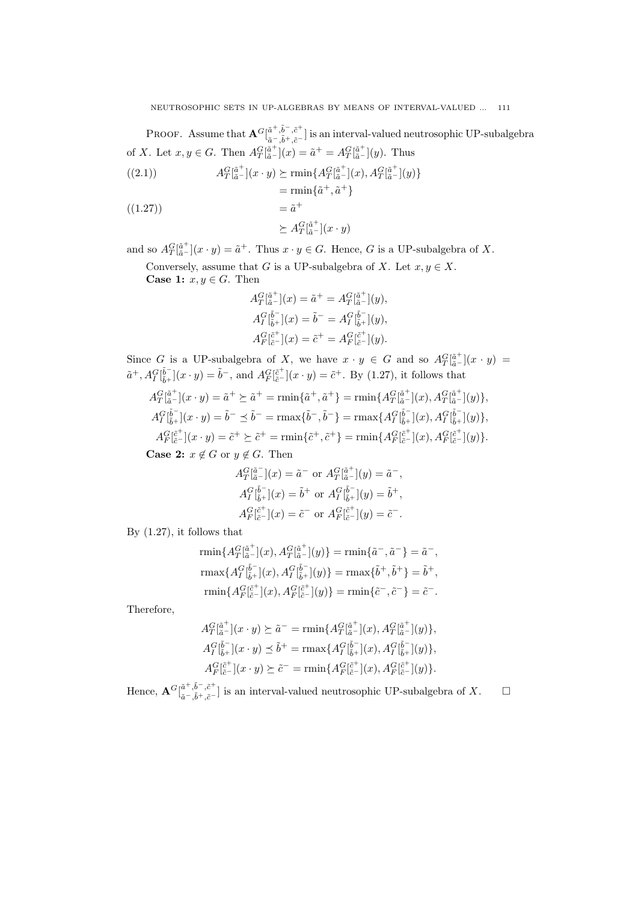PROOF. Assume that $\mathbf{A}^{G}[^{\tilde{a}^+,\tilde{b}^-,\tilde{c}^+}_{\tilde{a}^-,\tilde{b}^+,\tilde{c}^-}]$ is an interval-valued neutrosophic UP-subalgebra of $X$. Let $x, y \in G$. Then $A^G_T[^{\tilde{a}^+}_{\tilde{a}^-}](x) = \tilde{a}^+ = A^G_T[^{\tilde{a}^+}_{\tilde{a}^-}](y)$. Thus

$$
\begin{aligned}
((2.1)) \qquad A^G_T[^{\tilde{a}^+}_{\tilde{a}^-}](x\cdot y) &\succeq \mathrm{rmin}\{A^G_T[^{\tilde{a}^+}_{\tilde{a}^-}](x), A^G_T[^{\tilde{a}^+}_{\tilde{a}^-}](y)\} \\
&= \mathrm{rmin}\{\tilde{a}^+, \tilde{a}^+\} \\
((1.27)) \qquad &= \tilde{a}^+ \\
&\succeq A^G_T[^{\tilde{a}^+}_{\tilde{a}^-}](x\cdot y)
\end{aligned}
$$

and so $A^G_T[^{\tilde{a}^+}_{\tilde{a}^-}](x\cdot y) = \tilde{a}^+$. Thus $x \cdot y \in G$. Hence, $G$ is a UP-subalgebra of $X$.

Conversely, assume that $G$ is a UP-subalgebra of $X$. Let $x, y \in X$.

**Case 1:** $x, y \in G$. Then

$$
\begin{aligned}
A^G_T[^{\tilde{a}^+}_{\tilde{a}^-}](x) &= \tilde{a}^+ = A^G_T[^{\tilde{a}^+}_{\tilde{a}^-}](y),\\
A^G_I[^{\tilde{b}^-}_{\tilde{b}^+}](x) &= \tilde{b}^- = A^G_I[^{\tilde{b}^-}_{\tilde{b}^+}](y),\\
A^G_F[^{\tilde{c}^+}_{\tilde{c}^-}](x) &= \tilde{c}^+ = A^G_F[^{\tilde{c}^+}_{\tilde{c}^-}](y).
\end{aligned}
$$

Since $G$ is a UP-subalgebra of $X$, we have $x \cdot y \in G$ and so $A^G_T[^{\tilde{a}^+}_{\tilde{a}^-}](x\cdot y) = \tilde{a}^+$, $A^G_I[^{\tilde{b}^-}_{\tilde{b}^+}](x\cdot y) = \tilde{b}^-$, and $A^G_F[^{\tilde{c}^+}_{\tilde{c}^-}](x\cdot y) = \tilde{c}^+$. By (1.27), it follows that

$$
\begin{aligned}
A^G_T[^{\tilde{a}^+}_{\tilde{a}^-}](x\cdot y) &= \tilde{a}^+ \succeq \tilde{a}^+ = \mathrm{rmin}\{\tilde{a}^+, \tilde{a}^+\} = \mathrm{rmin}\{A^G_T[^{\tilde{a}^+}_{\tilde{a}^-}](x), A^G_T[^{\tilde{a}^+}_{\tilde{a}^-}](y)\},\\
A^G_I[^{\tilde{b}^-}_{\tilde{b}^+}](x\cdot y) &= \tilde{b}^- \preceq \tilde{b}^- = \mathrm{rmax}\{\tilde{b}^-, \tilde{b}^-\} = \mathrm{rmax}\{A^G_I[^{\tilde{b}^-}_{\tilde{b}^+}](x), A^G_I[^{\tilde{b}^-}_{\tilde{b}^+}](y)\},\\
A^G_F[^{\tilde{c}^+}_{\tilde{c}^-}](x\cdot y) &= \tilde{c}^+ \succeq \tilde{c}^+ = \mathrm{rmin}\{\tilde{c}^+, \tilde{c}^+\} = \mathrm{rmin}\{A^G_F[^{\tilde{c}^+}_{\tilde{c}^-}](x), A^G_F[^{\tilde{c}^+}_{\tilde{c}^-}](y)\}.
\end{aligned}
$$

**Case 2:** $x \notin G$ or $y \notin G$. Then

$$
\begin{aligned}
A^G_T[^{\tilde{a}^-}_{\tilde{a}^-}](x) &= \tilde{a}^- \text{ or } A^G_T[^{\tilde{a}^+}_{\tilde{a}^-}](y) = \tilde{a}^-,\\
A^G_I[^{\tilde{b}^-}_{\tilde{b}^+}](x) &= \tilde{b}^+ \text{ or } A^G_I[^{\tilde{b}^-}_{\tilde{b}^+}](y) = \tilde{b}^+,\\
A^G_F[^{\tilde{c}^+}_{\tilde{c}^-}](x) &= \tilde{c}^- \text{ or } A^G_F[^{\tilde{c}^+}_{\tilde{c}^-}](y) = \tilde{c}^-.
\end{aligned}
$$

By (1.27), it follows that

$$
\begin{aligned}
\mathrm{rmin}\{A^G_T[^{\tilde{a}^+}_{\tilde{a}^-}](x), A^G_T[^{\tilde{a}^+}_{\tilde{a}^-}](y)\} &= \mathrm{rmin}\{\tilde{a}^-, \tilde{a}^-\} = \tilde{a}^-,\\
\mathrm{rmax}\{A^G_I[^{\tilde{b}^-}_{\tilde{b}^+}](x), A^G_I[^{\tilde{b}^-}_{\tilde{b}^+}](y)\} &= \mathrm{rmax}\{\tilde{b}^+, \tilde{b}^+\} = \tilde{b}^+,\\
\mathrm{rmin}\{A^G_F[^{\tilde{c}^+}_{\tilde{c}^-}](x), A^G_F[^{\tilde{c}^+}_{\tilde{c}^-}](y)\} &= \mathrm{rmin}\{\tilde{c}^-, \tilde{c}^-\} = \tilde{c}^-.
\end{aligned}
$$

Therefore,

$$
\begin{aligned}
A^G_T[^{\tilde{a}^+}_{\tilde{a}^-}](x\cdot y) &\succeq \tilde{a}^- = \mathrm{rmin}\{A^G_T[^{\tilde{a}^+}_{\tilde{a}^-}](x), A^G_T[^{\tilde{a}^+}_{\tilde{a}^-}](y)\},\\
A^G_I[^{\tilde{b}^-}_{\tilde{b}^+}](x\cdot y) &\preceq \tilde{b}^+ = \mathrm{rmax}\{A^G_I[^{\tilde{b}^-}_{\tilde{b}^+}](x), A^G_I[^{\tilde{b}^-}_{\tilde{b}^+}](y)\},\\
A^G_F[^{\tilde{c}^+}_{\tilde{c}^-}](x\cdot y) &\succeq \tilde{c}^- = \mathrm{rmin}\{A^G_F[^{\tilde{c}^+}_{\tilde{c}^-}](x), A^G_F[^{\tilde{c}^+}_{\tilde{c}^-}](y)\}.
\end{aligned}
$$

Hence, $\mathbf{A}^{G}[^{\tilde{a}^+,\tilde{b}^-,\tilde{c}^+}_{\tilde{a}^-,\tilde{b}^+,\tilde{c}^-}]$ is an interval-valued neutrosophic UP-subalgebra of $X$. $\square$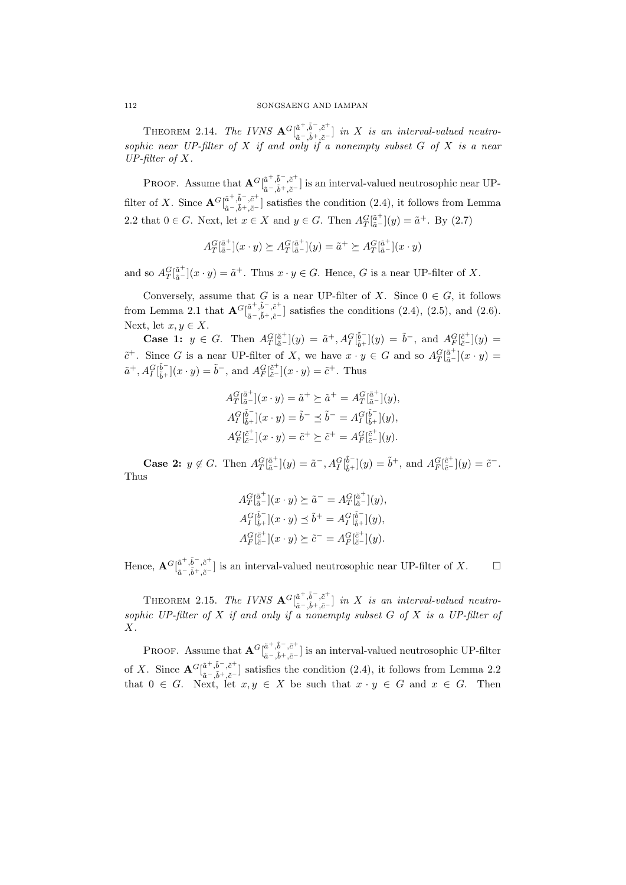**Theorem 2.14.** *The IVNS $\mathbf{A}^G[^{\tilde{a}^+,\tilde{b}^-,\tilde{c}^+}_{\tilde{a}^-,\tilde{b}^+,\tilde{c}^-}]$ in $X$ is an interval-valued neutrosophic near UP-filter of $X$ if and only if a nonempty subset $G$ of $X$ is a near UP-filter of $X$.*

Proof. Assume that $\mathbf{A}^G[^{\tilde{a}^+,\tilde{b}^-,\tilde{c}^+}_{\tilde{a}^-,\tilde{b}^+,\tilde{c}^-}]$ is an interval-valued neutrosophic near UP-filter of $X$. Since $\mathbf{A}^G[^{\tilde{a}^+,\tilde{b}^-,\tilde{c}^+}_{\tilde{a}^-,\tilde{b}^+,\tilde{c}^-}]$ satisfies the condition (2.4), it follows from Lemma 2.2 that $0 \in G$. Next, let $x \in X$ and $y \in G$. Then $A_T^G[^{\tilde{a}^+}_{\tilde{a}^-}](y) = \tilde{a}^+$. By (2.7)

$$A_T^G[^{\tilde{a}^+}_{\tilde{a}^-}](x \cdot y) \succeq A_T^G[^{\tilde{a}^+}_{\tilde{a}^-}](y) = \tilde{a}^+ \succeq A_T^G[^{\tilde{a}^+}_{\tilde{a}^-}](x \cdot y)$$

and so $A_T^G[^{\tilde{a}^+}_{\tilde{a}^-}](x \cdot y) = \tilde{a}^+$. Thus $x \cdot y \in G$. Hence, $G$ is a near UP-filter of $X$.

Conversely, assume that $G$ is a near UP-filter of $X$. Since $0 \in G$, it follows from Lemma 2.1 that $\mathbf{A}^G[^{\tilde{a}^+,\tilde{b}^-,\tilde{c}^+}_{\tilde{a}^-,\tilde{b}^+,\tilde{c}^-}]$ satisfies the conditions (2.4), (2.5), and (2.6). Next, let $x, y \in X$.

**Case 1:** $y \in G$. Then $A_T^G[^{\tilde{a}^+}_{\tilde{a}^-}](y) = \tilde{a}^+, A_I^G[^{\tilde{b}^-}_{\tilde{b}^+}](y) = \tilde{b}^-$, and $A_F^G[^{\tilde{c}^+}_{\tilde{c}^-}](y) = \tilde{c}^+$. Since $G$ is a near UP-filter of $X$, we have $x \cdot y \in G$ and so $A_T^G[^{\tilde{a}^+}_{\tilde{a}^-}](x \cdot y) = \tilde{a}^+, A_I^G[^{\tilde{b}^-}_{\tilde{b}^+}](x \cdot y) = \tilde{b}^-$, and $A_F^G[^{\tilde{c}^+}_{\tilde{c}^-}](x \cdot y) = \tilde{c}^+$. Thus

$$A_T^G[^{\tilde{a}^+}_{\tilde{a}^-}](x \cdot y) = \tilde{a}^+ \succeq \tilde{a}^+ = A_T^G[^{\tilde{a}^+}_{\tilde{a}^-}](y),$$
$$A_I^G[^{\tilde{b}^-}_{\tilde{b}^+}](x \cdot y) = \tilde{b}^- \preceq \tilde{b}^- = A_I^G[^{\tilde{b}^-}_{\tilde{b}^+}](y),$$
$$A_F^G[^{\tilde{c}^+}_{\tilde{c}^-}](x \cdot y) = \tilde{c}^+ \succeq \tilde{c}^+ = A_F^G[^{\tilde{c}^+}_{\tilde{c}^-}](y).$$

**Case 2:** $y \notin G$. Then $A_T^G[^{\tilde{a}^+}_{\tilde{a}^-}](y) = \tilde{a}^-, A_I^G[^{\tilde{b}^-}_{\tilde{b}^+}](y) = \tilde{b}^+$, and $A_F^G[^{\tilde{c}^+}_{\tilde{c}^-}](y) = \tilde{c}^-$. Thus

$$A_T^G[^{\tilde{a}^+}_{\tilde{a}^-}](x \cdot y) \succeq \tilde{a}^- = A_T^G[^{\tilde{a}^+}_{\tilde{a}^-}](y),$$
$$A_I^G[^{\tilde{b}^-}_{\tilde{b}^+}](x \cdot y) \preceq \tilde{b}^+ = A_I^G[^{\tilde{b}^-}_{\tilde{b}^+}](y),$$
$$A_F^G[^{\tilde{c}^+}_{\tilde{c}^-}](x \cdot y) \succeq \tilde{c}^- = A_F^G[^{\tilde{c}^+}_{\tilde{c}^-}](y).$$

Hence, $\mathbf{A}^G[^{\tilde{a}^+,\tilde{b}^-,\tilde{c}^+}_{\tilde{a}^-,\tilde{b}^+,\tilde{c}^-}]$ is an interval-valued neutrosophic near UP-filter of $X$. □

**Theorem 2.15.** *The IVNS $\mathbf{A}^G[^{\tilde{a}^+,\tilde{b}^-,\tilde{c}^+}_{\tilde{a}^-,\tilde{b}^+,\tilde{c}^-}]$ in $X$ is an interval-valued neutrosophic UP-filter of $X$ if and only if a nonempty subset $G$ of $X$ is a UP-filter of $X$.*

Proof. Assume that $\mathbf{A}^G[^{\tilde{a}^+,\tilde{b}^-,\tilde{c}^+}_{\tilde{a}^-,\tilde{b}^+,\tilde{c}^-}]$ is an interval-valued neutrosophic UP-filter of $X$. Since $\mathbf{A}^G[^{\tilde{a}^+,\tilde{b}^-,\tilde{c}^+}_{\tilde{a}^-,\tilde{b}^+,\tilde{c}^-}]$ satisfies the condition (2.4), it follows from Lemma 2.2 that $0 \in G$. Next, let $x, y \in X$ be such that $x \cdot y \in G$ and $x \in G$. Then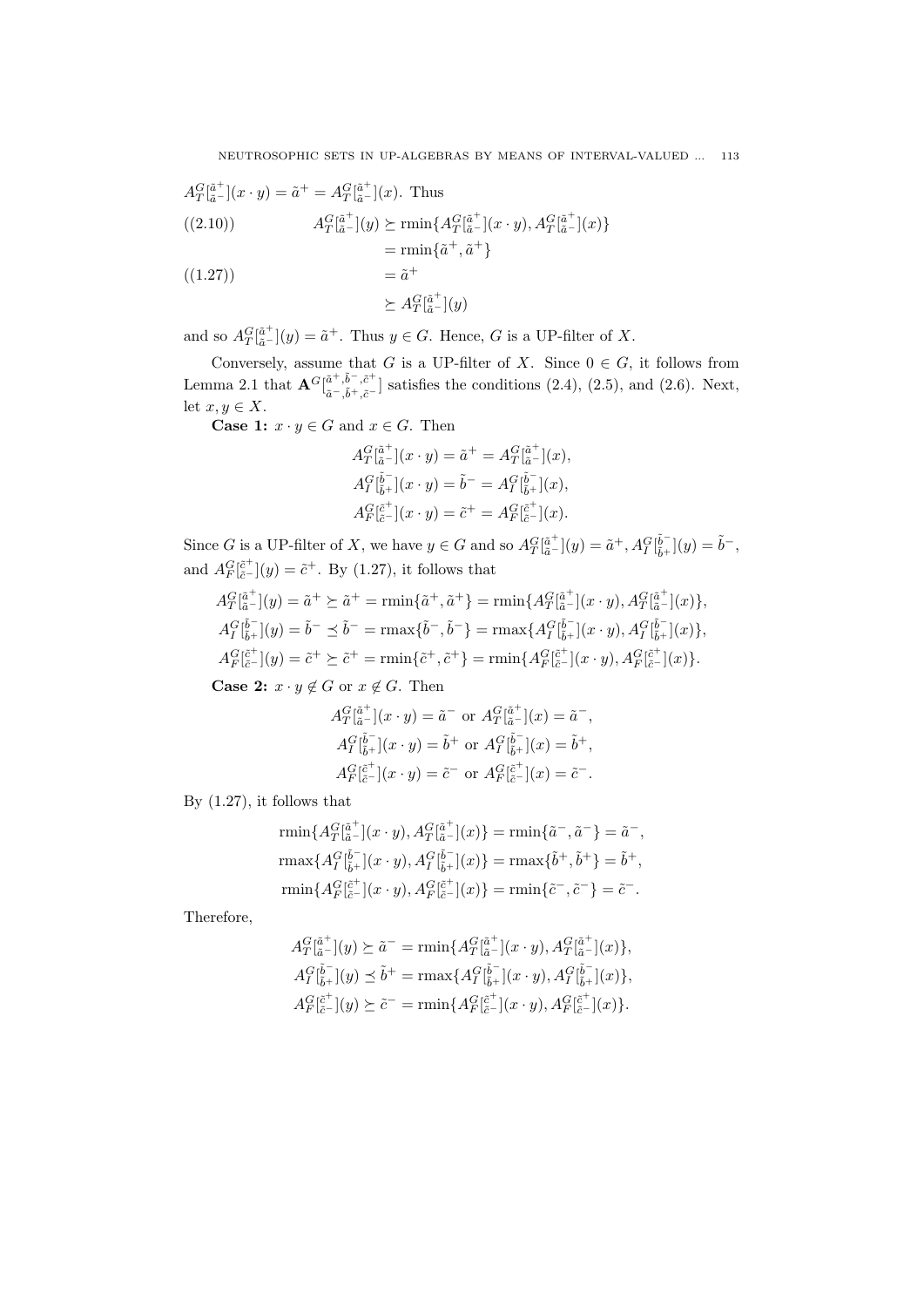$A_T^G[^{\tilde{a}^+}_{\tilde{a}^-}](x \cdot y) = \tilde{a}^+ = A_T^G[^{\tilde{a}^+}_{\tilde{a}^-}](x)$. Thus

$$
\begin{aligned}
((2.10)) \qquad A_T^G[^{\tilde{a}^+}_{\tilde{a}^-}](y) &\succeq \text{rmin}\{A_T^G[^{\tilde{a}^+}_{\tilde{a}^-}](x \cdot y), A_T^G[^{\tilde{a}^+}_{\tilde{a}^-}](x)\} \\
&= \text{rmin}\{\tilde{a}^+, \tilde{a}^+\} \\
((1.27)) \qquad &= \tilde{a}^+ \\
&\succeq A_T^G[^{\tilde{a}^+}_{\tilde{a}^-}](y)
\end{aligned}
$$

and so $A_T^G[^{\tilde{a}^+}_{\tilde{a}^-}](y) = \tilde{a}^+$. Thus $y \in G$. Hence, $G$ is a UP-filter of $X$.

Conversely, assume that $G$ is a UP-filter of $X$. Since $0 \in G$, it follows from Lemma 2.1 that $\mathbf{A}^G[^{\tilde{a}^+,\tilde{b}^-,\tilde{c}^+}_{\tilde{a}^-,\tilde{b}^+,\tilde{c}^-}]$ satisfies the conditions (2.4), (2.5), and (2.6). Next, let $x, y \in X$.

**Case 1:** $x \cdot y \in G$ and $x \in G$. Then

$$
\begin{aligned}
A_T^G[^{\tilde{a}^+}_{\tilde{a}^-}](x \cdot y) &= \tilde{a}^+ = A_T^G[^{\tilde{a}^+}_{\tilde{a}^-}](x), \\
A_I^G[^{\tilde{b}^-}_{\tilde{b}^+}](x \cdot y) &= \tilde{b}^- = A_I^G[^{\tilde{b}^-}_{\tilde{b}^+}](x), \\
A_F^G[^{\tilde{c}^+}_{\tilde{c}^-}](x \cdot y) &= \tilde{c}^+ = A_F^G[^{\tilde{c}^+}_{\tilde{c}^-}](x).
\end{aligned}
$$

Since $G$ is a UP-filter of $X$, we have $y \in G$ and so $A_T^G[^{\tilde{a}^+}_{\tilde{a}^-}](y) = \tilde{a}^+$, $A_I^G[^{\tilde{b}^-}_{\tilde{b}^+}](y) = \tilde{b}^-$, and $A_F^G[^{\tilde{c}^+}_{\tilde{c}^-}](y) = \tilde{c}^+$. By (1.27), it follows that

$$
\begin{aligned}
A_T^G[^{\tilde{a}^+}_{\tilde{a}^-}](y) &= \tilde{a}^+ \succeq \tilde{a}^+ = \text{rmin}\{\tilde{a}^+, \tilde{a}^+\} = \text{rmin}\{A_T^G[^{\tilde{a}^+}_{\tilde{a}^-}](x \cdot y), A_T^G[^{\tilde{a}^+}_{\tilde{a}^-}](x)\}, \\
A_I^G[^{\tilde{b}^-}_{\tilde{b}^+}](y) &= \tilde{b}^- \preceq \tilde{b}^- = \text{rmax}\{\tilde{b}^-, \tilde{b}^-\} = \text{rmax}\{A_I^G[^{\tilde{b}^-}_{\tilde{b}^+}](x \cdot y), A_I^G[^{\tilde{b}^-}_{\tilde{b}^+}](x)\}, \\
A_F^G[^{\tilde{c}^+}_{\tilde{c}^-}](y) &= \tilde{c}^+ \succeq \tilde{c}^+ = \text{rmin}\{\tilde{c}^+, \tilde{c}^+\} = \text{rmin}\{A_F^G[^{\tilde{c}^+}_{\tilde{c}^-}](x \cdot y), A_F^G[^{\tilde{c}^+}_{\tilde{c}^-}](x)\}.
\end{aligned}
$$

**Case 2:** $x \cdot y \notin G$ or $x \notin G$. Then

$$
\begin{aligned}
A_T^G[^{\tilde{a}^+}_{\tilde{a}^-}](x \cdot y) &= \tilde{a}^- \text{ or } A_T^G[^{\tilde{a}^+}_{\tilde{a}^-}](x) = \tilde{a}^-, \\
A_I^G[^{\tilde{b}^-}_{\tilde{b}^+}](x \cdot y) &= \tilde{b}^+ \text{ or } A_I^G[^{\tilde{b}^-}_{\tilde{b}^+}](x) = \tilde{b}^+, \\
A_F^G[^{\tilde{c}^+}_{\tilde{c}^-}](x \cdot y) &= \tilde{c}^- \text{ or } A_F^G[^{\tilde{c}^+}_{\tilde{c}^-}](x) = \tilde{c}^-.
\end{aligned}
$$

By (1.27), it follows that

$$
\begin{aligned}
\text{rmin}\{A_T^G[^{\tilde{a}^+}_{\tilde{a}^-}](x \cdot y), A_T^G[^{\tilde{a}^+}_{\tilde{a}^-}](x)\} &= \text{rmin}\{\tilde{a}^-, \tilde{a}^-\} = \tilde{a}^-, \\
\text{rmax}\{A_I^G[^{\tilde{b}^-}_{\tilde{b}^+}](x \cdot y), A_I^G[^{\tilde{b}^-}_{\tilde{b}^+}](x)\} &= \text{rmax}\{\tilde{b}^+, \tilde{b}^+\} = \tilde{b}^+, \\
\text{rmin}\{A_F^G[^{\tilde{c}^+}_{\tilde{c}^-}](x \cdot y), A_F^G[^{\tilde{c}^+}_{\tilde{c}^-}](x)\} &= \text{rmin}\{\tilde{c}^-, \tilde{c}^-\} = \tilde{c}^-.
\end{aligned}
$$

Therefore,

$$
\begin{aligned}
A_T^G[^{\tilde{a}^+}_{\tilde{a}^-}](y) &\succeq \tilde{a}^- = \text{rmin}\{A_T^G[^{\tilde{a}^+}_{\tilde{a}^-}](x \cdot y), A_T^G[^{\tilde{a}^+}_{\tilde{a}^-}](x)\}, \\
A_I^G[^{\tilde{b}^-}_{\tilde{b}^+}](y) &\preceq \tilde{b}^+ = \text{rmax}\{A_I^G[^{\tilde{b}^-}_{\tilde{b}^+}](x \cdot y), A_I^G[^{\tilde{b}^-}_{\tilde{b}^+}](x)\}, \\
A_F^G[^{\tilde{c}^+}_{\tilde{c}^-}](y) &\succeq \tilde{c}^- = \text{rmin}\{A_F^G[^{\tilde{c}^+}_{\tilde{c}^-}](x \cdot y), A_F^G[^{\tilde{c}^+}_{\tilde{c}^-}](x)\}.
\end{aligned}
$$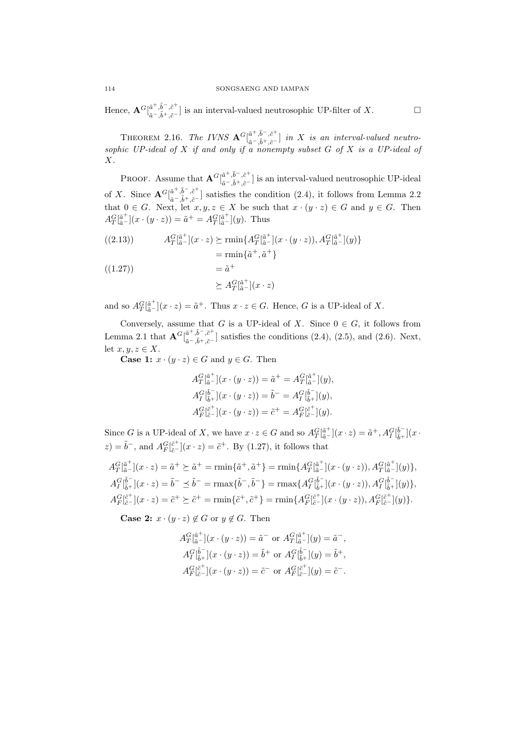Hence, $\mathbf{A}^{G}[^{\tilde{a}^+,\tilde{b}^-,\tilde{c}^+}_{\tilde{a}^-,\tilde{b}^+,\tilde{c}^-}]$ is an interval-valued neutrosophic UP-filter of $X$. $\square$

THEOREM 2.16. *The IVNS $\mathbf{A}^{G}[^{\tilde{a}^+,\tilde{b}^-,\tilde{c}^+}_{\tilde{a}^-,\tilde{b}^+,\tilde{c}^-}]$ in $X$ is an interval-valued neutrosophic UP-ideal of $X$ if and only if a nonempty subset $G$ of $X$ is a UP-ideal of $X$.*

PROOF. Assume that $\mathbf{A}^{G}[^{\tilde{a}^+,\tilde{b}^-,\tilde{c}^+}_{\tilde{a}^-,\tilde{b}^+,\tilde{c}^-}]$ is an interval-valued neutrosophic UP-ideal of $X$. Since $\mathbf{A}^{G}[^{\tilde{a}^+,\tilde{b}^-,\tilde{c}^+}_{\tilde{a}^-,\tilde{b}^+,\tilde{c}^-}]$ satisfies the condition (2.4), it follows from Lemma 2.2 that $0 \in G$. Next, let $x, y, z \in X$ be such that $x \cdot (y \cdot z) \in G$ and $y \in G$. Then $A_T^G[^{\tilde{a}^+}_{\tilde{a}^-}](x \cdot (y \cdot z)) = \tilde{a}^+ = A_T^G[^{\tilde{a}^+}_{\tilde{a}^-}](y)$. Thus

$$
\begin{aligned}
((2.13)) \qquad A_T^G[^{\tilde{a}^+}_{\tilde{a}^-}](x \cdot z) &\succeq \operatorname{rmin}\{A_T^G[^{\tilde{a}^+}_{\tilde{a}^-}](x \cdot (y \cdot z)), A_T^G[^{\tilde{a}^+}_{\tilde{a}^-}](y)\} \\
&= \operatorname{rmin}\{\tilde{a}^+, \tilde{a}^+\} \\
((1.27)) \qquad &= \tilde{a}^+ \\
&\succeq A_T^G[^{\tilde{a}^+}_{\tilde{a}^-}](x \cdot z)
\end{aligned}
$$

and so $A_T^G[^{\tilde{a}^+}_{\tilde{a}^-}](x \cdot z) = \tilde{a}^+$. Thus $x \cdot z \in G$. Hence, $G$ is a UP-ideal of $X$.

Conversely, assume that $G$ is a UP-ideal of $X$. Since $0 \in G$, it follows from Lemma 2.1 that $\mathbf{A}^{G}[^{\tilde{a}^+,\tilde{b}^-,\tilde{c}^+}_{\tilde{a}^-,\tilde{b}^+,\tilde{c}^-}]$ satisfies the conditions (2.4), (2.5), and (2.6). Next, let $x, y, z \in X$.

**Case 1:** $x \cdot (y \cdot z) \in G$ and $y \in G$. Then

$$
\begin{aligned}
A_T^G[^{\tilde{a}^+}_{\tilde{a}^-}](x \cdot (y \cdot z)) &= \tilde{a}^+ = A_T^G[^{\tilde{a}^+}_{\tilde{a}^-}](y), \\
A_I^G[^{\tilde{b}^-}_{\tilde{b}^+}](x \cdot (y \cdot z)) &= \tilde{b}^- = A_I^G[^{\tilde{b}^-}_{\tilde{b}^+}](y), \\
A_F^G[^{\tilde{c}^+}_{\tilde{c}^-}](x \cdot (y \cdot z)) &= \tilde{c}^+ = A_F^G[^{\tilde{c}^+}_{\tilde{c}^-}](y).
\end{aligned}
$$

Since $G$ is a UP-ideal of $X$, we have $x \cdot z \in G$ and so $A_T^G[^{\tilde{a}^+}_{\tilde{a}^-}](x \cdot z) = \tilde{a}^+$, $A_I^G[^{\tilde{b}^-}_{\tilde{b}^+}](x \cdot z) = \tilde{b}^-$, and $A_F^G[^{\tilde{c}^+}_{\tilde{c}^-}](x \cdot z) = \tilde{c}^+$. By (1.27), it follows that

$$
\begin{aligned}
A_T^G[^{\tilde{a}^+}_{\tilde{a}^-}](x \cdot z) = \tilde{a}^+ \succeq \tilde{a}^+ &= \operatorname{rmin}\{\tilde{a}^+, \tilde{a}^+\} = \operatorname{rmin}\{A_T^G[^{\tilde{a}^+}_{\tilde{a}^-}](x \cdot (y \cdot z)), A_T^G[^{\tilde{a}^+}_{\tilde{a}^-}](y)\}, \\
A_I^G[^{\tilde{b}^-}_{\tilde{b}^+}](x \cdot z) = \tilde{b}^- \preceq \tilde{b}^- &= \operatorname{rmax}\{\tilde{b}^-, \tilde{b}^-\} = \operatorname{rmax}\{A_I^G[^{\tilde{b}^-}_{\tilde{b}^+}](x \cdot (y \cdot z)), A_I^G[^{\tilde{b}^-}_{\tilde{b}^+}](y)\}, \\
A_F^G[^{\tilde{c}^+}_{\tilde{c}^-}](x \cdot z) = \tilde{c}^+ \succeq \tilde{c}^+ &= \operatorname{rmin}\{\tilde{c}^+, \tilde{c}^+\} = \operatorname{rmin}\{A_F^G[^{\tilde{c}^+}_{\tilde{c}^-}](x \cdot (y \cdot z)), A_F^G[^{\tilde{c}^+}_{\tilde{c}^-}](y)\}.
\end{aligned}
$$

**Case 2:** $x \cdot (y \cdot z) \notin G$ or $y \notin G$. Then

$$
\begin{aligned}
A_T^G[^{\tilde{a}^+}_{\tilde{a}^-}](x \cdot (y \cdot z)) = \tilde{a}^- &\text{ or } A_T^G[^{\tilde{a}^+}_{\tilde{a}^-}](y) = \tilde{a}^-, \\
A_I^G[^{\tilde{b}^-}_{\tilde{b}^+}](x \cdot (y \cdot z)) = \tilde{b}^+ &\text{ or } A_I^G[^{\tilde{b}^-}_{\tilde{b}^+}](y) = \tilde{b}^+, \\
A_F^G[^{\tilde{c}^+}_{\tilde{c}^-}](x \cdot (y \cdot z)) = \tilde{c}^- &\text{ or } A_F^G[^{\tilde{c}^+}_{\tilde{c}^-}](y) = \tilde{c}^-.
\end{aligned}
$$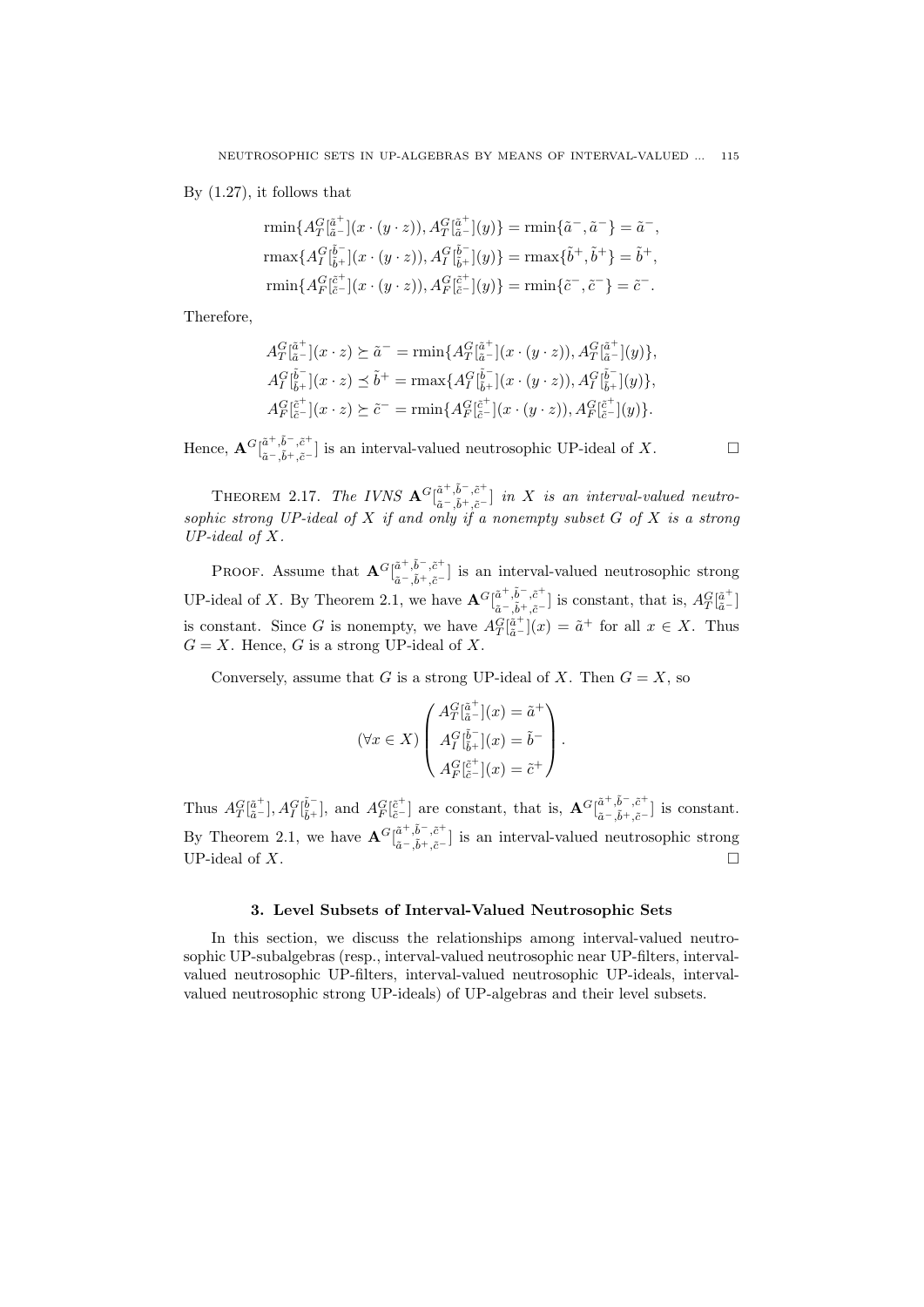By (1.27), it follows that

$$\begin{aligned}
\text{rmin}\{A_T^G[^{\tilde{a}^+}_{\tilde{a}^-}](x\cdot(y\cdot z)), A_T^G[^{\tilde{a}^+}_{\tilde{a}^-}](y)\} &= \text{rmin}\{\tilde{a}^-, \tilde{a}^-\} = \tilde{a}^-,\\
\text{rmax}\{A_I^G[^{\tilde{b}^-}_{\tilde{b}^+}](x\cdot(y\cdot z)), A_I^G[^{\tilde{b}^-}_{\tilde{b}^+}](y)\} &= \text{rmax}\{\tilde{b}^+, \tilde{b}^+\} = \tilde{b}^+,\\
\text{rmin}\{A_F^G[^{\tilde{c}^+}_{\tilde{c}^-}](x\cdot(y\cdot z)), A_F^G[^{\tilde{c}^+}_{\tilde{c}^-}](y)\} &= \text{rmin}\{\tilde{c}^-, \tilde{c}^-\} = \tilde{c}^-.
\end{aligned}$$

Therefore,

$$\begin{aligned}
A_T^G[^{\tilde{a}^+}_{\tilde{a}^-}](x\cdot z) \succeq \tilde{a}^- &= \text{rmin}\{A_T^G[^{\tilde{a}^+}_{\tilde{a}^-}](x\cdot(y\cdot z)), A_T^G[^{\tilde{a}^+}_{\tilde{a}^-}](y)\},\\
A_I^G[^{\tilde{b}^-}_{\tilde{b}^+}](x\cdot z) \preceq \tilde{b}^+ &= \text{rmax}\{A_I^G[^{\tilde{b}^-}_{\tilde{b}^+}](x\cdot(y\cdot z)), A_I^G[^{\tilde{b}^-}_{\tilde{b}^+}](y)\},\\
A_F^G[^{\tilde{c}^+}_{\tilde{c}^-}](x\cdot z) \succeq \tilde{c}^- &= \text{rmin}\{A_F^G[^{\tilde{c}^+}_{\tilde{c}^-}](x\cdot(y\cdot z)), A_F^G[^{\tilde{c}^+}_{\tilde{c}^-}](y)\}.
\end{aligned}$$

Hence, $\mathbf{A}^G[^{\tilde{a}^+,\tilde{b}^-,\tilde{c}^+}_{\tilde{a}^-,\tilde{b}^+,\tilde{c}^-}]$ is an interval-valued neutrosophic UP-ideal of $X$. □

THEOREM 2.17. *The IVNS $\mathbf{A}^G[^{\tilde{a}^+,\tilde{b}^-,\tilde{c}^+}_{\tilde{a}^-,\tilde{b}^+,\tilde{c}^-}]$ in $X$ is an interval-valued neutrosophic strong UP-ideal of $X$ if and only if a nonempty subset $G$ of $X$ is a strong UP-ideal of $X$.*

PROOF. Assume that $\mathbf{A}^G[^{\tilde{a}^+,\tilde{b}^-,\tilde{c}^+}_{\tilde{a}^-,\tilde{b}^+,\tilde{c}^-}]$ is an interval-valued neutrosophic strong UP-ideal of $X$. By Theorem 2.1, we have $\mathbf{A}^G[^{\tilde{a}^+,\tilde{b}^-,\tilde{c}^+}_{\tilde{a}^-,\tilde{b}^+,\tilde{c}^-}]$ is constant, that is, $A_T^G[^{\tilde{a}^+}_{\tilde{a}^-}]$ is constant. Since $G$ is nonempty, we have $A_T^G[^{\tilde{a}^+}_{\tilde{a}^-}](x) = \tilde{a}^+$ for all $x \in X$. Thus $G = X$. Hence, $G$ is a strong UP-ideal of $X$.

Conversely, assume that $G$ is a strong UP-ideal of $X$. Then $G = X$, so

$$(\forall x \in X)\begin{pmatrix} A_T^G[^{\tilde{a}^+}_{\tilde{a}^-}](x) = \tilde{a}^+\\ A_I^G[^{\tilde{b}^-}_{\tilde{b}^+}](x) = \tilde{b}^-\\ A_F^G[^{\tilde{c}^+}_{\tilde{c}^-}](x) = \tilde{c}^+ \end{pmatrix}.$$

Thus $A_T^G[^{\tilde{a}^+}_{\tilde{a}^-}]$, $A_I^G[^{\tilde{b}^-}_{\tilde{b}^+}]$, and $A_F^G[^{\tilde{c}^+}_{\tilde{c}^-}]$ are constant, that is, $\mathbf{A}^G[^{\tilde{a}^+,\tilde{b}^-,\tilde{c}^+}_{\tilde{a}^-,\tilde{b}^+,\tilde{c}^-}]$ is constant. By Theorem 2.1, we have $\mathbf{A}^G[^{\tilde{a}^+,\tilde{b}^-,\tilde{c}^+}_{\tilde{a}^-,\tilde{b}^+,\tilde{c}^-}]$ is an interval-valued neutrosophic strong UP-ideal of $X$. □

## 3. Level Subsets of Interval-Valued Neutrosophic Sets

In this section, we discuss the relationships among interval-valued neutrosophic UP-subalgebras (resp., interval-valued neutrosophic near UP-filters, interval-valued neutrosophic UP-filters, interval-valued neutrosophic UP-ideals, interval-valued neutrosophic strong UP-ideals) of UP-algebras and their level subsets.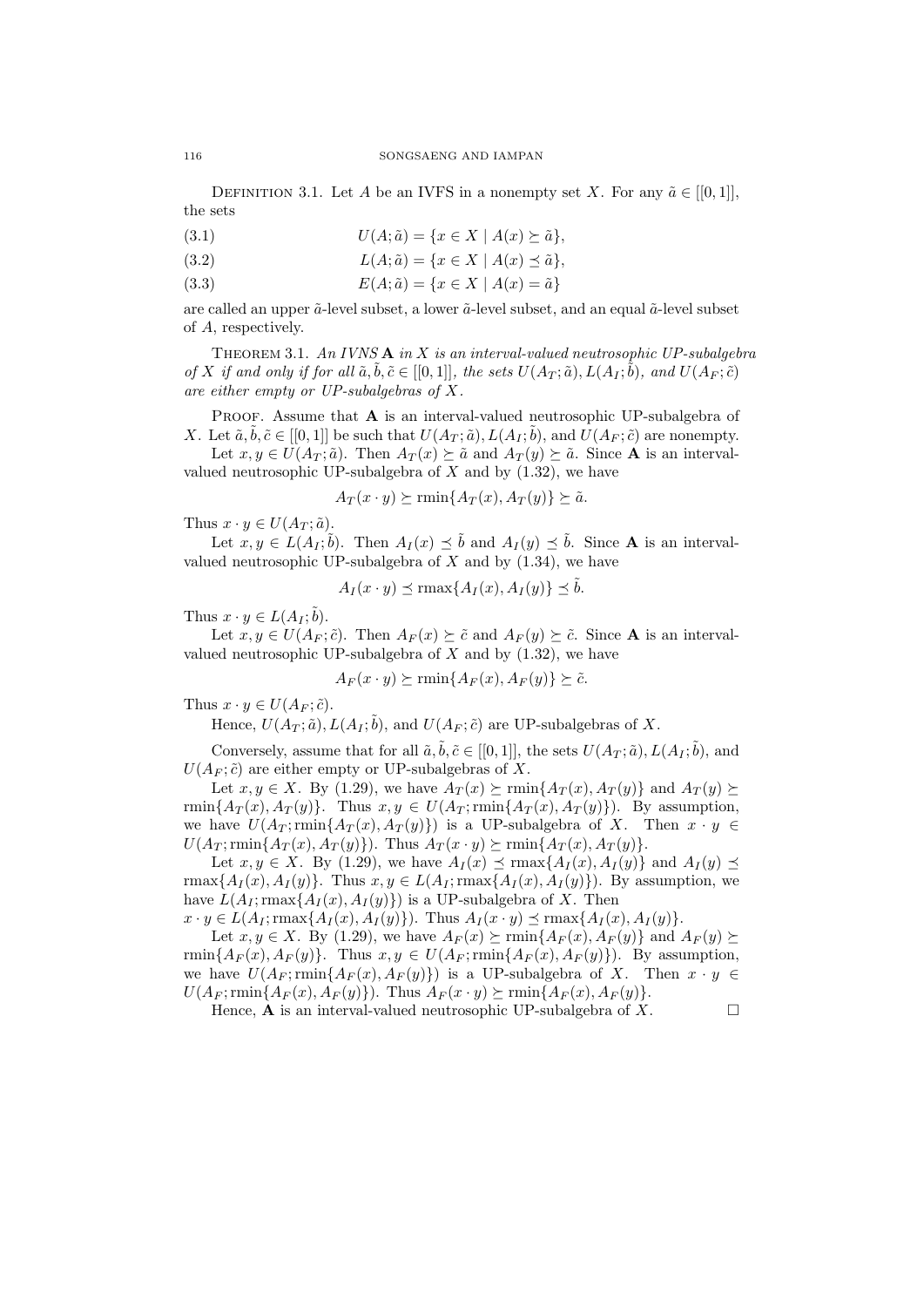Definition 3.1. Let $A$ be an IVFS in a nonempty set $X$. For any $\tilde{a} \in [[0,1]]$, the sets

$$U(A;\tilde{a}) = \{x \in X \mid A(x) \succeq \tilde{a}\}, \tag{3.1}$$

$$L(A;\tilde{a}) = \{x \in X \mid A(x) \preceq \tilde{a}\}, \tag{3.2}$$

$$E(A;\tilde{a}) = \{x \in X \mid A(x) = \tilde{a}\} \tag{3.3}$$

are called an upper $\tilde{a}$-level subset, a lower $\tilde{a}$-level subset, and an equal $\tilde{a}$-level subset of $A$, respectively.

Theorem 3.1. *An IVNS* $\mathbf{A}$ *in* $X$ *is an interval-valued neutrosophic UP-subalgebra of* $X$ *if and only if for all* $\tilde{a}, \tilde{b}, \tilde{c} \in [[0,1]]$, *the sets* $U(A_T;\tilde{a}), L(A_I;\tilde{b})$, *and* $U(A_F;\tilde{c})$ *are either empty or UP-subalgebras of* $X$.

Proof. Assume that $\mathbf{A}$ is an interval-valued neutrosophic UP-subalgebra of $X$. Let $\tilde{a}, \tilde{b}, \tilde{c} \in [[0,1]]$ be such that $U(A_T;\tilde{a}), L(A_I;\tilde{b})$, and $U(A_F;\tilde{c})$ are nonempty.

Let $x, y \in U(A_T;\tilde{a})$. Then $A_T(x) \succeq \tilde{a}$ and $A_T(y) \succeq \tilde{a}$. Since $\mathbf{A}$ is an interval-valued neutrosophic UP-subalgebra of $X$ and by (1.32), we have

$$A_T(x \cdot y) \succeq \text{rmin}\{A_T(x), A_T(y)\} \succeq \tilde{a}.$$

Thus $x \cdot y \in U(A_T;\tilde{a})$.

Let $x, y \in L(A_I;\tilde{b})$. Then $A_I(x) \preceq \tilde{b}$ and $A_I(y) \preceq \tilde{b}$. Since $\mathbf{A}$ is an interval-valued neutrosophic UP-subalgebra of $X$ and by (1.34), we have

$$A_I(x \cdot y) \preceq \text{rmax}\{A_I(x), A_I(y)\} \preceq \tilde{b}.$$

Thus $x \cdot y \in L(A_I;\tilde{b})$.

Let $x, y \in U(A_F;\tilde{c})$. Then $A_F(x) \succeq \tilde{c}$ and $A_F(y) \succeq \tilde{c}$. Since $\mathbf{A}$ is an interval-valued neutrosophic UP-subalgebra of $X$ and by (1.32), we have

$$A_F(x \cdot y) \succeq \text{rmin}\{A_F(x), A_F(y)\} \succeq \tilde{c}.$$

Thus $x \cdot y \in U(A_F;\tilde{c})$.

Hence, $U(A_T;\tilde{a}), L(A_I;\tilde{b})$, and $U(A_F;\tilde{c})$ are UP-subalgebras of $X$.

Conversely, assume that for all $\tilde{a}, \tilde{b}, \tilde{c} \in [[0,1]]$, the sets $U(A_T;\tilde{a}), L(A_I;\tilde{b})$, and $U(A_F;\tilde{c})$ are either empty or UP-subalgebras of $X$.

Let $x, y \in X$. By (1.29), we have $A_T(x) \succeq \text{rmin}\{A_T(x), A_T(y)\}$ and $A_T(y) \succeq \text{rmin}\{A_T(x), A_T(y)\}$. Thus $x, y \in U(A_T; \text{rmin}\{A_T(x), A_T(y)\})$. By assumption, we have $U(A_T; \text{rmin}\{A_T(x), A_T(y)\})$ is a UP-subalgebra of $X$. Then $x \cdot y \in U(A_T; \text{rmin}\{A_T(x), A_T(y)\})$. Thus $A_T(x \cdot y) \succeq \text{rmin}\{A_T(x), A_T(y)\}$.

Let $x, y \in X$. By (1.29), we have $A_I(x) \preceq \text{rmax}\{A_I(x), A_I(y)\}$ and $A_I(y) \preceq \text{rmax}\{A_I(x), A_I(y)\}$. Thus $x, y \in L(A_I; \text{rmax}\{A_I(x), A_I(y)\})$. By assumption, we have $L(A_I; \text{rmax}\{A_I(x), A_I(y)\})$ is a UP-subalgebra of $X$. Then $x \cdot y \in L(A_I; \text{rmax}\{A_I(x), A_I(y)\})$. Thus $A_I(x \cdot y) \preceq \text{rmax}\{A_I(x), A_I(y)\}$.

Let $x, y \in X$. By (1.29), we have $A_F(x) \succeq \text{rmin}\{A_F(x), A_F(y)\}$ and $A_F(y) \succeq \text{rmin}\{A_F(x), A_F(y)\}$. Thus $x, y \in U(A_F; \text{rmin}\{A_F(x), A_F(y)\})$. By assumption, we have $U(A_F; \text{rmin}\{A_F(x), A_F(y)\})$ is a UP-subalgebra of $X$. Then $x \cdot y \in U(A_F; \text{rmin}\{A_F(x), A_F(y)\})$. Thus $A_F(x \cdot y) \succeq \text{rmin}\{A_F(x), A_F(y)\}$.

Hence, $\mathbf{A}$ is an interval-valued neutrosophic UP-subalgebra of $X$. $\square$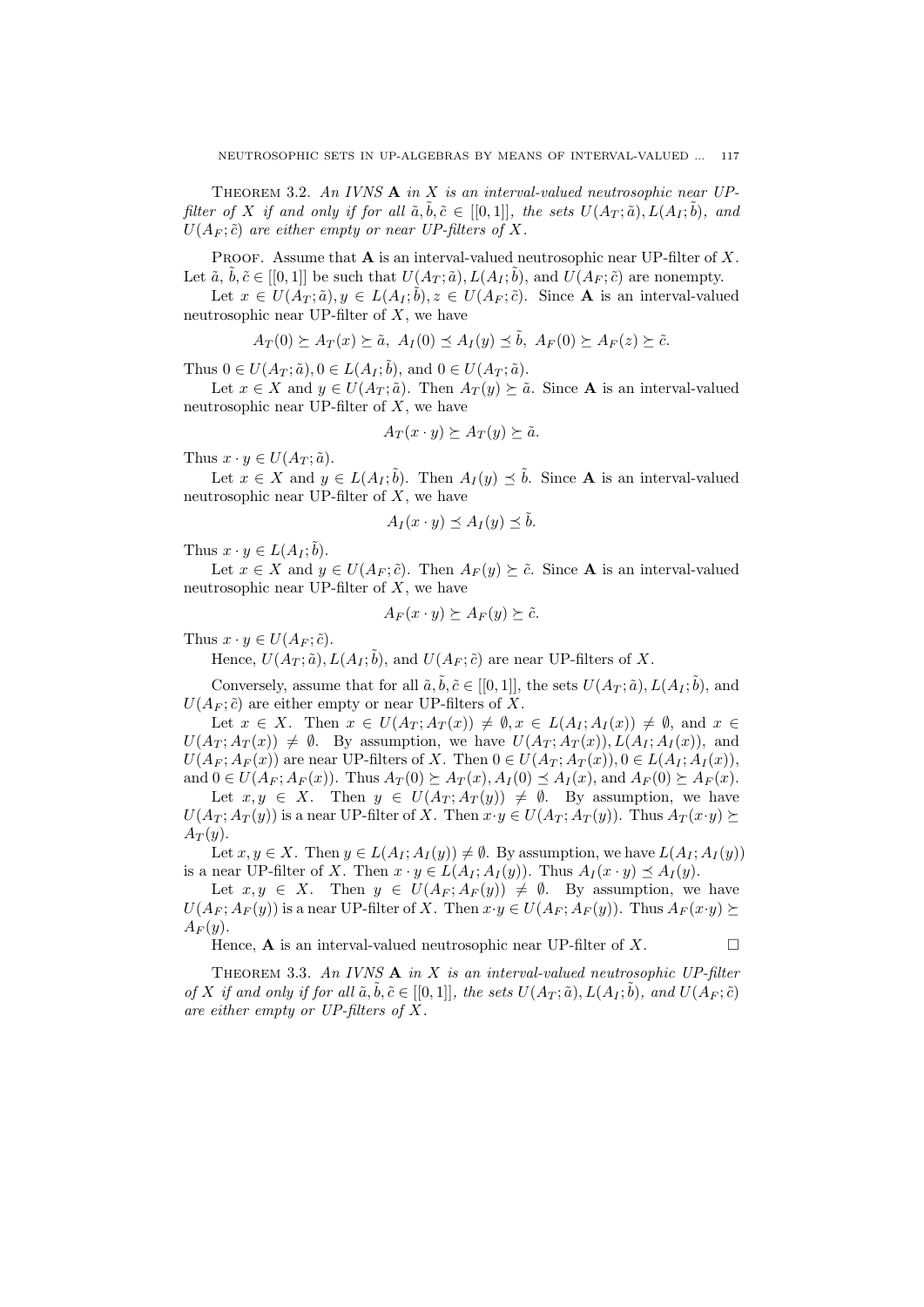**Theorem 3.2.** *An IVNS* $\mathbf{A}$ *in* $X$ *is an interval-valued neutrosophic near UP-filter of* $X$ *if and only if for all* $\tilde{a}, \tilde{b}, \tilde{c} \in [[0,1]]$*, the sets* $U(A_T; \tilde{a}), L(A_I; \tilde{b})$*, and* $U(A_F; \tilde{c})$ *are either empty or near UP-filters of* $X$*.*

Proof. Assume that $\mathbf{A}$ is an interval-valued neutrosophic near UP-filter of $X$. Let $\tilde{a}, \tilde{b}, \tilde{c} \in [[0,1]]$ be such that $U(A_T; \tilde{a}), L(A_I; \tilde{b})$, and $U(A_F; \tilde{c})$ are nonempty.

Let $x \in U(A_T; \tilde{a}), y \in L(A_I; \tilde{b}), z \in U(A_F; \tilde{c})$. Since $\mathbf{A}$ is an interval-valued neutrosophic near UP-filter of $X$, we have

$$A_T(0) \succeq A_T(x) \succeq \tilde{a}, \ A_I(0) \preceq A_I(y) \preceq \tilde{b}, \ A_F(0) \succeq A_F(z) \succeq \tilde{c}.$$

Thus $0 \in U(A_T; \tilde{a}), 0 \in L(A_I; \tilde{b})$, and $0 \in U(A_T; \tilde{a})$.

Let $x \in X$ and $y \in U(A_T; \tilde{a})$. Then $A_T(y) \succeq \tilde{a}$. Since $\mathbf{A}$ is an interval-valued neutrosophic near UP-filter of $X$, we have

$$A_T(x \cdot y) \succeq A_T(y) \succeq \tilde{a}.$$

Thus $x \cdot y \in U(A_T; \tilde{a})$.

Let $x \in X$ and $y \in L(A_I; \tilde{b})$. Then $A_I(y) \preceq \tilde{b}$. Since $\mathbf{A}$ is an interval-valued neutrosophic near UP-filter of $X$, we have

$$A_I(x \cdot y) \preceq A_I(y) \preceq \tilde{b}.$$

Thus $x \cdot y \in L(A_I; \tilde{b})$.

Let $x \in X$ and $y \in U(A_F; \tilde{c})$. Then $A_F(y) \succeq \tilde{c}$. Since $\mathbf{A}$ is an interval-valued neutrosophic near UP-filter of $X$, we have

$$A_F(x \cdot y) \succeq A_F(y) \succeq \tilde{c}.$$

Thus $x \cdot y \in U(A_F; \tilde{c})$.

Hence, $U(A_T; \tilde{a}), L(A_I; \tilde{b})$, and $U(A_F; \tilde{c})$ are near UP-filters of $X$.

Conversely, assume that for all $\tilde{a}, \tilde{b}, \tilde{c} \in [[0,1]]$, the sets $U(A_T; \tilde{a}), L(A_I; \tilde{b})$, and $U(A_F; \tilde{c})$ are either empty or near UP-filters of $X$.

Let $x \in X$. Then $x \in U(A_T; A_T(x)) \neq \emptyset, x \in L(A_I; A_I(x)) \neq \emptyset$, and $x \in U(A_T; A_T(x)) \neq \emptyset$. By assumption, we have $U(A_T; A_T(x)), L(A_I; A_I(x))$, and $U(A_F; A_F(x))$ are near UP-filters of $X$. Then $0 \in U(A_T; A_T(x)), 0 \in L(A_I; A_I(x))$, and $0 \in U(A_F; A_F(x))$. Thus $A_T(0) \succeq A_T(x), A_I(0) \preceq A_I(x)$, and $A_F(0) \succeq A_F(x)$.

Let $x, y \in X$. Then $y \in U(A_T; A_T(y)) \neq \emptyset$. By assumption, we have $U(A_T; A_T(y))$ is a near UP-filter of $X$. Then $x \cdot y \in U(A_T; A_T(y))$. Thus $A_T(x \cdot y) \succeq A_T(y)$.

Let $x, y \in X$. Then $y \in L(A_I; A_I(y)) \neq \emptyset$. By assumption, we have $L(A_I; A_I(y))$ is a near UP-filter of $X$. Then $x \cdot y \in L(A_I; A_I(y))$. Thus $A_I(x \cdot y) \preceq A_I(y)$.

Let $x, y \in X$. Then $y \in U(A_F; A_F(y)) \neq \emptyset$. By assumption, we have $U(A_F; A_F(y))$ is a near UP-filter of $X$. Then $x \cdot y \in U(A_F; A_F(y))$. Thus $A_F(x \cdot y) \succeq A_F(y)$.

Hence, $\mathbf{A}$ is an interval-valued neutrosophic near UP-filter of $X$. □

**Theorem 3.3.** *An IVNS* $\mathbf{A}$ *in* $X$ *is an interval-valued neutrosophic UP-filter of* $X$ *if and only if for all* $\tilde{a}, \tilde{b}, \tilde{c} \in [[0,1]]$*, the sets* $U(A_T; \tilde{a}), L(A_I; \tilde{b})$*, and* $U(A_F; \tilde{c})$ *are either empty or UP-filters of* $X$*.*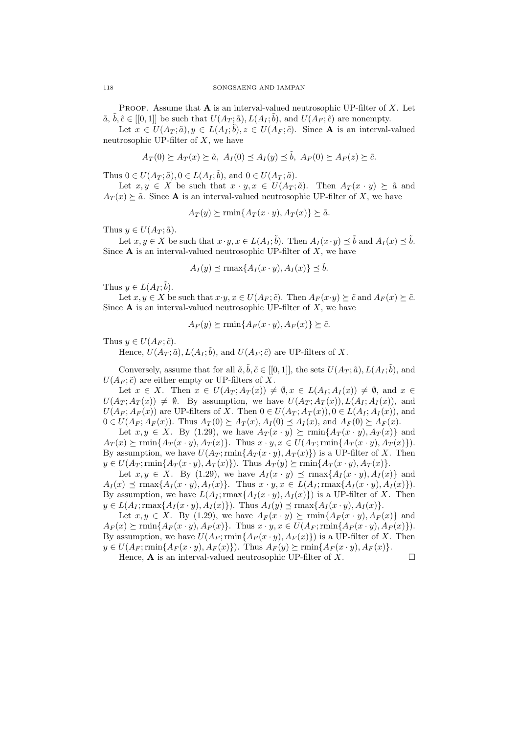Proof. Assume that $\mathbf{A}$ is an interval-valued neutrosophic UP-filter of $X$. Let $\tilde{a}, \tilde{b}, \tilde{c} \in [[0,1]]$ be such that $U(A_T;\tilde{a}), L(A_I;\tilde{b})$, and $U(A_F;\tilde{c})$ are nonempty.

Let $x \in U(A_T;\tilde{a}), y \in L(A_I;\tilde{b}), z \in U(A_F;\tilde{c})$. Since $\mathbf{A}$ is an interval-valued neutrosophic UP-filter of $X$, we have

$$A_T(0) \succeq A_T(x) \succeq \tilde{a},\ A_I(0) \preceq A_I(y) \preceq \tilde{b},\ A_F(0) \succeq A_F(z) \succeq \tilde{c}.$$

Thus $0 \in U(A_T;\tilde{a}), 0 \in L(A_I;\tilde{b})$, and $0 \in U(A_T;\tilde{a})$.

Let $x, y \in X$ be such that $x \cdot y, x \in U(A_T;\tilde{a})$. Then $A_T(x \cdot y) \succeq \tilde{a}$ and $A_T(x) \succeq \tilde{a}$. Since $\mathbf{A}$ is an interval-valued neutrosophic UP-filter of $X$, we have

$$A_T(y) \succeq \operatorname{rmin}\{A_T(x \cdot y), A_T(x)\} \succeq \tilde{a}.$$

Thus $y \in U(A_T;\tilde{a})$.

Let $x, y \in X$ be such that $x \cdot y, x \in L(A_I;\tilde{b})$. Then $A_I(x \cdot y) \preceq \tilde{b}$ and $A_I(x) \preceq \tilde{b}$. Since $\mathbf{A}$ is an interval-valued neutrosophic UP-filter of $X$, we have

$$A_I(y) \preceq \operatorname{rmax}\{A_I(x \cdot y), A_I(x)\} \preceq \tilde{b}.$$

Thus $y \in L(A_I;\tilde{b})$.

Let $x, y \in X$ be such that $x \cdot y, x \in U(A_F;\tilde{c})$. Then $A_F(x \cdot y) \succeq \tilde{c}$ and $A_F(x) \succeq \tilde{c}$. Since $\mathbf{A}$ is an interval-valued neutrosophic UP-filter of $X$, we have

$$A_F(y) \succeq \operatorname{rmin}\{A_F(x \cdot y), A_F(x)\} \succeq \tilde{c}.$$

Thus $y \in U(A_F;\tilde{c})$.

Hence, $U(A_T;\tilde{a}), L(A_I;\tilde{b})$, and $U(A_F;\tilde{c})$ are UP-filters of $X$.

Conversely, assume that for all $\tilde{a}, \tilde{b}, \tilde{c} \in [[0,1]]$, the sets $U(A_T;\tilde{a}), L(A_I;\tilde{b})$, and $U(A_F;\tilde{c})$ are either empty or UP-filters of $X$.

Let $x \in X$. Then $x \in U(A_T;A_T(x)) \neq \emptyset, x \in L(A_I;A_I(x)) \neq \emptyset$, and $x \in U(A_T;A_T(x)) \neq \emptyset$. By assumption, we have $U(A_T;A_T(x)), L(A_I;A_I(x))$, and $U(A_F;A_F(x))$ are UP-filters of $X$. Then $0 \in U(A_T;A_T(x)), 0 \in L(A_I;A_I(x))$, and $0 \in U(A_F;A_F(x))$. Thus $A_T(0) \succeq A_T(x), A_I(0) \preceq A_I(x)$, and $A_F(0) \succeq A_F(x)$.

Let $x, y \in X$. By (1.29), we have $A_T(x \cdot y) \succeq \operatorname{rmin}\{A_T(x \cdot y), A_T(x)\}$ and $A_T(x) \succeq \operatorname{rmin}\{A_T(x \cdot y), A_T(x)\}$. Thus $x \cdot y, x \in U(A_T;\operatorname{rmin}\{A_T(x \cdot y), A_T(x)\})$. By assumption, we have $U(A_T;\operatorname{rmin}\{A_T(x \cdot y), A_T(x)\})$ is a UP-filter of $X$. Then $y \in U(A_T;\operatorname{rmin}\{A_T(x \cdot y), A_T(x)\})$. Thus $A_T(y) \succeq \operatorname{rmin}\{A_T(x \cdot y), A_T(x)\}$.

Let $x, y \in X$. By (1.29), we have $A_I(x \cdot y) \preceq \operatorname{rmax}\{A_I(x \cdot y), A_I(x)\}$ and $A_I(x) \preceq \operatorname{rmax}\{A_I(x \cdot y), A_I(x)\}$. Thus $x \cdot y, x \in L(A_I;\operatorname{rmax}\{A_I(x \cdot y), A_I(x)\})$. By assumption, we have $L(A_I;\operatorname{rmax}\{A_I(x \cdot y), A_I(x)\})$ is a UP-filter of $X$. Then $y \in L(A_I;\operatorname{rmax}\{A_I(x \cdot y), A_I(x)\})$. Thus $A_I(y) \preceq \operatorname{rmax}\{A_I(x \cdot y), A_I(x)\}$.

Let $x, y \in X$. By (1.29), we have $A_F(x \cdot y) \succeq \operatorname{rmin}\{A_F(x \cdot y), A_F(x)\}$ and $A_F(x) \succeq \operatorname{rmin}\{A_F(x \cdot y), A_F(x)\}$. Thus $x \cdot y, x \in U(A_F;\operatorname{rmin}\{A_F(x \cdot y), A_F(x)\})$. By assumption, we have $U(A_F;\operatorname{rmin}\{A_F(x \cdot y), A_F(x)\})$ is a UP-filter of $X$. Then $y \in U(A_F;\operatorname{rmin}\{A_F(x \cdot y), A_F(x)\})$. Thus $A_F(y) \succeq \operatorname{rmin}\{A_F(x \cdot y), A_F(x)\}$.

Hence, $\mathbf{A}$ is an interval-valued neutrosophic UP-filter of $X$. $\square$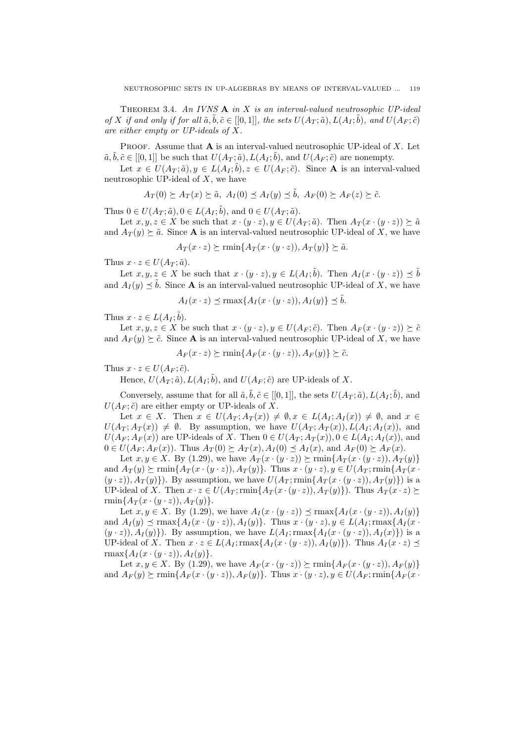Theorem 3.4. *An IVNS* $\mathbf{A}$ *in* $X$ *is an interval-valued neutrosophic UP-ideal of* $X$ *if and only if for all* $\tilde{a}, \tilde{b}, \tilde{c} \in [[0,1]]$*, the sets* $U(A_T;\tilde{a}), L(A_I;\tilde{b})$*, and* $U(A_F;\tilde{c})$ *are either empty or UP-ideals of* $X$*.*

Proof. Assume that $\mathbf{A}$ is an interval-valued neutrosophic UP-ideal of $X$. Let $\tilde{a}, \tilde{b}, \tilde{c} \in [[0,1]]$ be such that $U(A_T;\tilde{a}), L(A_I;\tilde{b})$, and $U(A_F;\tilde{c})$ are nonempty.

Let $x \in U(A_T;\tilde{a}), y \in L(A_I;\tilde{b}), z \in U(A_F;\tilde{c})$. Since $\mathbf{A}$ is an interval-valued neutrosophic UP-ideal of $X$, we have

$$A_T(0) \succeq A_T(x) \succeq \tilde{a},\ A_I(0) \preceq A_I(y) \preceq \tilde{b},\ A_F(0) \succeq A_F(z) \succeq \tilde{c}.$$

Thus $0 \in U(A_T;\tilde{a}), 0 \in L(A_I;\tilde{b})$, and $0 \in U(A_T;\tilde{a})$.

Let $x, y, z \in X$ be such that $x \cdot (y \cdot z), y \in U(A_T;\tilde{a})$. Then $A_T(x \cdot (y \cdot z)) \succeq \tilde{a}$ and $A_T(y) \succeq \tilde{a}$. Since $\mathbf{A}$ is an interval-valued neutrosophic UP-ideal of $X$, we have

$$A_T(x \cdot z) \succeq \text{rmin}\{A_T(x \cdot (y \cdot z)), A_T(y)\} \succeq \tilde{a}.$$

Thus $x \cdot z \in U(A_T;\tilde{a})$.

Let $x, y, z \in X$ be such that $x \cdot (y \cdot z), y \in L(A_I;\tilde{b})$. Then $A_I(x \cdot (y \cdot z)) \preceq \tilde{b}$ and $A_I(y) \preceq \tilde{b}$. Since $\mathbf{A}$ is an interval-valued neutrosophic UP-ideal of $X$, we have

$$A_I(x \cdot z) \preceq \text{rmax}\{A_I(x \cdot (y \cdot z)), A_I(y)\} \preceq \tilde{b}.$$

Thus $x \cdot z \in L(A_I;\tilde{b})$.

Let $x, y, z \in X$ be such that $x \cdot (y \cdot z), y \in U(A_F;\tilde{c})$. Then $A_F(x \cdot (y \cdot z)) \succeq \tilde{c}$ and $A_F(y) \succeq \tilde{c}$. Since $\mathbf{A}$ is an interval-valued neutrosophic UP-ideal of $X$, we have

$$A_F(x \cdot z) \succeq \text{rmin}\{A_F(x \cdot (y \cdot z)), A_F(y)\} \succeq \tilde{c}.$$

Thus $x \cdot z \in U(A_F;\tilde{c})$.

Hence, $U(A_T;\tilde{a}), L(A_I;\tilde{b})$, and $U(A_F;\tilde{c})$ are UP-ideals of $X$.

Conversely, assume that for all $\tilde{a}, \tilde{b}, \tilde{c} \in [[0,1]]$, the sets $U(A_T;\tilde{a}), L(A_I;\tilde{b})$, and $U(A_F;\tilde{c})$ are either empty or UP-ideals of $X$.

Let $x \in X$. Then $x \in U(A_T;A_T(x)) \neq \emptyset, x \in L(A_I;A_I(x)) \neq \emptyset$, and $x \in U(A_T;A_T(x)) \neq \emptyset$. By assumption, we have $U(A_T;A_T(x)), L(A_I;A_I(x))$, and $U(A_F;A_F(x))$ are UP-ideals of $X$. Then $0 \in U(A_T;A_T(x)), 0 \in L(A_I;A_I(x))$, and $0 \in U(A_F;A_F(x))$. Thus $A_T(0) \succeq A_T(x), A_I(0) \preceq A_I(x)$, and $A_F(0) \succeq A_F(x)$.

Let $x, y \in X$. By (1.29), we have $A_T(x \cdot (y \cdot z)) \succeq \text{rmin}\{A_T(x \cdot (y \cdot z)), A_T(y)\}$ and $A_T(y) \succeq \text{rmin}\{A_T(x \cdot (y \cdot z)), A_T(y)\}$. Thus $x \cdot (y \cdot z), y \in U(A_T;\text{rmin}\{A_T(x \cdot (y \cdot z)), A_T(y)\})$. By assumption, we have $U(A_T;\text{rmin}\{A_T(x \cdot (y \cdot z)), A_T(y)\})$ is a UP-ideal of $X$. Then $x \cdot z \in U(A_T;\text{rmin}\{A_T(x \cdot (y \cdot z)), A_T(y)\})$. Thus $A_T(x \cdot z) \succeq \text{rmin}\{A_T(x \cdot (y \cdot z)), A_T(y)\}$.

Let $x, y \in X$. By (1.29), we have $A_I(x \cdot (y \cdot z)) \preceq \text{rmax}\{A_I(x \cdot (y \cdot z)), A_I(y)\}$ and $A_I(y) \preceq \text{rmax}\{A_I(x \cdot (y \cdot z)), A_I(y)\}$. Thus $x \cdot (y \cdot z), y \in L(A_I;\text{rmax}\{A_I(x \cdot (y \cdot z)), A_I(y)\})$. By assumption, we have $L(A_I;\text{rmax}\{A_I(x \cdot (y \cdot z)), A_I(x)\})$ is a UP-ideal of $X$. Then $x \cdot z \in L(A_I;\text{rmax}\{A_I(x \cdot (y \cdot z)), A_I(y)\})$. Thus $A_I(x \cdot z) \preceq \text{rmax}\{A_I(x \cdot (y \cdot z)), A_I(y)\}$.

Let $x, y \in X$. By (1.29), we have $A_F(x \cdot (y \cdot z)) \succeq \text{rmin}\{A_F(x \cdot (y \cdot z)), A_F(y)\}$ and $A_F(y) \succeq \text{rmin}\{A_F(x \cdot (y \cdot z)), A_F(y)\}$. Thus $x \cdot (y \cdot z), y \in U(A_F;\text{rmin}\{A_F(x \cdot$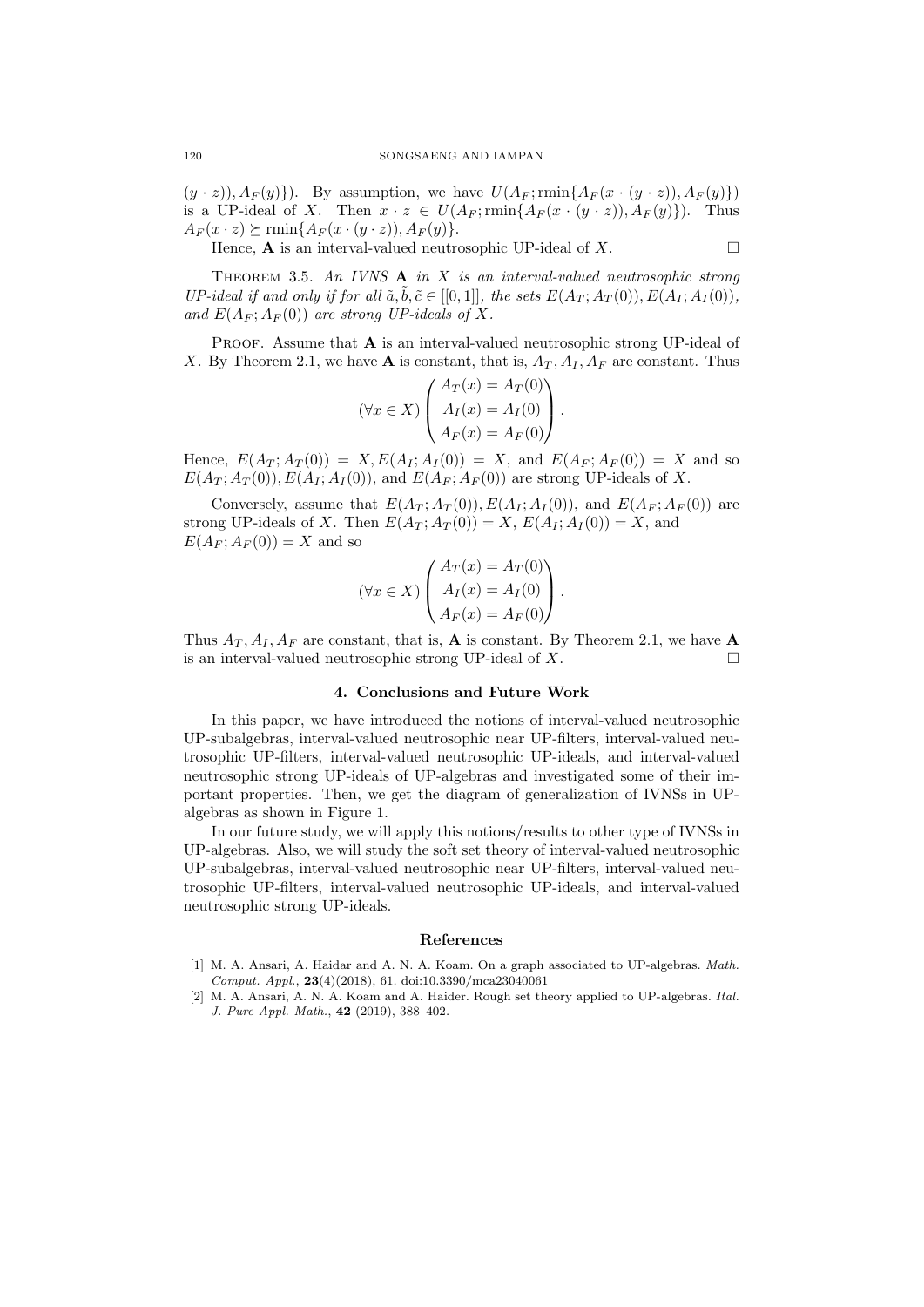$(y \cdot z)), A_F(y)\})$. By assumption, we have $U(A_F; \text{rmin}\{A_F(x \cdot (y \cdot z)), A_F(y)\})$ is a UP-ideal of $X$. Then $x \cdot z \in U(A_F; \text{rmin}\{A_F(x \cdot (y \cdot z)), A_F(y)\})$. Thus $A_F(x \cdot z) \succeq \text{rmin}\{A_F(x \cdot (y \cdot z)), A_F(y)\}$.

Hence, $\mathbf{A}$ is an interval-valued neutrosophic UP-ideal of $X$. □

THEOREM 3.5. *An IVNS $\mathbf{A}$ in $X$ is an interval-valued neutrosophic strong UP-ideal if and only if for all $\tilde{a}, \tilde{b}, \tilde{c} \in [[0,1]]$, the sets $E(A_T; A_T(0)), E(A_I; A_I(0))$, and $E(A_F; A_F(0))$ are strong UP-ideals of $X$.*

PROOF. Assume that $\mathbf{A}$ is an interval-valued neutrosophic strong UP-ideal of $X$. By Theorem 2.1, we have $\mathbf{A}$ is constant, that is, $A_T, A_I, A_F$ are constant. Thus

$$(\forall x \in X) \begin{pmatrix} A_T(x) = A_T(0) \\ A_I(x) = A_I(0) \\ A_F(x) = A_F(0) \end{pmatrix}.$$

Hence, $E(A_T; A_T(0)) = X, E(A_I; A_I(0)) = X$, and $E(A_F; A_F(0)) = X$ and so $E(A_T; A_T(0)), E(A_I; A_I(0))$, and $E(A_F; A_F(0))$ are strong UP-ideals of $X$.

Conversely, assume that $E(A_T; A_T(0)), E(A_I; A_I(0))$, and $E(A_F; A_F(0))$ are strong UP-ideals of $X$. Then $E(A_T; A_T(0)) = X$, $E(A_I; A_I(0)) = X$, and $E(A_F; A_F(0)) = X$ and so

$$(\forall x \in X) \begin{pmatrix} A_T(x) = A_T(0) \\ A_I(x) = A_I(0) \\ A_F(x) = A_F(0) \end{pmatrix}.$$

Thus $A_T, A_I, A_F$ are constant, that is, $\mathbf{A}$ is constant. By Theorem 2.1, we have $\mathbf{A}$ is an interval-valued neutrosophic strong UP-ideal of $X$. □

## 4. Conclusions and Future Work

In this paper, we have introduced the notions of interval-valued neutrosophic UP-subalgebras, interval-valued neutrosophic near UP-filters, interval-valued neutrosophic UP-filters, interval-valued neutrosophic UP-ideals, and interval-valued neutrosophic strong UP-ideals of UP-algebras and investigated some of their important properties. Then, we get the diagram of generalization of IVNSs in UP-algebras as shown in Figure 1.

In our future study, we will apply this notions/results to other type of IVNSs in UP-algebras. Also, we will study the soft set theory of interval-valued neutrosophic UP-subalgebras, interval-valued neutrosophic near UP-filters, interval-valued neutrosophic UP-filters, interval-valued neutrosophic UP-ideals, and interval-valued neutrosophic strong UP-ideals.

## References

[1] M. A. Ansari, A. Haidar and A. N. A. Koam. On a graph associated to UP-algebras. *Math. Comput. Appl.*, **23**(4)(2018), 61. doi:10.3390/mca23040061

[2] M. A. Ansari, A. N. A. Koam and A. Haider. Rough set theory applied to UP-algebras. *Ital. J. Pure Appl. Math.*, **42** (2019), 388–402.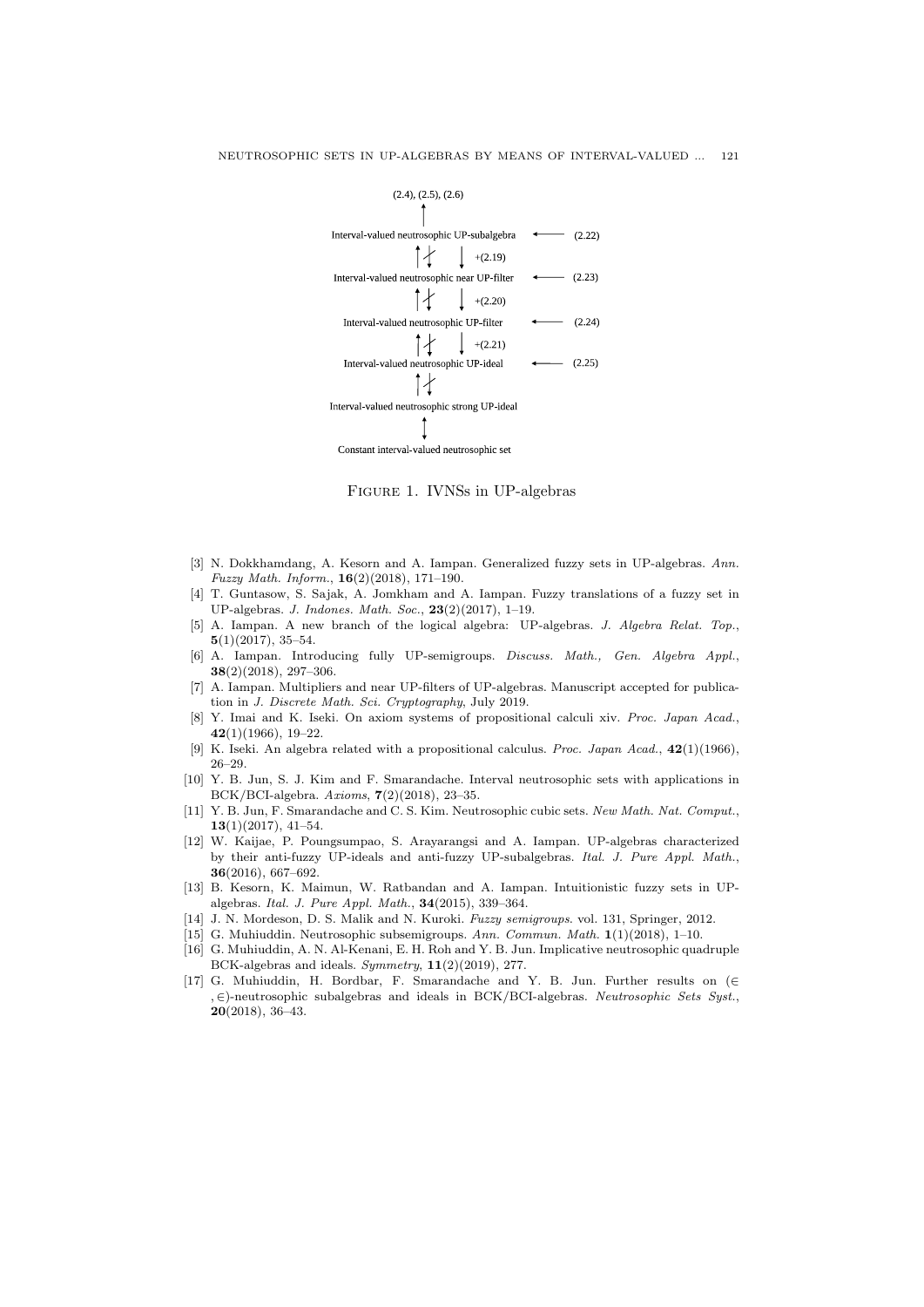(2.4), (2.5), (2.6)

Interval-valued neutrosophic UP-subalgebra ← (2.22)

+(2.19)

Interval-valued neutrosophic near UP-filter ← (2.23)

+(2.20)

Interval-valued neutrosophic UP-filter ← (2.24)

+(2.21)

Interval-valued neutrosophic UP-ideal ← (2.25)

Interval-valued neutrosophic strong UP-ideal

Constant interval-valued neutrosophic set

Figure 1. IVNSs in UP-algebras

[3] N. Dokkhamdang, A. Kesorn and A. Iampan. Generalized fuzzy sets in UP-algebras. *Ann. Fuzzy Math. Inform.*, **16**(2)(2018), 171–190.

[4] T. Guntasow, S. Sajak, A. Jomkham and A. Iampan. Fuzzy translations of a fuzzy set in UP-algebras. *J. Indones. Math. Soc.*, **23**(2)(2017), 1–19.

[5] A. Iampan. A new branch of the logical algebra: UP-algebras. *J. Algebra Relat. Top.*, **5**(1)(2017), 35–54.

[6] A. Iampan. Introducing fully UP-semigroups. *Discuss. Math., Gen. Algebra Appl.*, **38**(2)(2018), 297–306.

[7] A. Iampan. Multipliers and near UP-filters of UP-algebras. Manuscript accepted for publication in *J. Discrete Math. Sci. Cryptography*, July 2019.

[8] Y. Imai and K. Iseki. On axiom systems of propositional calculi xiv. *Proc. Japan Acad.*, **42**(1)(1966), 19–22.

[9] K. Iseki. An algebra related with a propositional calculus. *Proc. Japan Acad.*, **42**(1)(1966), 26–29.

[10] Y. B. Jun, S. J. Kim and F. Smarandache. Interval neutrosophic sets with applications in BCK/BCI-algebra. *Axioms*, **7**(2)(2018), 23–35.

[11] Y. B. Jun, F. Smarandache and C. S. Kim. Neutrosophic cubic sets. *New Math. Nat. Comput.*, **13**(1)(2017), 41–54.

[12] W. Kaijae, P. Poungsumpao, S. Arayarangsi and A. Iampan. UP-algebras characterized by their anti-fuzzy UP-ideals and anti-fuzzy UP-subalgebras. *Ital. J. Pure Appl. Math.*, **36**(2016), 667–692.

[13] B. Kesorn, K. Maimun, W. Ratbandan and A. Iampan. Intuitionistic fuzzy sets in UP-algebras. *Ital. J. Pure Appl. Math.*, **34**(2015), 339–364.

[14] J. N. Mordeson, D. S. Malik and N. Kuroki. *Fuzzy semigroups*. vol. 131, Springer, 2012.

[15] G. Muhiuddin. Neutrosophic subsemigroups. *Ann. Commun. Math.* **1**(1)(2018), 1–10.

[16] G. Muhiuddin, A. N. Al-Kenani, E. H. Roh and Y. B. Jun. Implicative neutrosophic quadruple BCK-algebras and ideals. *Symmetry*, **11**(2)(2019), 277.

[17] G. Muhiuddin, H. Bordbar, F. Smarandache and Y. B. Jun. Further results on $(\in, \in)$-neutrosophic subalgebras and ideals in BCK/BCI-algebras. *Neutrosophic Sets Syst.*, **20**(2018), 36–43.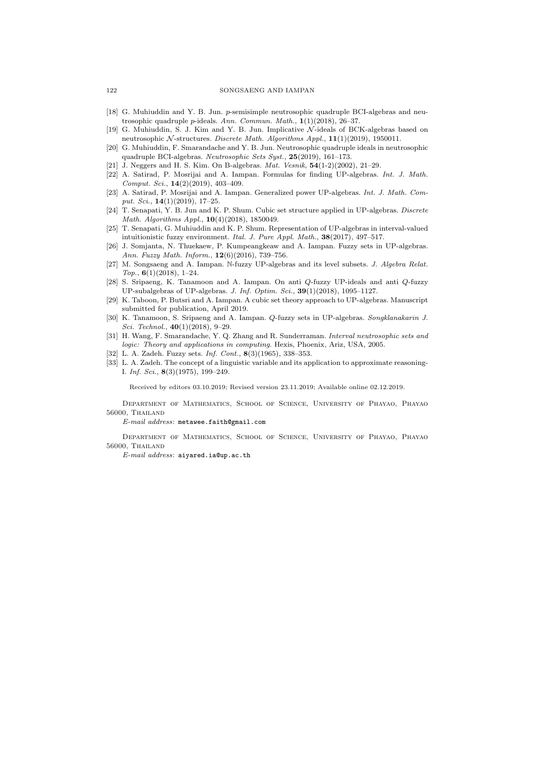[18] G. Muhiuddin and Y. B. Jun. $p$-semisimple neutrosophic quadruple BCI-algebras and neutrosophic quadruple $p$-ideals. *Ann. Commun. Math.*, **1**(1)(2018), 26–37.

[19] G. Muhiuddin, S. J. Kim and Y. B. Jun. Implicative $\mathcal{N}$-ideals of BCK-algebras based on neutrosophic $\mathcal{N}$-structures. *Discrete Math. Algorithms Appl.*, **11**(1)(2019), 1950011.

[20] G. Muhiuddin, F. Smarandache and Y. B. Jun. Neutrosophic quadruple ideals in neutrosophic quadruple BCI-algebras. *Neutrosophic Sets Syst.*, **25**(2019), 161–173.

[21] J. Neggers and H. S. Kim. On B-algebras. *Mat. Vesnik*, **54**(1-2)(2002), 21–29.

[22] A. Satirad, P. Mosrijai and A. Iampan. Formulas for finding UP-algebras. *Int. J. Math. Comput. Sci.*, **14**(2)(2019), 403–409.

[23] A. Satirad, P. Mosrijai and A. Iampan. Generalized power UP-algebras. *Int. J. Math. Comput. Sci.*, **14**(1)(2019), 17–25.

[24] T. Senapati, Y. B. Jun and K. P. Shum. Cubic set structure applied in UP-algebras. *Discrete Math. Algorithms Appl.*, **10**(4)(2018), 1850049.

[25] T. Senapati, G. Muhiuddin and K. P. Shum. Representation of UP-algebras in interval-valued intuitionistic fuzzy environment. *Ital. J. Pure Appl. Math.*, **38**(2017), 497–517.

[26] J. Somjanta, N. Thuekaew, P. Kumpeangkeaw and A. Iampan. Fuzzy sets in UP-algebras. *Ann. Fuzzy Math. Inform.*, **12**(6)(2016), 739–756.

[27] M. Songsaeng and A. Iampan. $\mathbb{N}$-fuzzy UP-algebras and its level subsets. *J. Algebra Relat. Top.*, **6**(1)(2018), 1–24.

[28] S. Sripaeng, K. Tanamoon and A. Iampan. On anti $Q$-fuzzy UP-ideals and anti $Q$-fuzzy UP-subalgebras of UP-algebras. *J. Inf. Optim. Sci.*, **39**(1)(2018), 1095–1127.

[29] K. Taboon, P. Butsri and A. Iampan. A cubic set theory approach to UP-algebras. Manuscript submitted for publication, April 2019.

[30] K. Tanamoon, S. Sripaeng and A. Iampan. $Q$-fuzzy sets in UP-algebras. *Songklanakarin J. Sci. Technol.*, **40**(1)(2018), 9–29.

[31] H. Wang, F. Smarandache, Y. Q. Zhang and R. Sunderraman. *Interval neutrosophic sets and logic: Theory and applications in computing*. Hexis, Phoenix, Ariz, USA, 2005.

[32] L. A. Zadeh. Fuzzy sets. *Inf. Cont.*, **8**(3)(1965), 338–353.

[33] L. A. Zadeh. The concept of a linguistic variable and its application to approximate reasoning-I. *Inf. Sci.*, **8**(3)(1975), 199–249.

Received by editors 03.10.2019; Revised version 23.11.2019; Available online 02.12.2019.

Department of Mathematics, School of Science, University of Phayao, Phayao 56000, Thailand

*E-mail address*: metawee.faith@gmail.com

Department of Mathematics, School of Science, University of Phayao, Phayao 56000, Thailand

*E-mail address*: aiyared.ia@up.ac.th